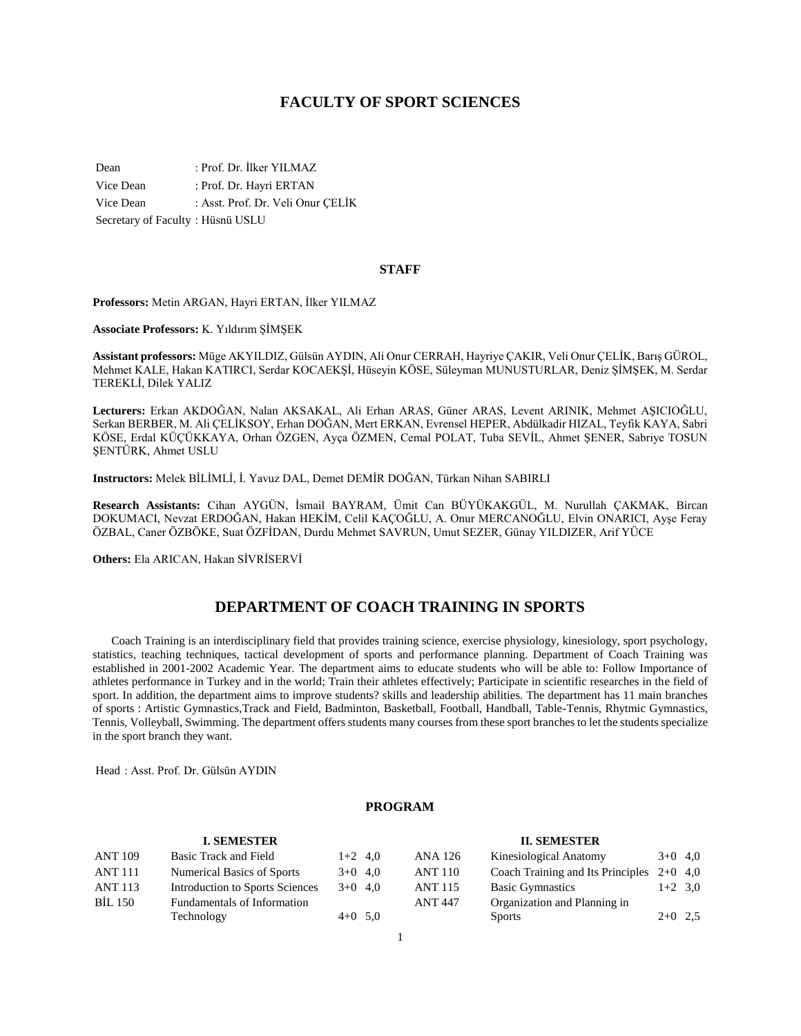# FACULTY OF SPORT SCIENCES

Dean : Prof. Dr. İlker YILMAZ
Vice Dean : Prof. Dr. Hayri ERTAN
Vice Dean : Asst. Prof. Dr. Veli Onur ÇELİK
Secretary of Faculty : Hüsnü USLU

## STAFF

**Professors:** Metin ARGAN, Hayri ERTAN, İlker YILMAZ

**Associate Professors:** K. Yıldırım ŞİMŞEK

**Assistant professors:** Müge AKYILDIZ, Gülsün AYDIN, Ali Onur CERRAH, Hayriye ÇAKIR, Veli Onur ÇELİK, Barış GÜROL, Mehmet KALE, Hakan KATIRCI, Serdar KOCAEKŞİ, Hüseyin KÖSE, Süleyman MUNUSTURLAR, Deniz ŞİMŞEK, M. Serdar TEREKLİ, Dilek YALIZ

**Lecturers:** Erkan AKDOĞAN, Nalan AKSAKAL, Ali Erhan ARAS, Güner ARAS, Levent ARINIK, Mehmet AŞICIOĞLU, Serkan BERBER, M. Ali ÇELİKSOY, Erhan DOĞAN, Mert ERKAN, Evrensel HEPER, Abdülkadir HIZAL, Teyfik KAYA, Sabri KÖSE, Erdal KÜÇÜKKAYA, Orhan ÖZGEN, Ayça ÖZMEN, Cemal POLAT, Tuba SEVİL, Ahmet ŞENER, Sabriye TOSUN ŞENTÜRK, Ahmet USLU

**Instructors:** Melek BİLİMLİ, İ. Yavuz DAL, Demet DEMİR DOĞAN, Türkan Nihan SABIRLI

**Research Assistants:** Cihan AYGÜN, İsmail BAYRAM, Ümit Can BÜYÜKAKGÜL, M. Nurullah ÇAKMAK, Bircan DOKUMACI, Nevzat ERDOĞAN, Hakan HEKİM, Celil KAÇOĞLU, A. Onur MERCANOĞLU, Elvin ONARICI, Ayşe Feray ÖZBAL, Caner ÖZBÖKE, Suat ÖZFİDAN, Durdu Mehmet SAVRUN, Umut SEZER, Günay YILDIZER, Arif YÜCE

**Others:** Ela ARICAN, Hakan SİVRİSERVİ

# DEPARTMENT OF COACH TRAINING IN SPORTS

Coach Training is an interdisciplinary field that provides training science, exercise physiology, kinesiology, sport psychology, statistics, teaching techniques, tactical development of sports and performance planning. Department of Coach Training was established in 2001-2002 Academic Year. The department aims to educate students who will be able to: Follow Importance of athletes performance in Turkey and in the world; Train their athletes effectively; Participate in scientific researches in the field of sport. In addition, the department aims to improve students? skills and leadership abilities. The department has 11 main branches of sports : Artistic Gymnastics,Track and Field, Badminton, Basketball, Football, Handball, Table-Tennis, Rhytmic Gymnastics, Tennis, Volleyball, Swimming. The department offers students many courses from these sport branches to let the students specialize in the sport branch they want.

Head : Asst. Prof. Dr. Gülsün AYDIN

## PROGRAM

### I. SEMESTER

| Code | Course | Hours | Credit |
|---|---|---|---|
| ANT 109 | Basic Track and Field | 1+2 | 4,0 |
| ANT 111 | Numerical Basics of Sports | 3+0 | 4,0 |
| ANT 113 | Introduction to Sports Sciences | 3+0 | 4,0 |
| BİL 150 | Fundamentals of Information Technology | 4+0 | 5,0 |

### II. SEMESTER

| Code | Course | Hours | Credit |
|---|---|---|---|
| ANA 126 | Kinesiological Anatomy | 3+0 | 4,0 |
| ANT 110 | Coach Training and Its Principles | 2+0 | 4,0 |
| ANT 115 | Basic Gymnastics | 1+2 | 3,0 |
| ANT 447 | Organization and Planning in Sports | 2+0 | 2,5 |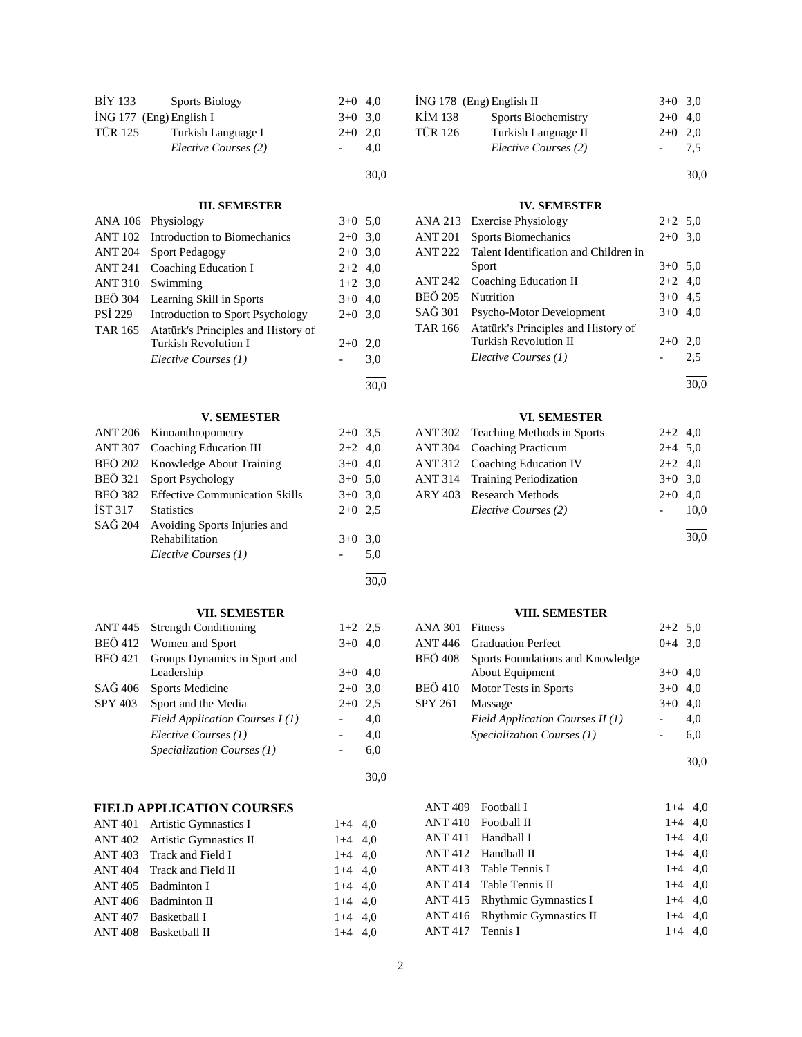| | | | |
|---|---|---|---|
| BİY 133 | Sports Biology | 2+0 | 4,0 |
| İNG 177 | (Eng) English I | 3+0 | 3,0 |
| TÜR 125 | Turkish Language I | 2+0 | 2,0 |
| | *Elective Courses (2)* | - | 4,0 |
| | | | 30,0 |

| | | | |
|---|---|---|---|
| İNG 178 | (Eng) English II | 3+0 | 3,0 |
| KİM 138 | Sports Biochemistry | 2+0 | 4,0 |
| TÜR 126 | Turkish Language II | 2+0 | 2,0 |
| | *Elective Courses (2)* | - | 7,5 |
| | | | 30,0 |

### III. SEMESTER

| | | | |
|---|---|---|---|
| ANA 106 | Physiology | 3+0 | 5,0 |
| ANT 102 | Introduction to Biomechanics | 2+0 | 3,0 |
| ANT 204 | Sport Pedagogy | 2+0 | 3,0 |
| ANT 241 | Coaching Education I | 2+2 | 4,0 |
| ANT 310 | Swimming | 1+2 | 3,0 |
| BEÖ 304 | Learning Skill in Sports | 3+0 | 4,0 |
| PSİ 229 | Introduction to Sport Psychology | 2+0 | 3,0 |
| TAR 165 | Atatürk's Principles and History of Turkish Revolution I | 2+0 | 2,0 |
| | *Elective Courses (1)* | - | 3,0 |
| | | | 30,0 |

### IV. SEMESTER

| | | | |
|---|---|---|---|
| ANA 213 | Exercise Physiology | 2+2 | 5,0 |
| ANT 201 | Sports Biomechanics | 2+0 | 3,0 |
| ANT 222 | Talent Identification and Children in Sport | 3+0 | 5,0 |
| ANT 242 | Coaching Education II | 2+2 | 4,0 |
| BEÖ 205 | Nutrition | 3+0 | 4,5 |
| SAĞ 301 | Psycho-Motor Development | 3+0 | 4,0 |
| TAR 166 | Atatürk's Principles and History of Turkish Revolution II | 2+0 | 2,0 |
| | *Elective Courses (1)* | - | 2,5 |
| | | | 30,0 |

### V. SEMESTER

| | | | |
|---|---|---|---|
| ANT 206 | Kinoanthropometry | 2+0 | 3,5 |
| ANT 307 | Coaching Education III | 2+2 | 4,0 |
| BEÖ 202 | Knowledge About Training | 3+0 | 4,0 |
| BEÖ 321 | Sport Psychology | 3+0 | 5,0 |
| BEÖ 382 | Effective Communication Skills | 3+0 | 3,0 |
| İST 317 | Statistics | 2+0 | 2,5 |
| SAĞ 204 | Avoiding Sports Injuries and Rehabilitation | 3+0 | 3,0 |
| | *Elective Courses (1)* | - | 5,0 |
| | | | 30,0 |

### VI. SEMESTER

| | | | |
|---|---|---|---|
| ANT 302 | Teaching Methods in Sports | 2+2 | 4,0 |
| ANT 304 | Coaching Practicum | 2+4 | 5,0 |
| ANT 312 | Coaching Education IV | 2+2 | 4,0 |
| ANT 314 | Training Periodization | 3+0 | 3,0 |
| ARY 403 | Research Methods | 2+0 | 4,0 |
| | *Elective Courses (2)* | - | 10,0 |
| | | | 30,0 |

### VII. SEMESTER

| | | | |
|---|---|---|---|
| ANT 445 | Strength Conditioning | 1+2 | 2,5 |
| BEÖ 412 | Women and Sport | 3+0 | 4,0 |
| BEÖ 421 | Groups Dynamics in Sport and Leadership | 3+0 | 4,0 |
| SAĞ 406 | Sports Medicine | 2+0 | 3,0 |
| SPY 403 | Sport and the Media | 2+0 | 2,5 |
| | *Field Application Courses I (1)* | - | 4,0 |
| | *Elective Courses (1)* | - | 4,0 |
| | *Specialization Courses (1)* | - | 6,0 |
| | | | 30,0 |

### VIII. SEMESTER

| | | | |
|---|---|---|---|
| ANA 301 | Fitness | 2+2 | 5,0 |
| ANT 446 | Graduation Perfect | 0+4 | 3,0 |
| BEÖ 408 | Sports Foundations and Knowledge About Equipment | 3+0 | 4,0 |
| BEÖ 410 | Motor Tests in Sports | 3+0 | 4,0 |
| SPY 261 | Massage | 3+0 | 4,0 |
| | *Field Application Courses II (1)* | - | 4,0 |
| | *Specialization Courses (1)* | - | 6,0 |
| | | | 30,0 |

### FIELD APPLICATION COURSES

| | | | |
|---|---|---|---|
| ANT 401 | Artistic Gymnastics I | 1+4 | 4,0 |
| ANT 402 | Artistic Gymnastics II | 1+4 | 4,0 |
| ANT 403 | Track and Field I | 1+4 | 4,0 |
| ANT 404 | Track and Field II | 1+4 | 4,0 |
| ANT 405 | Badminton I | 1+4 | 4,0 |
| ANT 406 | Badminton II | 1+4 | 4,0 |
| ANT 407 | Basketball I | 1+4 | 4,0 |
| ANT 408 | Basketball II | 1+4 | 4,0 |
| ANT 409 | Football I | 1+4 | 4,0 |
| ANT 410 | Football II | 1+4 | 4,0 |
| ANT 411 | Handball I | 1+4 | 4,0 |
| ANT 412 | Handball II | 1+4 | 4,0 |
| ANT 413 | Table Tennis I | 1+4 | 4,0 |
| ANT 414 | Table Tennis II | 1+4 | 4,0 |
| ANT 415 | Rhythmic Gymnastics I | 1+4 | 4,0 |
| ANT 416 | Rhythmic Gymnastics II | 1+4 | 4,0 |
| ANT 417 | Tennis I | 1+4 | 4,0 |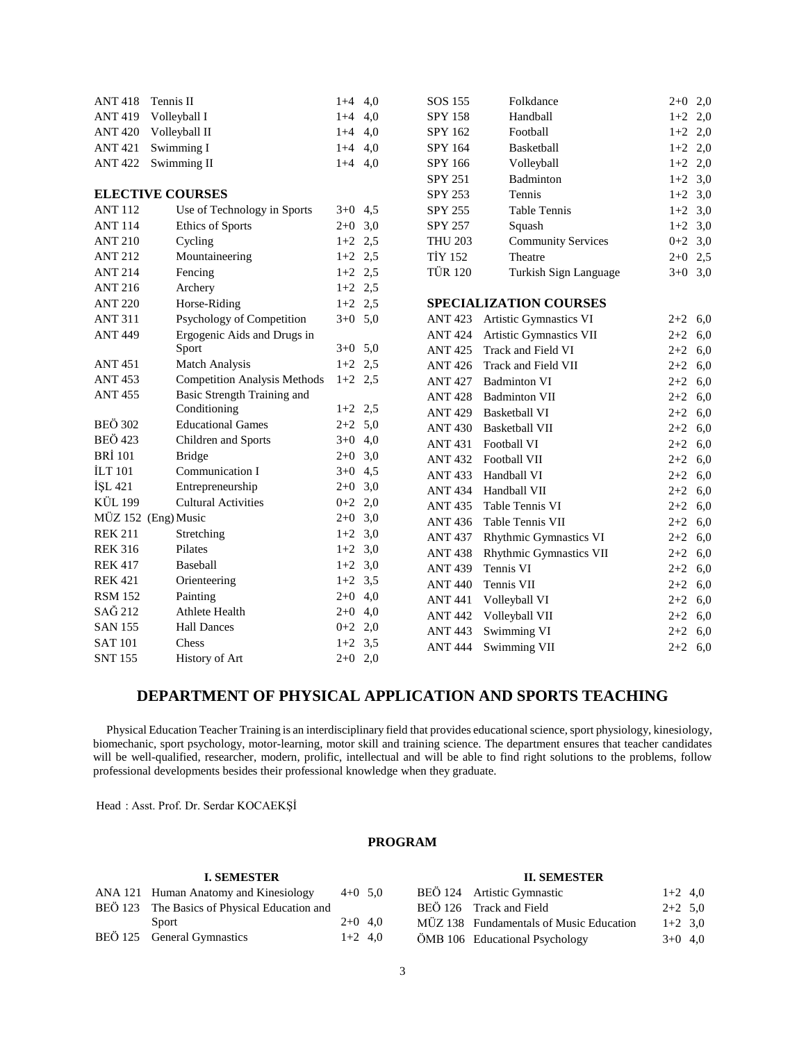| | | | |
|---|---|---|---|
| ANT 418 | Tennis II | 1+4 | 4,0 |
| ANT 419 | Volleyball I | 1+4 | 4,0 |
| ANT 420 | Volleyball II | 1+4 | 4,0 |
| ANT 421 | Swimming I | 1+4 | 4,0 |
| ANT 422 | Swimming II | 1+4 | 4,0 |

**ELECTIVE COURSES**

| | | | |
|---|---|---|---|
| ANT 112 | Use of Technology in Sports | 3+0 | 4,5 |
| ANT 114 | Ethics of Sports | 2+0 | 3,0 |
| ANT 210 | Cycling | 1+2 | 2,5 |
| ANT 212 | Mountaineering | 1+2 | 2,5 |
| ANT 214 | Fencing | 1+2 | 2,5 |
| ANT 216 | Archery | 1+2 | 2,5 |
| ANT 220 | Horse-Riding | 1+2 | 2,5 |
| ANT 311 | Psychology of Competition | 3+0 | 5,0 |
| ANT 449 | Ergogenic Aids and Drugs in Sport | 3+0 | 5,0 |
| ANT 451 | Match Analysis | 1+2 | 2,5 |
| ANT 453 | Competition Analysis Methods | 1+2 | 2,5 |
| ANT 455 | Basic Strength Training and Conditioning | 1+2 | 2,5 |
| BEÖ 302 | Educational Games | 2+2 | 5,0 |
| BEÖ 423 | Children and Sports | 3+0 | 4,0 |
| BRİ 101 | Bridge | 2+0 | 3,0 |
| İLT 101 | Communication I | 3+0 | 4,5 |
| İŞL 421 | Entrepreneurship | 2+0 | 3,0 |
| KÜL 199 | Cultural Activities | 0+2 | 2,0 |
| MÜZ 152 (Eng) | Music | 2+0 | 3,0 |
| REK 211 | Stretching | 1+2 | 3,0 |
| REK 316 | Pilates | 1+2 | 3,0 |
| REK 417 | Baseball | 1+2 | 3,0 |
| REK 421 | Orienteering | 1+2 | 3,5 |
| RSM 152 | Painting | 2+0 | 4,0 |
| SAĞ 212 | Athlete Health | 2+0 | 4,0 |
| SAN 155 | Hall Dances | 0+2 | 2,0 |
| SAT 101 | Chess | 1+2 | 3,5 |
| SNT 155 | History of Art | 2+0 | 2,0 |
| SOS 155 | Folkdance | 2+0 | 2,0 |
| SPY 158 | Handball | 1+2 | 2,0 |
| SPY 162 | Football | 1+2 | 2,0 |
| SPY 164 | Basketball | 1+2 | 2,0 |
| SPY 166 | Volleyball | 1+2 | 2,0 |
| SPY 251 | Badminton | 1+2 | 3,0 |
| SPY 253 | Tennis | 1+2 | 3,0 |
| SPY 255 | Table Tennis | 1+2 | 3,0 |
| SPY 257 | Squash | 1+2 | 3,0 |
| THU 203 | Community Services | 0+2 | 3,0 |
| TİY 152 | Theatre | 2+0 | 2,5 |
| TÜR 120 | Turkish Sign Language | 3+0 | 3,0 |

**SPECIALIZATION COURSES**

| | | | |
|---|---|---|---|
| ANT 423 | Artistic Gymnastics VI | 2+2 | 6,0 |
| ANT 424 | Artistic Gymnastics VII | 2+2 | 6,0 |
| ANT 425 | Track and Field VI | 2+2 | 6,0 |
| ANT 426 | Track and Field VII | 2+2 | 6,0 |
| ANT 427 | Badminton VI | 2+2 | 6,0 |
| ANT 428 | Badminton VII | 2+2 | 6,0 |
| ANT 429 | Basketball VI | 2+2 | 6,0 |
| ANT 430 | Basketball VII | 2+2 | 6,0 |
| ANT 431 | Football VI | 2+2 | 6,0 |
| ANT 432 | Football VII | 2+2 | 6,0 |
| ANT 433 | Handball VI | 2+2 | 6,0 |
| ANT 434 | Handball VII | 2+2 | 6,0 |
| ANT 435 | Table Tennis VI | 2+2 | 6,0 |
| ANT 436 | Table Tennis VII | 2+2 | 6,0 |
| ANT 437 | Rhythmic Gymnastics VI | 2+2 | 6,0 |
| ANT 438 | Rhythmic Gymnastics VII | 2+2 | 6,0 |
| ANT 439 | Tennis VI | 2+2 | 6,0 |
| ANT 440 | Tennis VII | 2+2 | 6,0 |
| ANT 441 | Volleyball VI | 2+2 | 6,0 |
| ANT 442 | Volleyball VII | 2+2 | 6,0 |
| ANT 443 | Swimming VI | 2+2 | 6,0 |
| ANT 444 | Swimming VII | 2+2 | 6,0 |

## DEPARTMENT OF PHYSICAL APPLICATION AND SPORTS TEACHING

Physical Education Teacher Training is an interdisciplinary field that provides educational science, sport physiology, kinesiology, biomechanic, sport psychology, motor-learning, motor skill and training science. The department ensures that teacher candidates will be well-qualified, researcher, modern, prolific, intellectual and will be able to find right solutions to the problems, follow professional developments besides their professional knowledge when they graduate.

Head : Asst. Prof. Dr. Serdar KOCAEKŞİ

### PROGRAM

**I. SEMESTER**

| | | | |
|---|---|---|---|
| ANA 121 | Human Anatomy and Kinesiology | 4+0 | 5,0 |
| BEÖ 123 | The Basics of Physical Education and Sport | 2+0 | 4,0 |
| BEÖ 125 | General Gymnastics | 1+2 | 4,0 |

**II. SEMESTER**

| | | | |
|---|---|---|---|
| BEÖ 124 | Artistic Gymnastic | 1+2 | 4,0 |
| BEÖ 126 | Track and Field | 2+2 | 5,0 |
| MÜZ 138 | Fundamentals of Music Education | 1+2 | 3,0 |
| ÖMB 106 | Educational Psychology | 3+0 | 4,0 |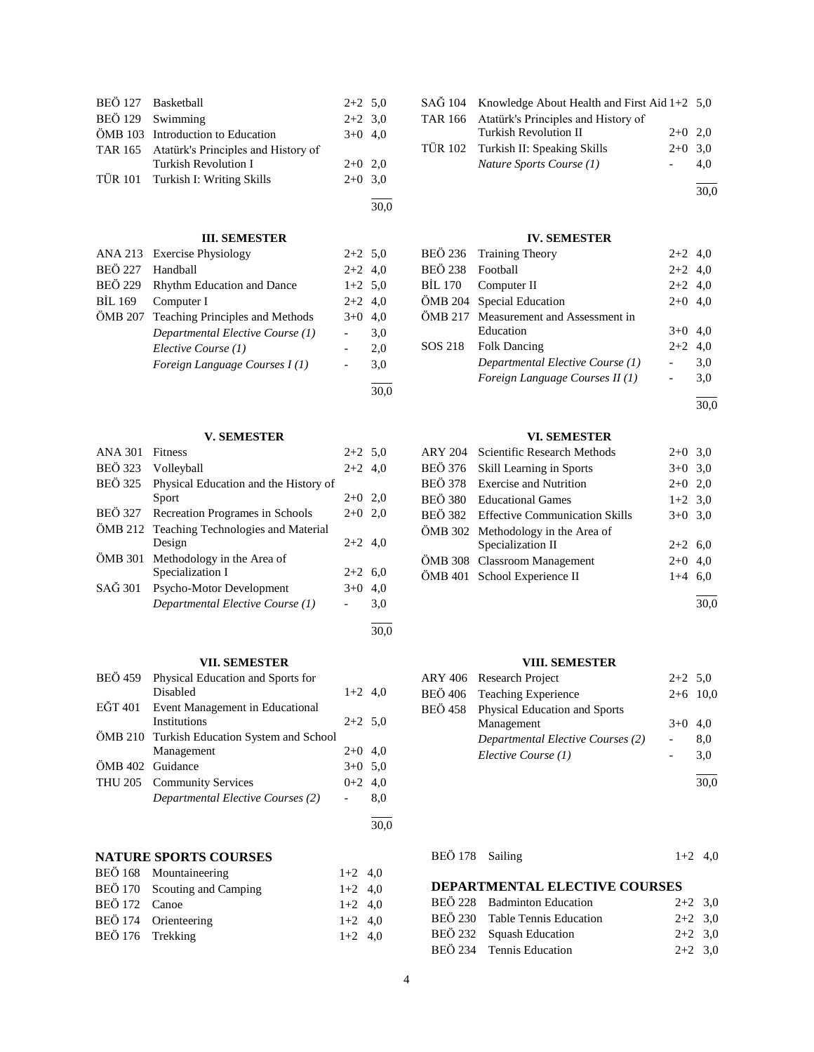| | | | |
|---|---|---|---|
| BEÖ 127 | Basketball | 2+2 | 5,0 |
| BEÖ 129 | Swimming | 2+2 | 3,0 |
| ÖMB 103 | Introduction to Education | 3+0 | 4,0 |
| TAR 165 | Atatürk's Principles and History of Turkish Revolution I | 2+0 | 2,0 |
| TÜR 101 | Turkish I: Writing Skills | 2+0 | 3,0 |
| | | | 30,0 |

| | | | |
|---|---|---|---|
| SAĞ 104 | Knowledge About Health and First Aid | 1+2 | 5,0 |
| TAR 166 | Atatürk's Principles and History of Turkish Revolution II | 2+0 | 2,0 |
| TÜR 102 | Turkish II: Speaking Skills | 2+0 | 3,0 |
| | *Nature Sports Course (1)* | - | 4,0 |
| | | | 30,0 |

### III. SEMESTER

| | | | |
|---|---|---|---|
| ANA 213 | Exercise Physiology | 2+2 | 5,0 |
| BEÖ 227 | Handball | 2+2 | 4,0 |
| BEÖ 229 | Rhythm Education and Dance | 1+2 | 5,0 |
| BİL 169 | Computer I | 2+2 | 4,0 |
| ÖMB 207 | Teaching Principles and Methods | 3+0 | 4,0 |
| | *Departmental Elective Course (1)* | - | 3,0 |
| | *Elective Course (1)* | - | 2,0 |
| | *Foreign Language Courses I (1)* | - | 3,0 |
| | | | 30,0 |

### IV. SEMESTER

| | | | |
|---|---|---|---|
| BEÖ 236 | Training Theory | 2+2 | 4,0 |
| BEÖ 238 | Football | 2+2 | 4,0 |
| BİL 170 | Computer II | 2+2 | 4,0 |
| ÖMB 204 | Special Education | 2+0 | 4,0 |
| ÖMB 217 | Measurement and Assessment in Education | 3+0 | 4,0 |
| SOS 218 | Folk Dancing | 2+2 | 4,0 |
| | *Departmental Elective Course (1)* | - | 3,0 |
| | *Foreign Language Courses II (1)* | - | 3,0 |
| | | | 30,0 |

### V. SEMESTER

| | | | |
|---|---|---|---|
| ANA 301 | Fitness | 2+2 | 5,0 |
| BEÖ 323 | Volleyball | 2+2 | 4,0 |
| BEÖ 325 | Physical Education and the History of Sport | 2+0 | 2,0 |
| BEÖ 327 | Recreation Programes in Schools | 2+0 | 2,0 |
| ÖMB 212 | Teaching Technologies and Material Design | 2+2 | 4,0 |
| ÖMB 301 | Methodology in the Area of Specialization I | 2+2 | 6,0 |
| SAĞ 301 | Psycho-Motor Development | 3+0 | 4,0 |
| | *Departmental Elective Course (1)* | - | 3,0 |
| | | | 30,0 |

### VI. SEMESTER

| | | | |
|---|---|---|---|
| ARY 204 | Scientific Research Methods | 2+0 | 3,0 |
| BEÖ 376 | Skill Learning in Sports | 3+0 | 3,0 |
| BEÖ 378 | Exercise and Nutrition | 2+0 | 2,0 |
| BEÖ 380 | Educational Games | 1+2 | 3,0 |
| BEÖ 382 | Effective Communication Skills | 3+0 | 3,0 |
| ÖMB 302 | Methodology in the Area of Specialization II | 2+2 | 6,0 |
| ÖMB 308 | Classroom Management | 2+0 | 4,0 |
| ÖMB 401 | School Experience II | 1+4 | 6,0 |
| | | | 30,0 |

### VII. SEMESTER

| | | | |
|---|---|---|---|
| BEÖ 459 | Physical Education and Sports for Disabled | 1+2 | 4,0 |
| EĞT 401 | Event Management in Educational Institutions | 2+2 | 5,0 |
| ÖMB 210 | Turkish Education System and School Management | 2+0 | 4,0 |
| ÖMB 402 | Guidance | 3+0 | 5,0 |
| THU 205 | Community Services | 0+2 | 4,0 |
| | *Departmental Elective Courses (2)* | - | 8,0 |
| | | | 30,0 |

### VIII. SEMESTER

| | | | |
|---|---|---|---|
| ARY 406 | Research Project | 2+2 | 5,0 |
| BEÖ 406 | Teaching Experience | 2+6 | 10,0 |
| BEÖ 458 | Physical Education and Sports Management | 3+0 | 4,0 |
| | *Departmental Elective Courses (2)* | - | 8,0 |
| | *Elective Course (1)* | - | 3,0 |
| | | | 30,0 |

### NATURE SPORTS COURSES

| | | | |
|---|---|---|---|
| BEÖ 168 | Mountaineering | 1+2 | 4,0 |
| BEÖ 170 | Scouting and Camping | 1+2 | 4,0 |
| BEÖ 172 | Canoe | 1+2 | 4,0 |
| BEÖ 174 | Orienteering | 1+2 | 4,0 |
| BEÖ 176 | Trekking | 1+2 | 4,0 |
| BEÖ 178 | Sailing | 1+2 | 4,0 |

### DEPARTMENTAL ELECTIVE COURSES

| | | | |
|---|---|---|---|
| BEÖ 228 | Badminton Education | 2+2 | 3,0 |
| BEÖ 230 | Table Tennis Education | 2+2 | 3,0 |
| BEÖ 232 | Squash Education | 2+2 | 3,0 |
| BEÖ 234 | Tennis Education | 2+2 | 3,0 |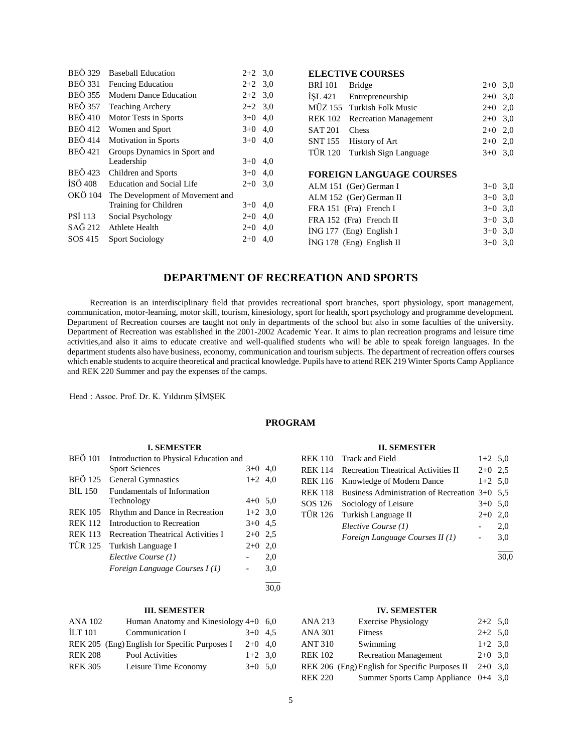| | | | |
|---|---|---|---|
| BEÖ 329 | Baseball Education | 2+2 | 3,0 |
| BEÖ 331 | Fencing Education | 2+2 | 3,0 |
| BEÖ 355 | Modern Dance Education | 2+2 | 3,0 |
| BEÖ 357 | Teaching Archery | 2+2 | 3,0 |
| BEÖ 410 | Motor Tests in Sports | 3+0 | 4,0 |
| BEÖ 412 | Women and Sport | 3+0 | 4,0 |
| BEÖ 414 | Motivation in Sports | 3+0 | 4,0 |
| BEÖ 421 | Groups Dynamics in Sport and Leadership | 3+0 | 4,0 |
| BEÖ 423 | Children and Sports | 3+0 | 4,0 |
| İSÖ 408 | Education and Social Life | 2+0 | 3,0 |
| OKÖ 104 | The Development of Movement and Training for Children | 3+0 | 4,0 |
| PSİ 113 | Social Psychology | 2+0 | 4,0 |
| SAĞ 212 | Athlete Health | 2+0 | 4,0 |
| SOS 415 | Sport Sociology | 2+0 | 4,0 |

**ELECTIVE COURSES**

| | | | |
|---|---|---|---|
| BRİ 101 | Bridge | 2+0 | 3,0 |
| İŞL 421 | Entrepreneurship | 2+0 | 3,0 |
| MÜZ 155 | Turkish Folk Music | 2+0 | 2,0 |
| REK 102 | Recreation Management | 2+0 | 3,0 |
| SAT 201 | Chess | 2+0 | 2,0 |
| SNT 155 | History of Art | 2+0 | 2,0 |
| TÜR 120 | Turkish Sign Language | 3+0 | 3,0 |

**FOREIGN LANGUAGE COURSES**

| | | | |
|---|---|---|---|
| ALM 151 | (Ger) German I | 3+0 | 3,0 |
| ALM 152 | (Ger) German II | 3+0 | 3,0 |
| FRA 151 | (Fra) French I | 3+0 | 3,0 |
| FRA 152 | (Fra) French II | 3+0 | 3,0 |
| İNG 177 | (Eng) English I | 3+0 | 3,0 |
| İNG 178 | (Eng) English II | 3+0 | 3,0 |

## DEPARTMENT OF RECREATION AND SPORTS

Recreation is an interdisciplinary field that provides recreational sport branches, sport physiology, sport management, communication, motor-learning, motor skill, tourism, kinesiology, sport for health, sport psychology and programme development. Department of Recreation courses are taught not only in departments of the school but also in some faculties of the university. Department of Recreation was established in the 2001-2002 Academic Year. It aims to plan recreation programs and leisure time activities,and also it aims to educate creative and well-qualified students who will be able to speak foreign languages. In the department students also have business, economy, communication and tourism subjects. The department of recreation offers courses which enable students to acquire theoretical and practical knowledge. Pupils have to attend REK 219 Winter Sports Camp Appliance and REK 220 Summer and pay the expenses of the camps.

Head : Assoc. Prof. Dr. K. Yıldırım ŞİMŞEK

### PROGRAM

**I. SEMESTER**

| | | | |
|---|---|---|---|
| BEÖ 101 | Introduction to Physical Education and Sport Sciences | 3+0 | 4,0 |
| BEÖ 125 | General Gymnastics | 1+2 | 4,0 |
| BİL 150 | Fundamentals of Information Technology | 4+0 | 5,0 |
| REK 105 | Rhythm and Dance in Recreation | 1+2 | 3,0 |
| REK 112 | Introduction to Recreation | 3+0 | 4,5 |
| REK 113 | Recreation Theatrical Activities I | 2+0 | 2,5 |
| TÜR 125 | Turkish Language I | 2+0 | 2,0 |
| | *Elective Course (1)* | - | 2,0 |
| | *Foreign Language Courses I (1)* | - | 3,0 |
| | | | 30,0 |

**II. SEMESTER**

| | | | |
|---|---|---|---|
| REK 110 | Track and Field | 1+2 | 5,0 |
| REK 114 | Recreation Theatrical Activities II | 2+0 | 2,5 |
| REK 116 | Knowledge of Modern Dance | 1+2 | 5,0 |
| REK 118 | Business Administration of Recreation | 3+0 | 5,5 |
| SOS 126 | Sociology of Leisure | 3+0 | 5,0 |
| TÜR 126 | Turkish Language II | 2+0 | 2,0 |
| | *Elective Course (1)* | - | 2,0 |
| | *Foreign Language Courses II (1)* | - | 3,0 |
| | | | 30,0 |

**III. SEMESTER**

| | | | |
|---|---|---|---|
| ANA 102 | Human Anatomy and Kinesiology | 4+0 | 6,0 |
| İLT 101 | Communication I | 3+0 | 4,5 |
| REK 205 | (Eng) English for Specific Purposes I | 2+0 | 4,0 |
| REK 208 | Pool Activities | 1+2 | 3,0 |
| REK 305 | Leisure Time Economy | 3+0 | 5,0 |

**IV. SEMESTER**

| | | | |
|---|---|---|---|
| ANA 213 | Exercise Physiology | 2+2 | 5,0 |
| ANA 301 | Fitness | 2+2 | 5,0 |
| ANT 310 | Swimming | 1+2 | 3,0 |
| REK 102 | Recreation Management | 2+0 | 3,0 |
| REK 206 | (Eng) English for Specific Purposes II | 2+0 | 3,0 |
| REK 220 | Summer Sports Camp Appliance | 0+4 | 3,0 |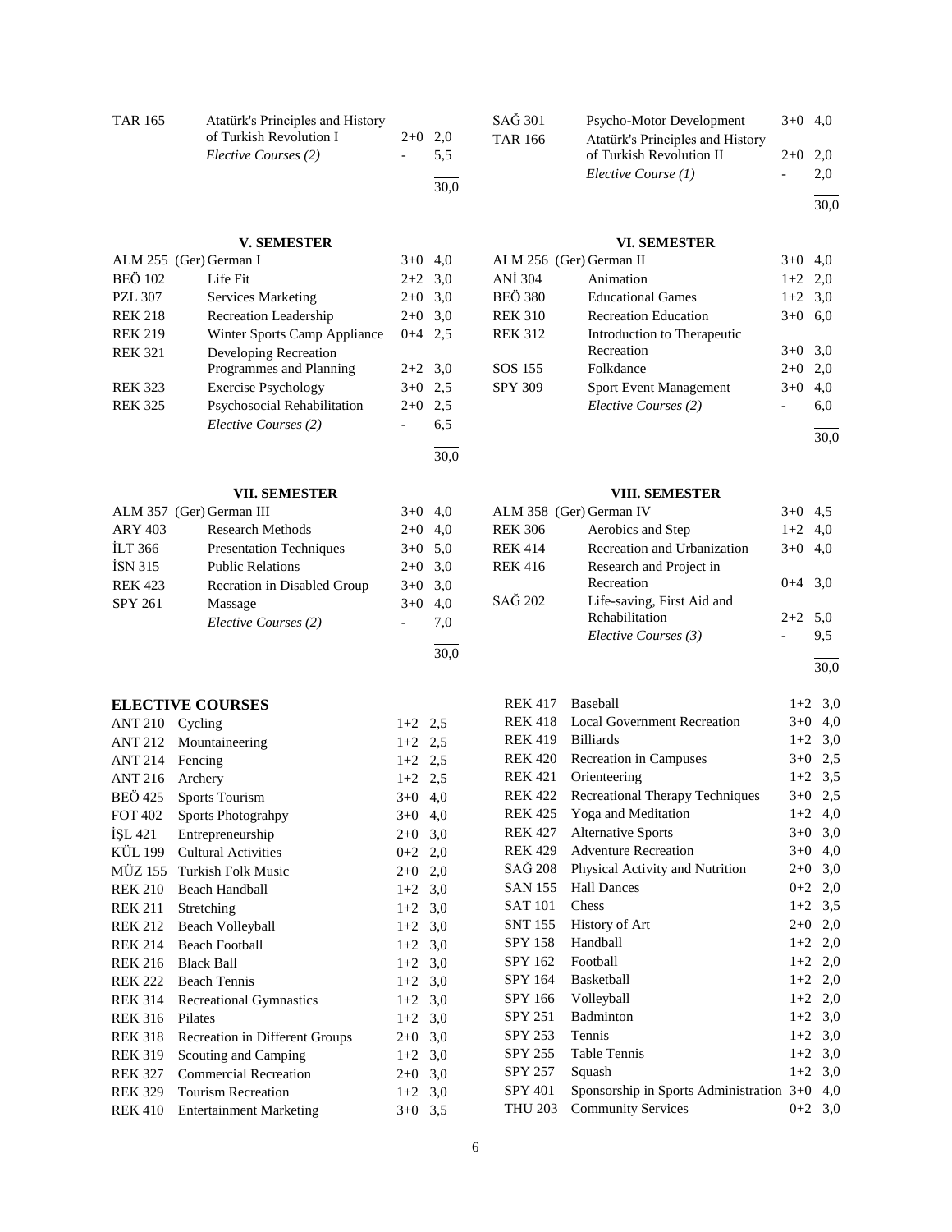| | | | |
|---|---|---|---|
| TAR 165 | Atatürk's Principles and History of Turkish Revolution I | 2+0 | 2,0 |
| | *Elective Courses (2)* | - | 5,5 |
| | | | 30,0 |

| | | | |
|---|---|---|---|
| SAĞ 301 | Psycho-Motor Development | 3+0 | 4,0 |
| TAR 166 | Atatürk's Principles and History of Turkish Revolution II | 2+0 | 2,0 |
| | *Elective Course (1)* | - | 2,0 |
| | | | 30,0 |

### V. SEMESTER

| | | | |
|---|---|---|---|
| ALM 255 | (Ger) German I | 3+0 | 4,0 |
| BEÖ 102 | Life Fit | 2+2 | 3,0 |
| PZL 307 | Services Marketing | 2+0 | 3,0 |
| REK 218 | Recreation Leadership | 2+0 | 3,0 |
| REK 219 | Winter Sports Camp Appliance | 0+4 | 2,5 |
| REK 321 | Developing Recreation Programmes and Planning | 2+2 | 3,0 |
| REK 323 | Exercise Psychology | 3+0 | 2,5 |
| REK 325 | Psychosocial Rehabilitation | 2+0 | 2,5 |
| | *Elective Courses (2)* | - | 6,5 |
| | | | 30,0 |

### VI. SEMESTER

| | | | |
|---|---|---|---|
| ALM 256 | (Ger) German II | 3+0 | 4,0 |
| ANİ 304 | Animation | 1+2 | 2,0 |
| BEÖ 380 | Educational Games | 1+2 | 3,0 |
| REK 310 | Recreation Education | 3+0 | 6,0 |
| REK 312 | Introduction to Therapeutic Recreation | 3+0 | 3,0 |
| SOS 155 | Folkdance | 2+0 | 2,0 |
| SPY 309 | Sport Event Management | 3+0 | 4,0 |
| | *Elective Courses (2)* | - | 6,0 |
| | | | 30,0 |

### VII. SEMESTER

| | | | |
|---|---|---|---|
| ALM 357 | (Ger) German III | 3+0 | 4,0 |
| ARY 403 | Research Methods | 2+0 | 4,0 |
| İLT 366 | Presentation Techniques | 3+0 | 5,0 |
| İSN 315 | Public Relations | 2+0 | 3,0 |
| REK 423 | Recration in Disabled Group | 3+0 | 3,0 |
| SPY 261 | Massage | 3+0 | 4,0 |
| | *Elective Courses (2)* | - | 7,0 |
| | | | 30,0 |

### VIII. SEMESTER

| | | | |
|---|---|---|---|
| ALM 358 | (Ger) German IV | 3+0 | 4,5 |
| REK 306 | Aerobics and Step | 1+2 | 4,0 |
| REK 414 | Recreation and Urbanization | 3+0 | 4,0 |
| REK 416 | Research and Project in Recreation | 0+4 | 3,0 |
| SAĞ 202 | Life-saving, First Aid and Rehabilitation | 2+2 | 5,0 |
| | *Elective Courses (3)* | - | 9,5 |
| | | | 30,0 |

### ELECTIVE COURSES

| | | | |
|---|---|---|---|
| ANT 210 | Cycling | 1+2 | 2,5 |
| ANT 212 | Mountaineering | 1+2 | 2,5 |
| ANT 214 | Fencing | 1+2 | 2,5 |
| ANT 216 | Archery | 1+2 | 2,5 |
| BEÖ 425 | Sports Tourism | 3+0 | 4,0 |
| FOT 402 | Sports Photograhpy | 3+0 | 4,0 |
| İŞL 421 | Entrepreneurship | 2+0 | 3,0 |
| KÜL 199 | Cultural Activities | 0+2 | 2,0 |
| MÜZ 155 | Turkish Folk Music | 2+0 | 2,0 |
| REK 210 | Beach Handball | 1+2 | 3,0 |
| REK 211 | Stretching | 1+2 | 3,0 |
| REK 212 | Beach Volleyball | 1+2 | 3,0 |
| REK 214 | Beach Football | 1+2 | 3,0 |
| REK 216 | Black Ball | 1+2 | 3,0 |
| REK 222 | Beach Tennis | 1+2 | 3,0 |
| REK 314 | Recreational Gymnastics | 1+2 | 3,0 |
| REK 316 | Pilates | 1+2 | 3,0 |
| REK 318 | Recreation in Different Groups | 2+0 | 3,0 |
| REK 319 | Scouting and Camping | 1+2 | 3,0 |
| REK 327 | Commercial Recreation | 2+0 | 3,0 |
| REK 329 | Tourism Recreation | 1+2 | 3,0 |
| REK 410 | Entertainment Marketing | 3+0 | 3,5 |
| REK 417 | Baseball | 1+2 | 3,0 |
| REK 418 | Local Government Recreation | 3+0 | 4,0 |
| REK 419 | Billiards | 1+2 | 3,0 |
| REK 420 | Recreation in Campuses | 3+0 | 2,5 |
| REK 421 | Orienteering | 1+2 | 3,5 |
| REK 422 | Recreational Therapy Techniques | 3+0 | 2,5 |
| REK 425 | Yoga and Meditation | 1+2 | 4,0 |
| REK 427 | Alternative Sports | 3+0 | 3,0 |
| REK 429 | Adventure Recreation | 3+0 | 4,0 |
| SAĞ 208 | Physical Activity and Nutrition | 2+0 | 3,0 |
| SAN 155 | Hall Dances | 0+2 | 2,0 |
| SAT 101 | Chess | 1+2 | 3,5 |
| SNT 155 | History of Art | 2+0 | 2,0 |
| SPY 158 | Handball | 1+2 | 2,0 |
| SPY 162 | Football | 1+2 | 2,0 |
| SPY 164 | Basketball | 1+2 | 2,0 |
| SPY 166 | Volleyball | 1+2 | 2,0 |
| SPY 251 | Badminton | 1+2 | 3,0 |
| SPY 253 | Tennis | 1+2 | 3,0 |
| SPY 255 | Table Tennis | 1+2 | 3,0 |
| SPY 257 | Squash | 1+2 | 3,0 |
| SPY 401 | Sponsorship in Sports Administration | 3+0 | 4,0 |
| THU 203 | Community Services | 0+2 | 3,0 |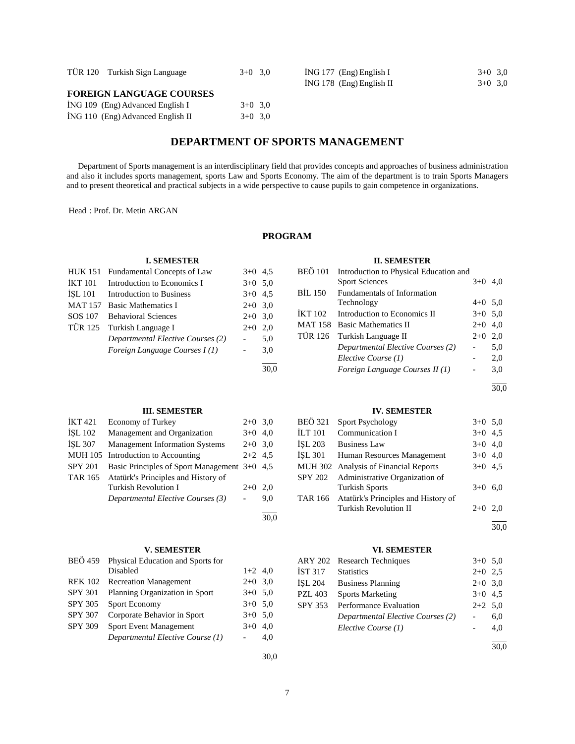| | | | |
|---|---|---|---|
| TÜR 120 | Turkish Sign Language | 3+0 | 3,0 |

**FOREIGN LANGUAGE COURSES**

| | | | |
|---|---|---|---|
| İNG 109 | (Eng) Advanced English I | 3+0 | 3,0 |
| İNG 110 | (Eng) Advanced English II | 3+0 | 3,0 |
| İNG 177 | (Eng) English I | 3+0 | 3,0 |
| İNG 178 | (Eng) English II | 3+0 | 3,0 |

## DEPARTMENT OF SPORTS MANAGEMENT

Department of Sports management is an interdisciplinary field that provides concepts and approaches of business administration and also it includes sports management, sports Law and Sports Economy. The aim of the department is to train Sports Managers and to present theoretical and practical subjects in a wide perspective to cause pupils to gain competence in organizations.

Head : Prof. Dr. Metin ARGAN

### PROGRAM

**I. SEMESTER**

| | | | |
|---|---|---|---|
| HUK 151 | Fundamental Concepts of Law | 3+0 | 4,5 |
| İKT 101 | Introduction to Economics I | 3+0 | 5,0 |
| İŞL 101 | Introduction to Business | 3+0 | 4,5 |
| MAT 157 | Basic Mathematics I | 2+0 | 3,0 |
| SOS 107 | Behavioral Sciences | 2+0 | 3,0 |
| TÜR 125 | Turkish Language I | 2+0 | 2,0 |
| | *Departmental Elective Courses (2)* | - | 5,0 |
| | *Foreign Language Courses I (1)* | - | 3,0 |
| | | | 30,0 |

**II. SEMESTER**

| | | | |
|---|---|---|---|
| BEÖ 101 | Introduction to Physical Education and Sport Sciences | 3+0 | 4,0 |
| BİL 150 | Fundamentals of Information Technology | 4+0 | 5,0 |
| İKT 102 | Introduction to Economics II | 3+0 | 5,0 |
| MAT 158 | Basic Mathematics II | 2+0 | 4,0 |
| TÜR 126 | Turkish Language II | 2+0 | 2,0 |
| | *Departmental Elective Courses (2)* | - | 5,0 |
| | *Elective Course (1)* | - | 2,0 |
| | *Foreign Language Courses II (1)* | - | 3,0 |
| | | | 30,0 |

**III. SEMESTER**

| | | | |
|---|---|---|---|
| İKT 421 | Economy of Turkey | 2+0 | 3,0 |
| İŞL 102 | Management and Organization | 3+0 | 4,0 |
| İŞL 307 | Management Information Systems | 2+0 | 3,0 |
| MUH 105 | Introduction to Accounting | 2+2 | 4,5 |
| SPY 201 | Basic Principles of Sport Management | 3+0 | 4,5 |
| TAR 165 | Atatürk's Principles and History of Turkish Revolution I | 2+0 | 2,0 |
| | *Departmental Elective Courses (3)* | - | 9,0 |
| | | | 30,0 |

**IV. SEMESTER**

| | | | |
|---|---|---|---|
| BEÖ 321 | Sport Psychology | 3+0 | 5,0 |
| İLT 101 | Communication I | 3+0 | 4,5 |
| İŞL 203 | Business Law | 3+0 | 4,0 |
| İŞL 301 | Human Resources Management | 3+0 | 4,0 |
| MUH 302 | Analysis of Financial Reports | 3+0 | 4,5 |
| SPY 202 | Administrative Organization of Turkish Sports | 3+0 | 6,0 |
| TAR 166 | Atatürk's Principles and History of Turkish Revolution II | 2+0 | 2,0 |
| | | | 30,0 |

**V. SEMESTER**

| | | | |
|---|---|---|---|
| BEÖ 459 | Physical Education and Sports for Disabled | 1+2 | 4,0 |
| REK 102 | Recreation Management | 2+0 | 3,0 |
| SPY 301 | Planning Organization in Sport | 3+0 | 5,0 |
| SPY 305 | Sport Economy | 3+0 | 5,0 |
| SPY 307 | Corporate Behavior in Sport | 3+0 | 5,0 |
| SPY 309 | Sport Event Management | 3+0 | 4,0 |
| | *Departmental Elective Course (1)* | - | 4,0 |
| | | | 30,0 |

**VI. SEMESTER**

| | | | |
|---|---|---|---|
| ARY 202 | Research Techniques | 3+0 | 5,0 |
| İST 317 | Statistics | 2+0 | 2,5 |
| İŞL 204 | Business Planning | 2+0 | 3,0 |
| PZL 403 | Sports Marketing | 3+0 | 4,5 |
| SPY 353 | Performance Evaluation | 2+2 | 5,0 |
| | *Departmental Elective Courses (2)* | - | 6,0 |
| | *Elective Course (1)* | - | 4,0 |
| | | | 30,0 |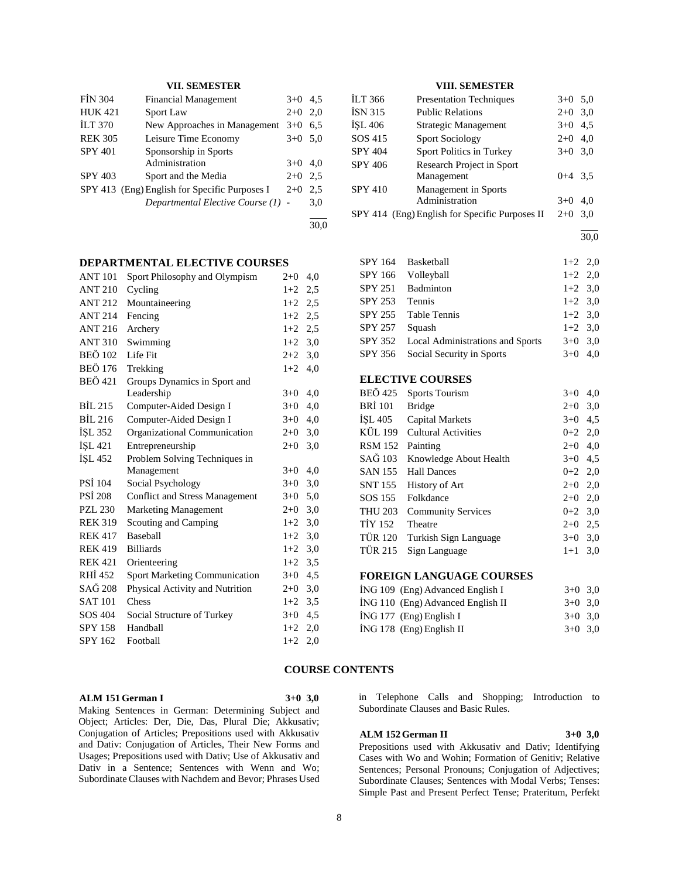### VII. SEMESTER

| | | | |
|---|---|---|---|
| FİN 304 | Financial Management | 3+0 | 4,5 |
| HUK 421 | Sport Law | 2+0 | 2,0 |
| İLT 370 | New Approaches in Management | 3+0 | 6,5 |
| REK 305 | Leisure Time Economy | 3+0 | 5,0 |
| SPY 401 | Sponsorship in Sports Administration | 3+0 | 4,0 |
| SPY 403 | Sport and the Media | 2+0 | 2,5 |
| SPY 413 | (Eng) English for Specific Purposes I | 2+0 | 2,5 |
| | *Departmental Elective Course (1)* | - | 3,0 |
| | | | 30,0 |

### VIII. SEMESTER

| | | | |
|---|---|---|---|
| İLT 366 | Presentation Techniques | 3+0 | 5,0 |
| İSN 315 | Public Relations | 2+0 | 3,0 |
| İŞL 406 | Strategic Management | 3+0 | 4,5 |
| SOS 415 | Sport Sociology | 2+0 | 4,0 |
| SPY 404 | Sport Politics in Turkey | 3+0 | 3,0 |
| SPY 406 | Research Project in Sport Management | 0+4 | 3,5 |
| SPY 410 | Management in Sports Administration | 3+0 | 4,0 |
| SPY 414 | (Eng) English for Specific Purposes II | 2+0 | 3,0 |
| | | | 30,0 |

### DEPARTMENTAL ELECTIVE COURSES

| | | | |
|---|---|---|---|
| ANT 101 | Sport Philosophy and Olympism | 2+0 | 4,0 |
| ANT 210 | Cycling | 1+2 | 2,5 |
| ANT 212 | Mountaineering | 1+2 | 2,5 |
| ANT 214 | Fencing | 1+2 | 2,5 |
| ANT 216 | Archery | 1+2 | 2,5 |
| ANT 310 | Swimming | 1+2 | 3,0 |
| BEÖ 102 | Life Fit | 2+2 | 3,0 |
| BEÖ 176 | Trekking | 1+2 | 4,0 |
| BEÖ 421 | Groups Dynamics in Sport and Leadership | 3+0 | 4,0 |
| BİL 215 | Computer-Aided Design I | 3+0 | 4,0 |
| BİL 216 | Computer-Aided Design I | 3+0 | 4,0 |
| İŞL 352 | Organizational Communication | 2+0 | 3,0 |
| İŞL 421 | Entrepreneurship | 2+0 | 3,0 |
| İŞL 452 | Problem Solving Techniques in Management | 3+0 | 4,0 |
| PSİ 104 | Social Psychology | 3+0 | 3,0 |
| PSİ 208 | Conflict and Stress Management | 3+0 | 5,0 |
| PZL 230 | Marketing Management | 2+0 | 3,0 |
| REK 319 | Scouting and Camping | 1+2 | 3,0 |
| REK 417 | Baseball | 1+2 | 3,0 |
| REK 419 | Billiards | 1+2 | 3,0 |
| REK 421 | Orienteering | 1+2 | 3,5 |
| RHİ 452 | Sport Marketing Communication | 3+0 | 4,5 |
| SAĞ 208 | Physical Activity and Nutrition | 2+0 | 3,0 |
| SAT 101 | Chess | 1+2 | 3,5 |
| SOS 404 | Social Structure of Turkey | 3+0 | 4,5 |
| SPY 158 | Handball | 1+2 | 2,0 |
| SPY 162 | Football | 1+2 | 2,0 |
| SPY 164 | Basketball | 1+2 | 2,0 |
| SPY 166 | Volleyball | 1+2 | 2,0 |
| SPY 251 | Badminton | 1+2 | 3,0 |
| SPY 253 | Tennis | 1+2 | 3,0 |
| SPY 255 | Table Tennis | 1+2 | 3,0 |
| SPY 257 | Squash | 1+2 | 3,0 |
| SPY 352 | Local Administrations and Sports | 3+0 | 3,0 |
| SPY 356 | Social Security in Sports | 3+0 | 4,0 |

### ELECTIVE COURSES

| | | | |
|---|---|---|---|
| BEÖ 425 | Sports Tourism | 3+0 | 4,0 |
| BRİ 101 | Bridge | 2+0 | 3,0 |
| İŞL 405 | Capital Markets | 3+0 | 4,5 |
| KÜL 199 | Cultural Activities | 0+2 | 2,0 |
| RSM 152 | Painting | 2+0 | 4,0 |
| SAĞ 103 | Knowledge About Health | 3+0 | 4,5 |
| SAN 155 | Hall Dances | 0+2 | 2,0 |
| SNT 155 | History of Art | 2+0 | 2,0 |
| SOS 155 | Folkdance | 2+0 | 2,0 |
| THU 203 | Community Services | 0+2 | 3,0 |
| TİY 152 | Theatre | 2+0 | 2,5 |
| TÜR 120 | Turkish Sign Language | 3+0 | 3,0 |
| TÜR 215 | Sign Language | 1+1 | 3,0 |

### FOREIGN LANGUAGE COURSES

| | | | |
|---|---|---|---|
| İNG 109 | (Eng) Advanced English I | 3+0 | 3,0 |
| İNG 110 | (Eng) Advanced English II | 3+0 | 3,0 |
| İNG 177 | (Eng) English I | 3+0 | 3,0 |
| İNG 178 | (Eng) English II | 3+0 | 3,0 |

## COURSE CONTENTS

**ALM 151 German I 3+0 3,0**

Making Sentences in German: Determining Subject and Object; Articles: Der, Die, Das, Plural Die; Akkusativ; Conjugation of Articles; Prepositions used with Akkusativ and Dativ: Conjugation of Articles, Their New Forms and Usages; Prepositions used with Dativ; Use of Akkusativ and Dativ in a Sentence; Sentences with Wenn and Wo; Subordinate Clauses with Nachdem and Bevor; Phrases Used in Telephone Calls and Shopping; Introduction to Subordinate Clauses and Basic Rules.

**ALM 152 German II 3+0 3,0**

Prepositions used with Akkusativ and Dativ; Identifying Cases with Wo and Wohin; Formation of Genitiv; Relative Sentences; Personal Pronouns; Conjugation of Adjectives; Subordinate Clauses; Sentences with Modal Verbs; Tenses: Simple Past and Present Perfect Tense; Prateritum, Perfekt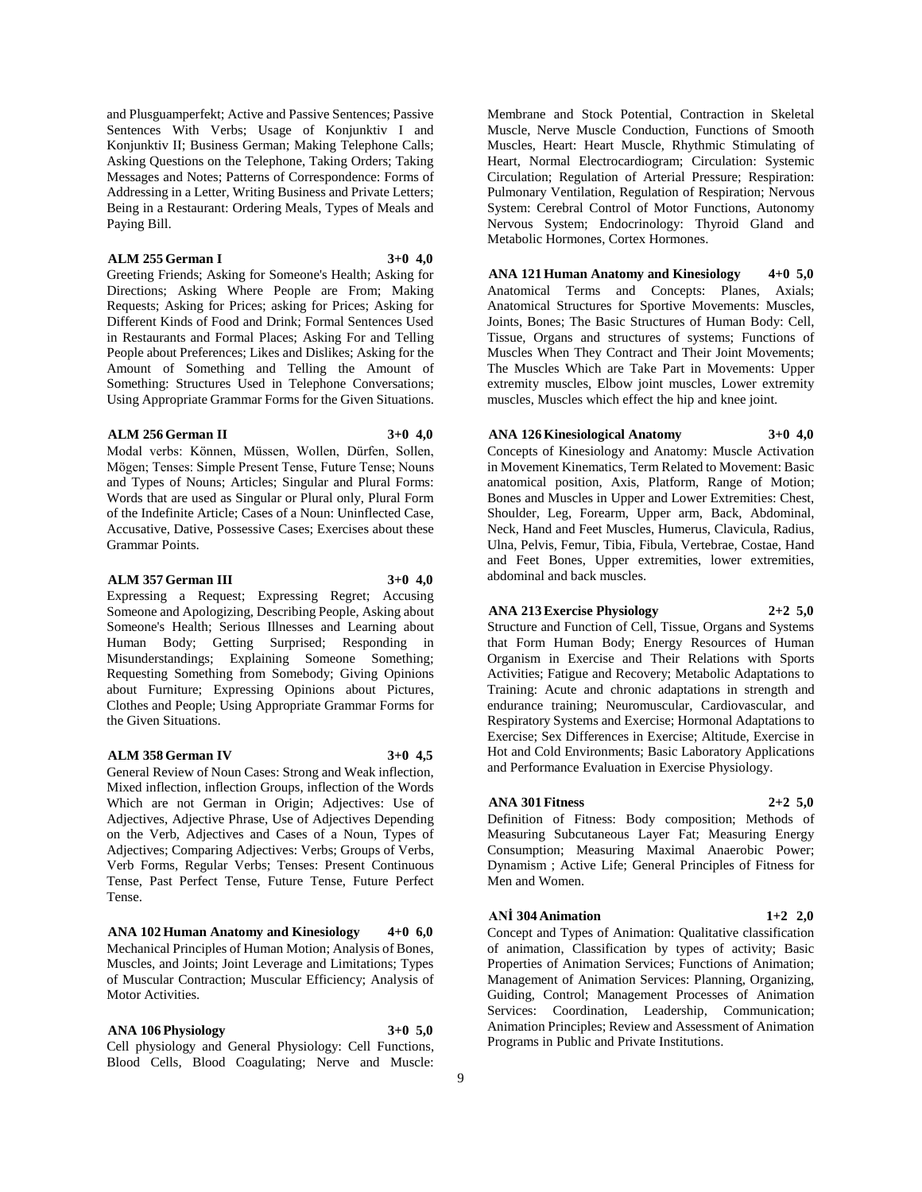and Plusguamperfekt; Active and Passive Sentences; Passive Sentences With Verbs; Usage of Konjunktiv I and Konjunktiv II; Business German; Making Telephone Calls; Asking Questions on the Telephone, Taking Orders; Taking Messages and Notes; Patterns of Correspondence: Forms of Addressing in a Letter, Writing Business and Private Letters; Being in a Restaurant: Ordering Meals, Types of Meals and Paying Bill.

**ALM 255 German I 3+0 4,0**

Greeting Friends; Asking for Someone's Health; Asking for Directions; Asking Where People are From; Making Requests; Asking for Prices; asking for Prices; Asking for Different Kinds of Food and Drink; Formal Sentences Used in Restaurants and Formal Places; Asking For and Telling People about Preferences; Likes and Dislikes; Asking for the Amount of Something and Telling the Amount of Something: Structures Used in Telephone Conversations; Using Appropriate Grammar Forms for the Given Situations.

**ALM 256 German II 3+0 4,0**

Modal verbs: Können, Müssen, Wollen, Dürfen, Sollen, Mögen; Tenses: Simple Present Tense, Future Tense; Nouns and Types of Nouns; Articles; Singular and Plural Forms: Words that are used as Singular or Plural only, Plural Form of the Indefinite Article; Cases of a Noun: Uninflected Case, Accusative, Dative, Possessive Cases; Exercises about these Grammar Points.

**ALM 357 German III 3+0 4,0**

Expressing a Request; Expressing Regret; Accusing Someone and Apologizing, Describing People, Asking about Someone's Health; Serious Illnesses and Learning about Human Body; Getting Surprised; Responding in Misunderstandings; Explaining Someone Something; Requesting Something from Somebody; Giving Opinions about Furniture; Expressing Opinions about Pictures, Clothes and People; Using Appropriate Grammar Forms for the Given Situations.

**ALM 358 German IV 3+0 4,5**

General Review of Noun Cases: Strong and Weak inflection, Mixed inflection, inflection Groups, inflection of the Words Which are not German in Origin; Adjectives: Use of Adjectives, Adjective Phrase, Use of Adjectives Depending on the Verb, Adjectives and Cases of a Noun, Types of Adjectives; Comparing Adjectives: Verbs; Groups of Verbs, Verb Forms, Regular Verbs; Tenses: Present Continuous Tense, Past Perfect Tense, Future Tense, Future Perfect Tense.

**ANA 102 Human Anatomy and Kinesiology 4+0 6,0**

Mechanical Principles of Human Motion; Analysis of Bones, Muscles, and Joints; Joint Leverage and Limitations; Types of Muscular Contraction; Muscular Efficiency; Analysis of Motor Activities.

**ANA 106 Physiology 3+0 5,0**

Cell physiology and General Physiology: Cell Functions, Blood Cells, Blood Coagulating; Nerve and Muscle: Membrane and Stock Potential, Contraction in Skeletal Muscle, Nerve Muscle Conduction, Functions of Smooth Muscles, Heart: Heart Muscle, Rhythmic Stimulating of Heart, Normal Electrocardiogram; Circulation: Systemic Circulation; Regulation of Arterial Pressure; Respiration: Pulmonary Ventilation, Regulation of Respiration; Nervous System: Cerebral Control of Motor Functions, Autonomy Nervous System; Endocrinology: Thyroid Gland and Metabolic Hormones, Cortex Hormones.

**ANA 121 Human Anatomy and Kinesiology 4+0 5,0**

Anatomical Terms and Concepts: Planes, Axials; Anatomical Structures for Sportive Movements: Muscles, Joints, Bones; The Basic Structures of Human Body: Cell, Tissue, Organs and structures of systems; Functions of Muscles When They Contract and Their Joint Movements; The Muscles Which are Take Part in Movements: Upper extremity muscles, Elbow joint muscles, Lower extremity muscles, Muscles which effect the hip and knee joint.

**ANA 126 Kinesiological Anatomy 3+0 4,0**

Concepts of Kinesiology and Anatomy: Muscle Activation in Movement Kinematics, Term Related to Movement: Basic anatomical position, Axis, Platform, Range of Motion; Bones and Muscles in Upper and Lower Extremities: Chest, Shoulder, Leg, Forearm, Upper arm, Back, Abdominal, Neck, Hand and Feet Muscles, Humerus, Clavicula, Radius, Ulna, Pelvis, Femur, Tibia, Fibula, Vertebrae, Costae, Hand and Feet Bones, Upper extremities, lower extremities, abdominal and back muscles.

**ANA 213 Exercise Physiology 2+2 5,0**

Structure and Function of Cell, Tissue, Organs and Systems that Form Human Body; Energy Resources of Human Organism in Exercise and Their Relations with Sports Activities; Fatigue and Recovery; Metabolic Adaptations to Training: Acute and chronic adaptations in strength and endurance training; Neuromuscular, Cardiovascular, and Respiratory Systems and Exercise; Hormonal Adaptations to Exercise; Sex Differences in Exercise; Altitude, Exercise in Hot and Cold Environments; Basic Laboratory Applications and Performance Evaluation in Exercise Physiology.

**ANA 301 Fitness 2+2 5,0**

Definition of Fitness: Body composition; Methods of Measuring Subcutaneous Layer Fat; Measuring Energy Consumption; Measuring Maximal Anaerobic Power; Dynamism ; Active Life; General Principles of Fitness for Men and Women.

**ANİ 304 Animation 1+2 2,0**

Concept and Types of Animation: Qualitative classification of animation, Classification by types of activity; Basic Properties of Animation Services; Functions of Animation; Management of Animation Services: Planning, Organizing, Guiding, Control; Management Processes of Animation Services: Coordination, Leadership, Communication; Animation Principles; Review and Assessment of Animation Programs in Public and Private Institutions.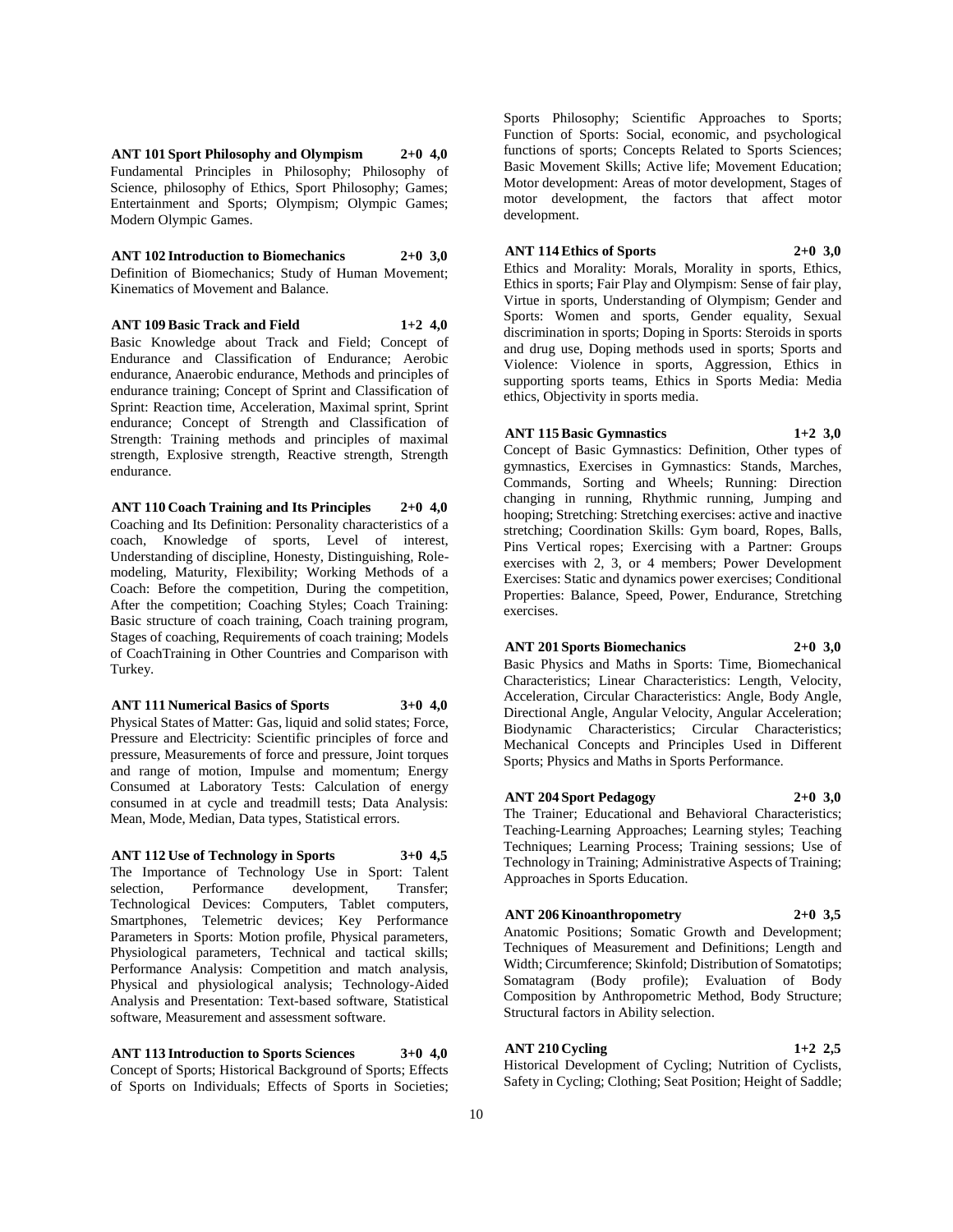**ANT 101 Sport Philosophy and Olympism 2+0 4,0**
Fundamental Principles in Philosophy; Philosophy of Science, philosophy of Ethics, Sport Philosophy; Games; Entertainment and Sports; Olympism; Olympic Games; Modern Olympic Games.

**ANT 102 Introduction to Biomechanics 2+0 3,0**
Definition of Biomechanics; Study of Human Movement; Kinematics of Movement and Balance.

**ANT 109 Basic Track and Field 1+2 4,0**
Basic Knowledge about Track and Field; Concept of Endurance and Classification of Endurance; Aerobic endurance, Anaerobic endurance, Methods and principles of endurance training; Concept of Sprint and Classification of Sprint: Reaction time, Acceleration, Maximal sprint, Sprint endurance; Concept of Strength and Classification of Strength: Training methods and principles of maximal strength, Explosive strength, Reactive strength, Strength endurance.

**ANT 110 Coach Training and Its Principles 2+0 4,0**
Coaching and Its Definition: Personality characteristics of a coach, Knowledge of sports, Level of interest, Understanding of discipline, Honesty, Distinguishing, Role-modeling, Maturity, Flexibility; Working Methods of a Coach: Before the competition, During the competition, After the competition; Coaching Styles; Coach Training: Basic structure of coach training, Coach training program, Stages of coaching, Requirements of coach training; Models of CoachTraining in Other Countries and Comparison with Turkey.

**ANT 111 Numerical Basics of Sports 3+0 4,0**
Physical States of Matter: Gas, liquid and solid states; Force, Pressure and Electricity: Scientific principles of force and pressure, Measurements of force and pressure, Joint torques and range of motion, Impulse and momentum; Energy Consumed at Laboratory Tests: Calculation of energy consumed in at cycle and treadmill tests; Data Analysis: Mean, Mode, Median, Data types, Statistical errors.

**ANT 112 Use of Technology in Sports 3+0 4,5**
The Importance of Technology Use in Sport: Talent selection, Performance development, Transfer; Technological Devices: Computers, Tablet computers, Smartphones, Telemetric devices; Key Performance Parameters in Sports: Motion profile, Physical parameters, Physiological parameters, Technical and tactical skills; Performance Analysis: Competition and match analysis, Physical and physiological analysis; Technology-Aided Analysis and Presentation: Text-based software, Statistical software, Measurement and assessment software.

**ANT 113 Introduction to Sports Sciences 3+0 4,0**
Concept of Sports; Historical Background of Sports; Effects of Sports on Individuals; Effects of Sports in Societies; Sports Philosophy; Scientific Approaches to Sports; Function of Sports: Social, economic, and psychological functions of sports; Concepts Related to Sports Sciences; Basic Movement Skills; Active life; Movement Education; Motor development: Areas of motor development, Stages of motor development, the factors that affect motor development.

**ANT 114 Ethics of Sports 2+0 3,0**
Ethics and Morality: Morals, Morality in sports, Ethics, Ethics in sports; Fair Play and Olympism: Sense of fair play, Virtue in sports, Understanding of Olympism; Gender and Sports: Women and sports, Gender equality, Sexual discrimination in sports; Doping in Sports: Steroids in sports and drug use, Doping methods used in sports; Sports and Violence: Violence in sports, Aggression, Ethics in supporting sports teams, Ethics in Sports Media: Media ethics, Objectivity in sports media.

**ANT 115 Basic Gymnastics 1+2 3,0**
Concept of Basic Gymnastics: Definition, Other types of gymnastics, Exercises in Gymnastics: Stands, Marches, Commands, Sorting and Wheels; Running: Direction changing in running, Rhythmic running, Jumping and hooping; Stretching: Stretching exercises: active and inactive stretching; Coordination Skills: Gym board, Ropes, Balls, Pins Vertical ropes; Exercising with a Partner: Groups exercises with 2, 3, or 4 members; Power Development Exercises: Static and dynamics power exercises; Conditional Properties: Balance, Speed, Power, Endurance, Stretching exercises.

**ANT 201 Sports Biomechanics 2+0 3,0**
Basic Physics and Maths in Sports: Time, Biomechanical Characteristics; Linear Characteristics: Length, Velocity, Acceleration, Circular Characteristics: Angle, Body Angle, Directional Angle, Angular Velocity, Angular Acceleration; Biodynamic Characteristics; Circular Characteristics; Mechanical Concepts and Principles Used in Different Sports; Physics and Maths in Sports Performance.

**ANT 204 Sport Pedagogy 2+0 3,0**
The Trainer; Educational and Behavioral Characteristics; Teaching-Learning Approaches; Learning styles; Teaching Techniques; Learning Process; Training sessions; Use of Technology in Training; Administrative Aspects of Training; Approaches in Sports Education.

**ANT 206 Kinoanthropometry 2+0 3,5**
Anatomic Positions; Somatic Growth and Development; Techniques of Measurement and Definitions; Length and Width; Circumference; Skinfold; Distribution of Somatotips; Somatagram (Body profile); Evaluation of Body Composition by Anthropometric Method, Body Structure; Structural factors in Ability selection.

**ANT 210 Cycling 1+2 2,5**
Historical Development of Cycling; Nutrition of Cyclists, Safety in Cycling; Clothing; Seat Position; Height of Saddle;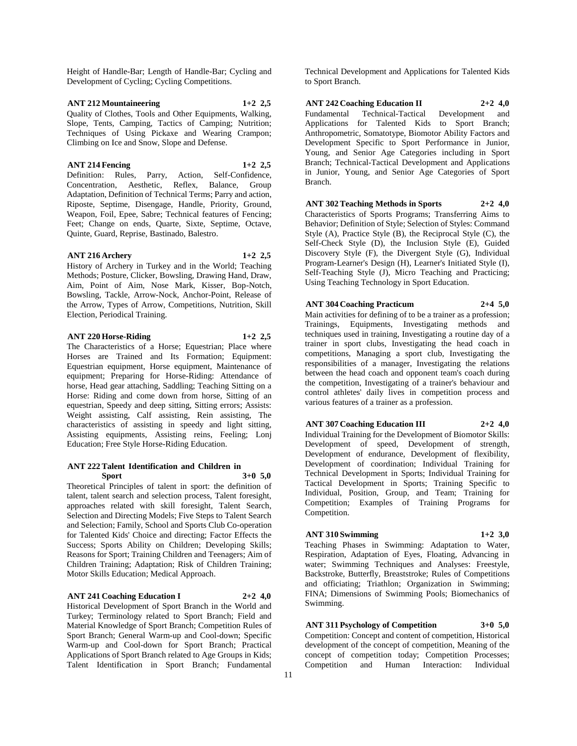Height of Handle-Bar; Length of Handle-Bar; Cycling and Development of Cycling; Cycling Competitions.

**ANT 212 Mountaineering 1+2 2,5**

Quality of Clothes, Tools and Other Equipments, Walking, Slope, Tents, Camping, Tactics of Camping; Nutrition; Techniques of Using Pickaxe and Wearing Crampon; Climbing on Ice and Snow, Slope and Defense.

**ANT 214 Fencing 1+2 2,5**

Definition: Rules, Parry, Action, Self-Confidence, Concentration, Aesthetic, Reflex, Balance, Group Adaptation, Definition of Technical Terms; Parry and action, Riposte, Septime, Disengage, Handle, Priority, Ground, Weapon, Foil, Epee, Sabre; Technical features of Fencing; Feet; Change on ends, Quarte, Sixte, Septime, Octave, Quinte, Guard, Reprise, Bastinado, Balestro.

**ANT 216 Archery 1+2 2,5**

History of Archery in Turkey and in the World; Teaching Methods; Posture, Clicker, Bowsling, Drawing Hand, Draw, Aim, Point of Aim, Nose Mark, Kisser, Bop-Notch, Bowsling, Tackle, Arrow-Nock, Anchor-Point, Release of the Arrow, Types of Arrow, Competitions, Nutrition, Skill Election, Periodical Training.

**ANT 220 Horse-Riding 1+2 2,5**

The Characteristics of a Horse; Equestrian; Place where Horses are Trained and Its Formation; Equipment: Equestrian equipment, Horse equipment, Maintenance of equipment; Preparing for Horse-Riding: Attendance of horse, Head gear attaching, Saddling; Teaching Sitting on a Horse: Riding and come down from horse, Sitting of an equestrian, Speedy and deep sitting, Sitting errors; Assists: Weight assisting, Calf assisting, Rein assisting, The characteristics of assisting in speedy and light sitting, Assisting equipments, Assisting reins, Feeling; Lonj Education; Free Style Horse-Riding Education.

**ANT 222 Talent Identification and Children in Sport 3+0 5,0**

Theoretical Principles of talent in sport: the definition of talent, talent search and selection process, Talent foresight, approaches related with skill foresight, Talent Search, Selection and Directing Models; Five Steps to Talent Search and Selection; Family, School and Sports Club Co-operation for Talented Kids' Choice and directing; Factor Effects the Success; Sports Ability on Children; Developing Skills; Reasons for Sport; Training Children and Teenagers; Aim of Children Training; Adaptation; Risk of Children Training; Motor Skills Education; Medical Approach.

**ANT 241 Coaching Education I 2+2 4,0**

Historical Development of Sport Branch in the World and Turkey; Terminology related to Sport Branch; Field and Material Knowledge of Sport Branch; Competition Rules of Sport Branch; General Warm-up and Cool-down; Specific Warm-up and Cool-down for Sport Branch; Practical Applications of Sport Branch related to Age Groups in Kids; Talent Identification in Sport Branch; Fundamental Technical Development and Applications for Talented Kids to Sport Branch.

**ANT 242 Coaching Education II 2+2 4,0**

Fundamental Technical-Tactical Development and Applications for Talented Kids to Sport Branch; Anthropometric, Somatotype, Biomotor Ability Factors and Development Specific to Sport Performance in Junior, Young, and Senior Age Categories including in Sport Branch; Technical-Tactical Development and Applications in Junior, Young, and Senior Age Categories of Sport Branch.

**ANT 302 Teaching Methods in Sports 2+2 4,0**

Characteristics of Sports Programs; Transferring Aims to Behavior; Definition of Style; Selection of Styles: Command Style (A), Practice Style (B), the Reciprocal Style (C), the Self-Check Style (D), the Inclusion Style (E), Guided Discovery Style (F), the Divergent Style (G), Individual Program-Learner's Design (H), Learner's Initiated Style (I), Self-Teaching Style (J), Micro Teaching and Practicing; Using Teaching Technology in Sport Education.

**ANT 304 Coaching Practicum 2+4 5,0**

Main activities for defining of to be a trainer as a profession; Trainings, Equipments, Investigating methods and techniques used in training, Investigating a routine day of a trainer in sport clubs, Investigating the head coach in competitions, Managing a sport club, Investigating the responsibilities of a manager, Investigating the relations between the head coach and opponent team's coach during the competition, Investigating of a trainer's behaviour and control athletes' daily lives in competition process and various features of a trainer as a profession.

**ANT 307 Coaching Education III 2+2 4,0**

Individual Training for the Development of Biomotor Skills: Development of speed, Development of strength, Development of endurance, Development of flexibility, Development of coordination; Individual Training for Technical Development in Sports; Individual Training for Tactical Development in Sports; Training Specific to Individual, Position, Group, and Team; Training for Competition; Examples of Training Programs for Competition.

**ANT 310 Swimming 1+2 3,0**

Teaching Phases in Swimming: Adaptation to Water, Respiration, Adaptation of Eyes, Floating, Advancing in water; Swimming Techniques and Analyses: Freestyle, Backstroke, Butterfly, Breaststroke; Rules of Competitions and officiating; Triathlon; Organization in Swimming; FINA; Dimensions of Swimming Pools; Biomechanics of Swimming.

**ANT 311 Psychology of Competition 3+0 5,0**

Competition: Concept and content of competition, Historical development of the concept of competition, Meaning of the concept of competition today; Competition Processes; Competition and Human Interaction: Individual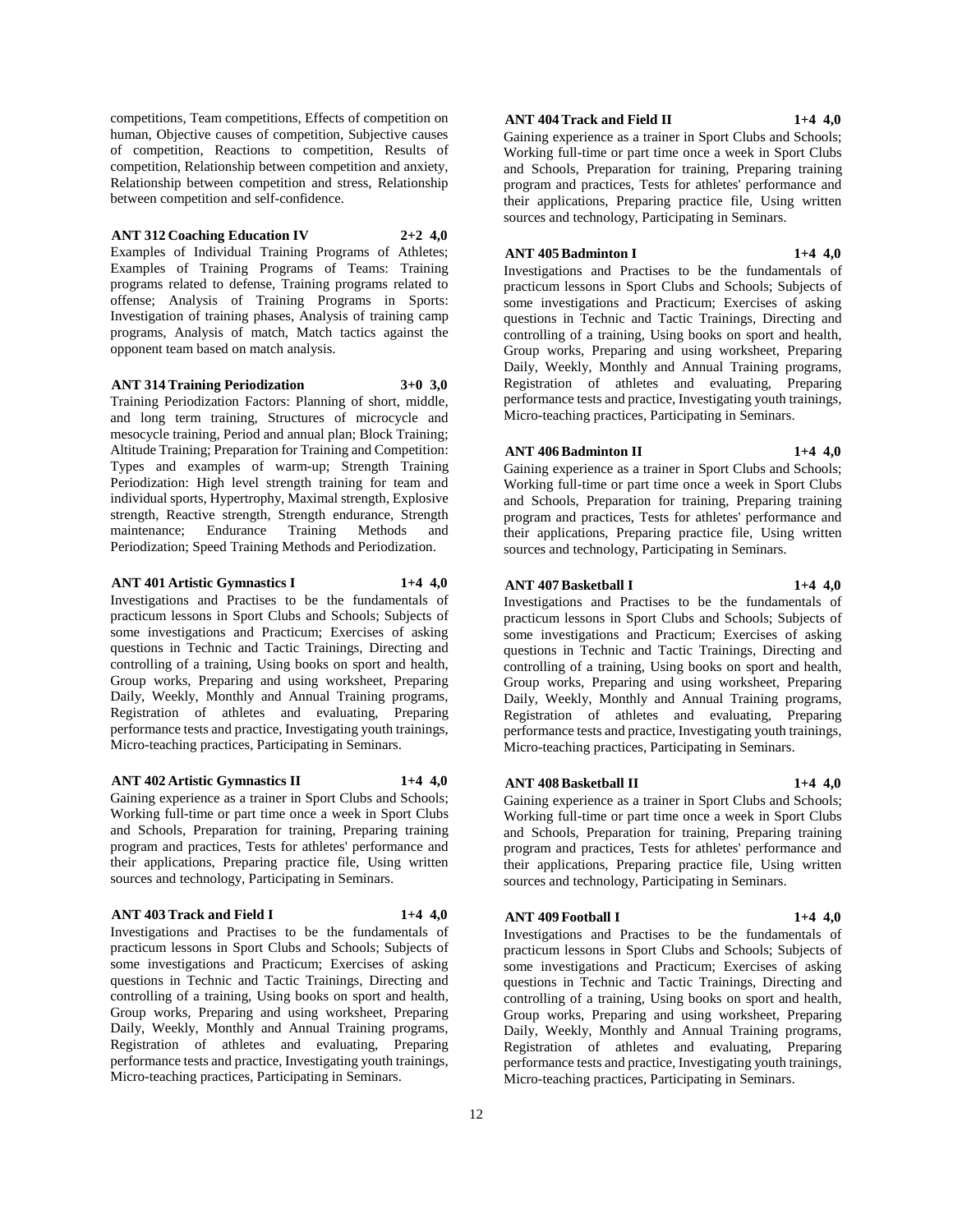competitions, Team competitions, Effects of competition on human, Objective causes of competition, Subjective causes of competition, Reactions to competition, Results of competition, Relationship between competition and anxiety, Relationship between competition and stress, Relationship between competition and self-confidence.

**ANT 312 Coaching Education IV 2+2 4,0**

Examples of Individual Training Programs of Athletes; Examples of Training Programs of Teams: Training programs related to defense, Training programs related to offense; Analysis of Training Programs in Sports: Investigation of training phases, Analysis of training camp programs, Analysis of match, Match tactics against the opponent team based on match analysis.

**ANT 314 Training Periodization 3+0 3,0**

Training Periodization Factors: Planning of short, middle, and long term training, Structures of microcycle and mesocycle training, Period and annual plan; Block Training; Altitude Training; Preparation for Training and Competition: Types and examples of warm-up; Strength Training Periodization: High level strength training for team and individual sports, Hypertrophy, Maximal strength, Explosive strength, Reactive strength, Strength endurance, Strength maintenance; Endurance Training Methods and Periodization; Speed Training Methods and Periodization.

**ANT 401 Artistic Gymnastics I 1+4 4,0**

Investigations and Practises to be the fundamentals of practicum lessons in Sport Clubs and Schools; Subjects of some investigations and Practicum; Exercises of asking questions in Technic and Tactic Trainings, Directing and controlling of a training, Using books on sport and health, Group works, Preparing and using worksheet, Preparing Daily, Weekly, Monthly and Annual Training programs, Registration of athletes and evaluating, Preparing performance tests and practice, Investigating youth trainings, Micro-teaching practices, Participating in Seminars.

**ANT 402 Artistic Gymnastics II 1+4 4,0**

Gaining experience as a trainer in Sport Clubs and Schools; Working full-time or part time once a week in Sport Clubs and Schools, Preparation for training, Preparing training program and practices, Tests for athletes' performance and their applications, Preparing practice file, Using written sources and technology, Participating in Seminars.

**ANT 403 Track and Field I 1+4 4,0**

Investigations and Practises to be the fundamentals of practicum lessons in Sport Clubs and Schools; Subjects of some investigations and Practicum; Exercises of asking questions in Technic and Tactic Trainings, Directing and controlling of a training, Using books on sport and health, Group works, Preparing and using worksheet, Preparing Daily, Weekly, Monthly and Annual Training programs, Registration of athletes and evaluating, Preparing performance tests and practice, Investigating youth trainings, Micro-teaching practices, Participating in Seminars.

**ANT 404 Track and Field II 1+4 4,0**

Gaining experience as a trainer in Sport Clubs and Schools; Working full-time or part time once a week in Sport Clubs and Schools, Preparation for training, Preparing training program and practices, Tests for athletes' performance and their applications, Preparing practice file, Using written sources and technology, Participating in Seminars.

**ANT 405 Badminton I 1+4 4,0**

Investigations and Practises to be the fundamentals of practicum lessons in Sport Clubs and Schools; Subjects of some investigations and Practicum; Exercises of asking questions in Technic and Tactic Trainings, Directing and controlling of a training, Using books on sport and health, Group works, Preparing and using worksheet, Preparing Daily, Weekly, Monthly and Annual Training programs, Registration of athletes and evaluating, Preparing performance tests and practice, Investigating youth trainings, Micro-teaching practices, Participating in Seminars.

**ANT 406 Badminton II 1+4 4,0**

Gaining experience as a trainer in Sport Clubs and Schools; Working full-time or part time once a week in Sport Clubs and Schools, Preparation for training, Preparing training program and practices, Tests for athletes' performance and their applications, Preparing practice file, Using written sources and technology, Participating in Seminars.

**ANT 407 Basketball I 1+4 4,0**

Investigations and Practises to be the fundamentals of practicum lessons in Sport Clubs and Schools; Subjects of some investigations and Practicum; Exercises of asking questions in Technic and Tactic Trainings, Directing and controlling of a training, Using books on sport and health, Group works, Preparing and using worksheet, Preparing Daily, Weekly, Monthly and Annual Training programs, Registration of athletes and evaluating, Preparing performance tests and practice, Investigating youth trainings, Micro-teaching practices, Participating in Seminars.

**ANT 408 Basketball II 1+4 4,0**

Gaining experience as a trainer in Sport Clubs and Schools; Working full-time or part time once a week in Sport Clubs and Schools, Preparation for training, Preparing training program and practices, Tests for athletes' performance and their applications, Preparing practice file, Using written sources and technology, Participating in Seminars.

**ANT 409 Football I 1+4 4,0**

Investigations and Practises to be the fundamentals of practicum lessons in Sport Clubs and Schools; Subjects of some investigations and Practicum; Exercises of asking questions in Technic and Tactic Trainings, Directing and controlling of a training, Using books on sport and health, Group works, Preparing and using worksheet, Preparing Daily, Weekly, Monthly and Annual Training programs, Registration of athletes and evaluating, Preparing performance tests and practice, Investigating youth trainings, Micro-teaching practices, Participating in Seminars.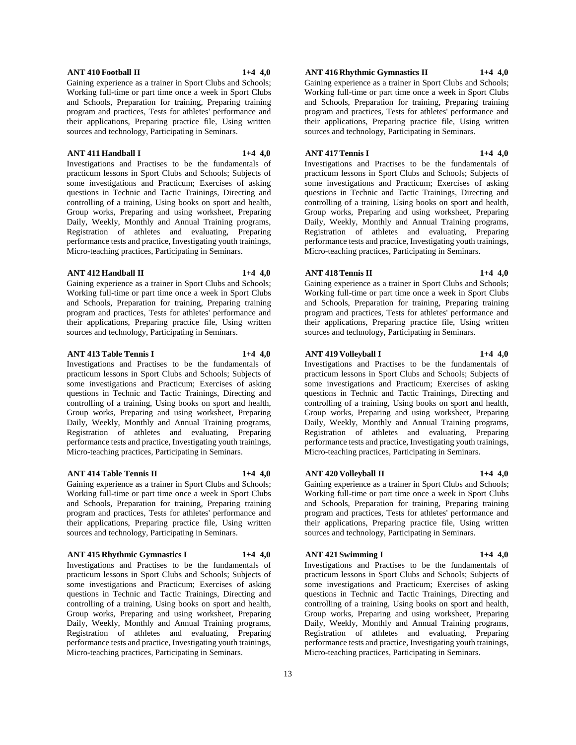**ANT 410 Football II 1+4 4,0**

Gaining experience as a trainer in Sport Clubs and Schools; Working full-time or part time once a week in Sport Clubs and Schools, Preparation for training, Preparing training program and practices, Tests for athletes' performance and their applications, Preparing practice file, Using written sources and technology, Participating in Seminars.

**ANT 411 Handball I 1+4 4,0**

Investigations and Practises to be the fundamentals of practicum lessons in Sport Clubs and Schools; Subjects of some investigations and Practicum; Exercises of asking questions in Technic and Tactic Trainings, Directing and controlling of a training, Using books on sport and health, Group works, Preparing and using worksheet, Preparing Daily, Weekly, Monthly and Annual Training programs, Registration of athletes and evaluating, Preparing performance tests and practice, Investigating youth trainings, Micro-teaching practices, Participating in Seminars.

**ANT 412 Handball II 1+4 4,0**

Gaining experience as a trainer in Sport Clubs and Schools; Working full-time or part time once a week in Sport Clubs and Schools, Preparation for training, Preparing training program and practices, Tests for athletes' performance and their applications, Preparing practice file, Using written sources and technology, Participating in Seminars.

**ANT 413 Table Tennis I 1+4 4,0**

Investigations and Practises to be the fundamentals of practicum lessons in Sport Clubs and Schools; Subjects of some investigations and Practicum; Exercises of asking questions in Technic and Tactic Trainings, Directing and controlling of a training, Using books on sport and health, Group works, Preparing and using worksheet, Preparing Daily, Weekly, Monthly and Annual Training programs, Registration of athletes and evaluating, Preparing performance tests and practice, Investigating youth trainings, Micro-teaching practices, Participating in Seminars.

**ANT 414 Table Tennis II 1+4 4,0**

Gaining experience as a trainer in Sport Clubs and Schools; Working full-time or part time once a week in Sport Clubs and Schools, Preparation for training, Preparing training program and practices, Tests for athletes' performance and their applications, Preparing practice file, Using written sources and technology, Participating in Seminars.

**ANT 415 Rhythmic Gymnastics I 1+4 4,0**

Investigations and Practises to be the fundamentals of practicum lessons in Sport Clubs and Schools; Subjects of some investigations and Practicum; Exercises of asking questions in Technic and Tactic Trainings, Directing and controlling of a training, Using books on sport and health, Group works, Preparing and using worksheet, Preparing Daily, Weekly, Monthly and Annual Training programs, Registration of athletes and evaluating, Preparing performance tests and practice, Investigating youth trainings, Micro-teaching practices, Participating in Seminars.

**ANT 416 Rhythmic Gymnastics II 1+4 4,0**

Gaining experience as a trainer in Sport Clubs and Schools; Working full-time or part time once a week in Sport Clubs and Schools, Preparation for training, Preparing training program and practices, Tests for athletes' performance and their applications, Preparing practice file, Using written sources and technology, Participating in Seminars.

**ANT 417 Tennis I 1+4 4,0**

Investigations and Practises to be the fundamentals of practicum lessons in Sport Clubs and Schools; Subjects of some investigations and Practicum; Exercises of asking questions in Technic and Tactic Trainings, Directing and controlling of a training, Using books on sport and health, Group works, Preparing and using worksheet, Preparing Daily, Weekly, Monthly and Annual Training programs, Registration of athletes and evaluating, Preparing performance tests and practice, Investigating youth trainings, Micro-teaching practices, Participating in Seminars.

**ANT 418 Tennis II 1+4 4,0**

Gaining experience as a trainer in Sport Clubs and Schools; Working full-time or part time once a week in Sport Clubs and Schools, Preparation for training, Preparing training program and practices, Tests for athletes' performance and their applications, Preparing practice file, Using written sources and technology, Participating in Seminars.

**ANT 419 Volleyball I 1+4 4,0**

Investigations and Practises to be the fundamentals of practicum lessons in Sport Clubs and Schools; Subjects of some investigations and Practicum; Exercises of asking questions in Technic and Tactic Trainings, Directing and controlling of a training, Using books on sport and health, Group works, Preparing and using worksheet, Preparing Daily, Weekly, Monthly and Annual Training programs, Registration of athletes and evaluating, Preparing performance tests and practice, Investigating youth trainings, Micro-teaching practices, Participating in Seminars.

**ANT 420 Volleyball II 1+4 4,0**

Gaining experience as a trainer in Sport Clubs and Schools; Working full-time or part time once a week in Sport Clubs and Schools, Preparation for training, Preparing training program and practices, Tests for athletes' performance and their applications, Preparing practice file, Using written sources and technology, Participating in Seminars.

**ANT 421 Swimming I 1+4 4,0**

Investigations and Practises to be the fundamentals of practicum lessons in Sport Clubs and Schools; Subjects of some investigations and Practicum; Exercises of asking questions in Technic and Tactic Trainings, Directing and controlling of a training, Using books on sport and health, Group works, Preparing and using worksheet, Preparing Daily, Weekly, Monthly and Annual Training programs, Registration of athletes and evaluating, Preparing performance tests and practice, Investigating youth trainings, Micro-teaching practices, Participating in Seminars.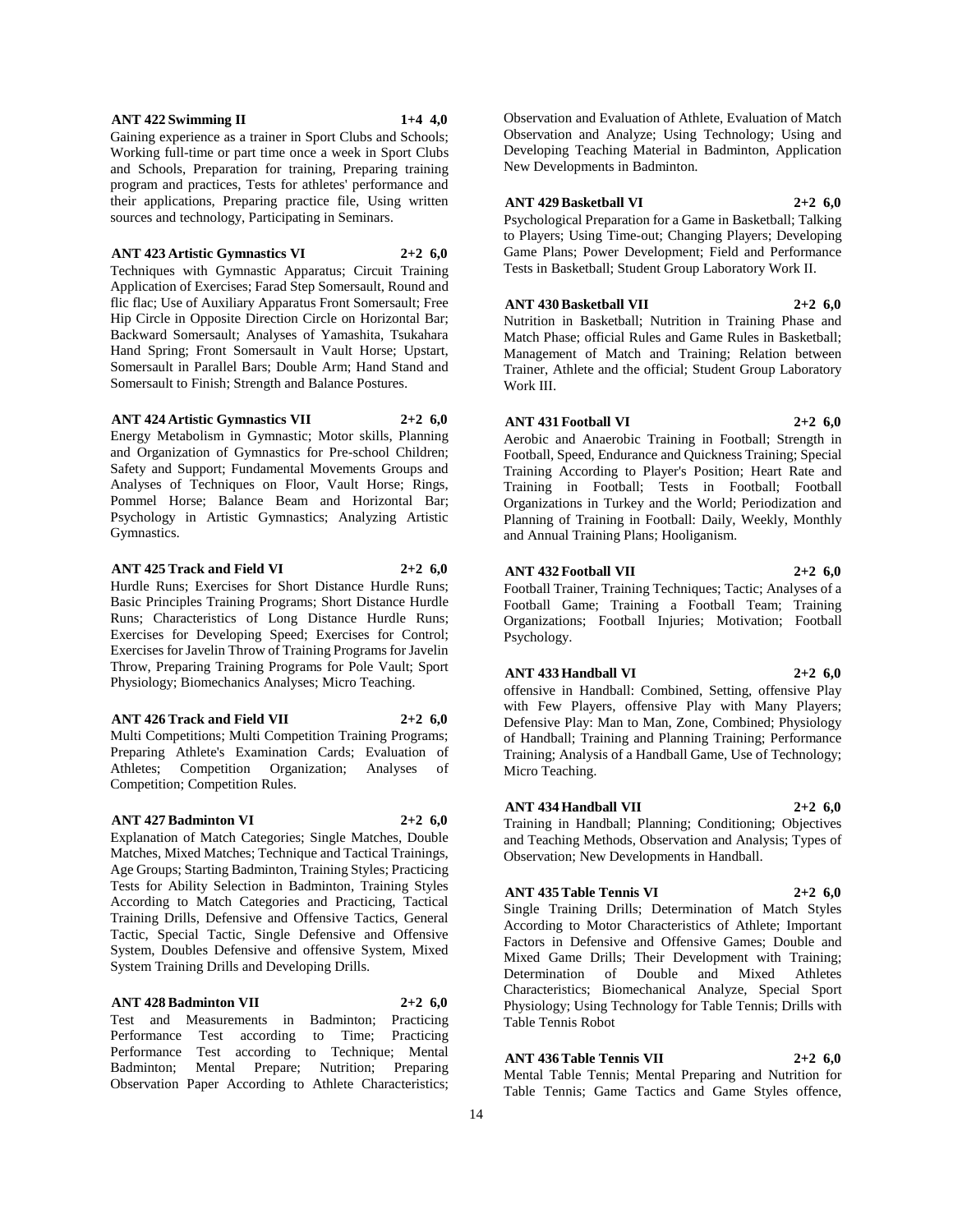**ANT 422 Swimming II 1+4 4,0**

Gaining experience as a trainer in Sport Clubs and Schools; Working full-time or part time once a week in Sport Clubs and Schools, Preparation for training, Preparing training program and practices, Tests for athletes' performance and their applications, Preparing practice file, Using written sources and technology, Participating in Seminars.

**ANT 423 Artistic Gymnastics VI 2+2 6,0**

Techniques with Gymnastic Apparatus; Circuit Training Application of Exercises; Farad Step Somersault, Round and flic flac; Use of Auxiliary Apparatus Front Somersault; Free Hip Circle in Opposite Direction Circle on Horizontal Bar; Backward Somersault; Analyses of Yamashita, Tsukahara Hand Spring; Front Somersault in Vault Horse; Upstart, Somersault in Parallel Bars; Double Arm; Hand Stand and Somersault to Finish; Strength and Balance Postures.

**ANT 424 Artistic Gymnastics VII 2+2 6,0**

Energy Metabolism in Gymnastic; Motor skills, Planning and Organization of Gymnastics for Pre-school Children; Safety and Support; Fundamental Movements Groups and Analyses of Techniques on Floor, Vault Horse; Rings, Pommel Horse; Balance Beam and Horizontal Bar; Psychology in Artistic Gymnastics; Analyzing Artistic Gymnastics.

**ANT 425 Track and Field VI 2+2 6,0**

Hurdle Runs; Exercises for Short Distance Hurdle Runs; Basic Principles Training Programs; Short Distance Hurdle Runs; Characteristics of Long Distance Hurdle Runs; Exercises for Developing Speed; Exercises for Control; Exercises for Javelin Throw of Training Programs for Javelin Throw, Preparing Training Programs for Pole Vault; Sport Physiology; Biomechanics Analyses; Micro Teaching.

**ANT 426 Track and Field VII 2+2 6,0**

Multi Competitions; Multi Competition Training Programs; Preparing Athlete's Examination Cards; Evaluation of Athletes; Competition Organization; Analyses of Competition; Competition Rules.

**ANT 427 Badminton VI 2+2 6,0**

Explanation of Match Categories; Single Matches, Double Matches, Mixed Matches; Technique and Tactical Trainings, Age Groups; Starting Badminton, Training Styles; Practicing Tests for Ability Selection in Badminton, Training Styles According to Match Categories and Practicing, Tactical Training Drills, Defensive and Offensive Tactics, General Tactic, Special Tactic, Single Defensive and Offensive System, Doubles Defensive and offensive System, Mixed System Training Drills and Developing Drills.

**ANT 428 Badminton VII 2+2 6,0**

Test and Measurements in Badminton; Practicing Performance Test according to Time; Practicing Performance Test according to Technique; Mental Badminton; Mental Prepare; Nutrition; Preparing Observation Paper According to Athlete Characteristics; Observation and Evaluation of Athlete, Evaluation of Match Observation and Analyze; Using Technology; Using and Developing Teaching Material in Badminton, Application New Developments in Badminton.

**ANT 429 Basketball VI 2+2 6,0**

Psychological Preparation for a Game in Basketball; Talking to Players; Using Time-out; Changing Players; Developing Game Plans; Power Development; Field and Performance Tests in Basketball; Student Group Laboratory Work II.

**ANT 430 Basketball VII 2+2 6,0**

Nutrition in Basketball; Nutrition in Training Phase and Match Phase; official Rules and Game Rules in Basketball; Management of Match and Training; Relation between Trainer, Athlete and the official; Student Group Laboratory Work III.

**ANT 431 Football VI 2+2 6,0**

Aerobic and Anaerobic Training in Football; Strength in Football, Speed, Endurance and Quickness Training; Special Training According to Player's Position; Heart Rate and Training in Football; Tests in Football; Football Organizations in Turkey and the World; Periodization and Planning of Training in Football: Daily, Weekly, Monthly and Annual Training Plans; Hooliganism.

**ANT 432 Football VII 2+2 6,0**

Football Trainer, Training Techniques; Tactic; Analyses of a Football Game; Training a Football Team; Training Organizations; Football Injuries; Motivation; Football Psychology.

**ANT 433 Handball VI 2+2 6,0**

offensive in Handball: Combined, Setting, offensive Play with Few Players, offensive Play with Many Players; Defensive Play: Man to Man, Zone, Combined; Physiology of Handball; Training and Planning Training; Performance Training; Analysis of a Handball Game, Use of Technology; Micro Teaching.

**ANT 434 Handball VII 2+2 6,0**

Training in Handball; Planning; Conditioning; Objectives and Teaching Methods, Observation and Analysis; Types of Observation; New Developments in Handball.

**ANT 435 Table Tennis VI 2+2 6,0**

Single Training Drills; Determination of Match Styles According to Motor Characteristics of Athlete; Important Factors in Defensive and Offensive Games; Double and Mixed Game Drills; Their Development with Training; Determination of Double and Mixed Athletes Characteristics; Biomechanical Analyze, Special Sport Physiology; Using Technology for Table Tennis; Drills with Table Tennis Robot

**ANT 436 Table Tennis VII 2+2 6,0**

Mental Table Tennis; Mental Preparing and Nutrition for Table Tennis; Game Tactics and Game Styles offence,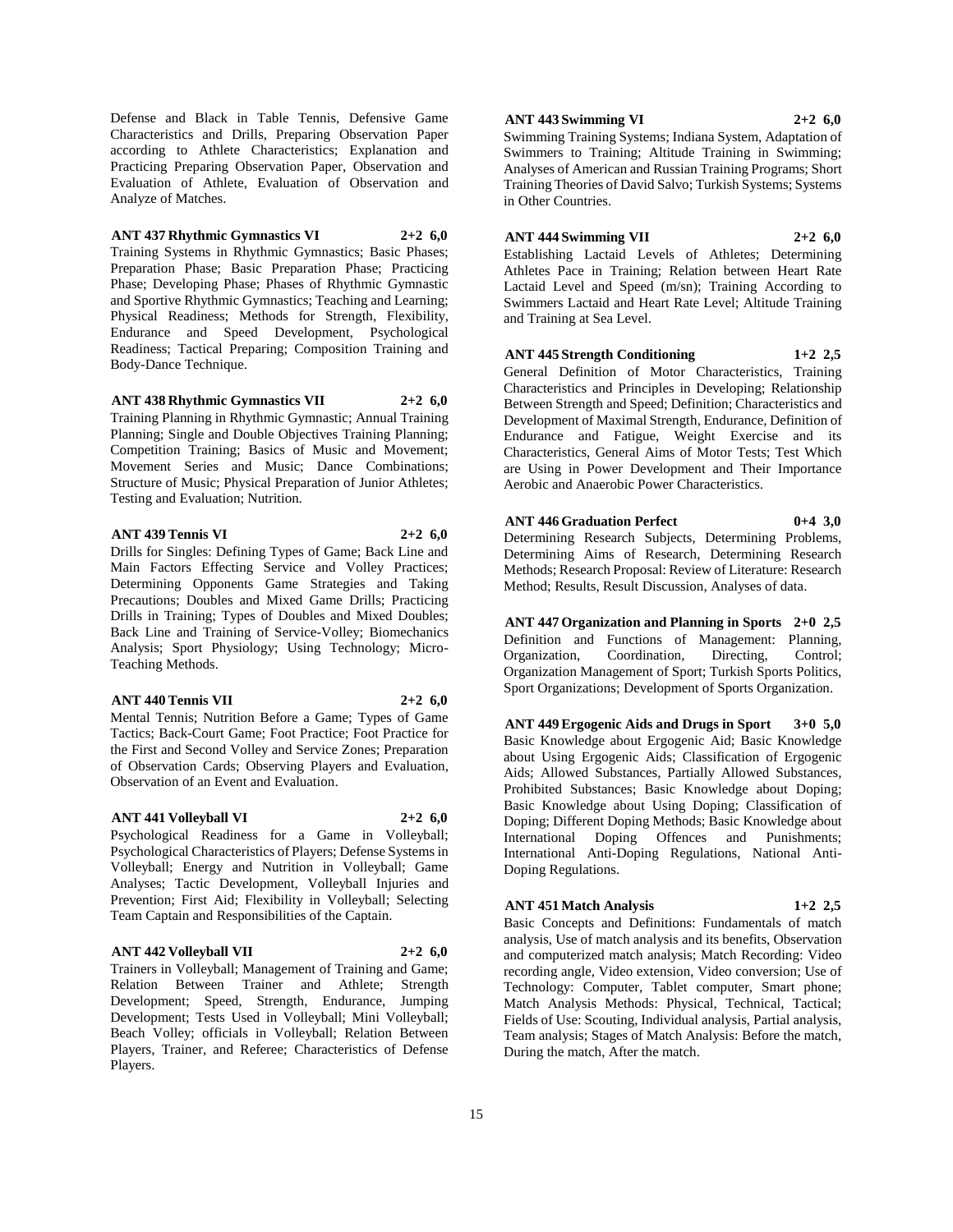Defense and Black in Table Tennis, Defensive Game Characteristics and Drills, Preparing Observation Paper according to Athlete Characteristics; Explanation and Practicing Preparing Observation Paper, Observation and Evaluation of Athlete, Evaluation of Observation and Analyze of Matches.

**ANT 437 Rhythmic Gymnastics VI 2+2 6,0**

Training Systems in Rhythmic Gymnastics; Basic Phases; Preparation Phase; Basic Preparation Phase; Practicing Phase; Developing Phase; Phases of Rhythmic Gymnastic and Sportive Rhythmic Gymnastics; Teaching and Learning; Physical Readiness; Methods for Strength, Flexibility, Endurance and Speed Development, Psychological Readiness; Tactical Preparing; Composition Training and Body-Dance Technique.

**ANT 438 Rhythmic Gymnastics VII 2+2 6,0**

Training Planning in Rhythmic Gymnastic; Annual Training Planning; Single and Double Objectives Training Planning; Competition Training; Basics of Music and Movement; Movement Series and Music; Dance Combinations; Structure of Music; Physical Preparation of Junior Athletes; Testing and Evaluation; Nutrition.

**ANT 439 Tennis VI 2+2 6,0**

Drills for Singles: Defining Types of Game; Back Line and Main Factors Effecting Service and Volley Practices; Determining Opponents Game Strategies and Taking Precautions; Doubles and Mixed Game Drills; Practicing Drills in Training; Types of Doubles and Mixed Doubles; Back Line and Training of Service-Volley; Biomechanics Analysis; Sport Physiology; Using Technology; Micro-Teaching Methods.

**ANT 440 Tennis VII 2+2 6,0**

Mental Tennis; Nutrition Before a Game; Types of Game Tactics; Back-Court Game; Foot Practice; Foot Practice for the First and Second Volley and Service Zones; Preparation of Observation Cards; Observing Players and Evaluation, Observation of an Event and Evaluation.

**ANT 441 Volleyball VI 2+2 6,0**

Psychological Readiness for a Game in Volleyball; Psychological Characteristics of Players; Defense Systems in Volleyball; Energy and Nutrition in Volleyball; Game Analyses; Tactic Development, Volleyball Injuries and Prevention; First Aid; Flexibility in Volleyball; Selecting Team Captain and Responsibilities of the Captain.

**ANT 442 Volleyball VII 2+2 6,0**

Trainers in Volleyball; Management of Training and Game; Relation Between Trainer and Athlete; Strength Development; Speed, Strength, Endurance, Jumping Development; Tests Used in Volleyball; Mini Volleyball; Beach Volley; officials in Volleyball; Relation Between Players, Trainer, and Referee; Characteristics of Defense Players.

**ANT 443 Swimming VI 2+2 6,0**

Swimming Training Systems; Indiana System, Adaptation of Swimmers to Training; Altitude Training in Swimming; Analyses of American and Russian Training Programs; Short Training Theories of David Salvo; Turkish Systems; Systems in Other Countries.

**ANT 444 Swimming VII 2+2 6,0**

Establishing Lactaid Levels of Athletes; Determining Athletes Pace in Training; Relation between Heart Rate Lactaid Level and Speed (m/sn); Training According to Swimmers Lactaid and Heart Rate Level; Altitude Training and Training at Sea Level.

**ANT 445 Strength Conditioning 1+2 2,5**

General Definition of Motor Characteristics, Training Characteristics and Principles in Developing; Relationship Between Strength and Speed; Definition; Characteristics and Development of Maximal Strength, Endurance, Definition of Endurance and Fatigue, Weight Exercise and its Characteristics, General Aims of Motor Tests; Test Which are Using in Power Development and Their Importance Aerobic and Anaerobic Power Characteristics.

**ANT 446 Graduation Perfect 0+4 3,0**

Determining Research Subjects, Determining Problems, Determining Aims of Research, Determining Research Methods; Research Proposal: Review of Literature: Research Method; Results, Result Discussion, Analyses of data.

**ANT 447 Organization and Planning in Sports 2+0 2,5**

Definition and Functions of Management: Planning, Organization, Coordination, Directing, Control; Organization Management of Sport; Turkish Sports Politics, Sport Organizations; Development of Sports Organization.

**ANT 449 Ergogenic Aids and Drugs in Sport 3+0 5,0**

Basic Knowledge about Ergogenic Aid; Basic Knowledge about Using Ergogenic Aids; Classification of Ergogenic Aids; Allowed Substances, Partially Allowed Substances, Prohibited Substances; Basic Knowledge about Doping; Basic Knowledge about Using Doping; Classification of Doping; Different Doping Methods; Basic Knowledge about International Doping Offences and Punishments; International Anti-Doping Regulations, National Anti-Doping Regulations.

**ANT 451 Match Analysis 1+2 2,5**

Basic Concepts and Definitions: Fundamentals of match analysis, Use of match analysis and its benefits, Observation and computerized match analysis; Match Recording: Video recording angle, Video extension, Video conversion; Use of Technology: Computer, Tablet computer, Smart phone; Match Analysis Methods: Physical, Technical, Tactical; Fields of Use: Scouting, Individual analysis, Partial analysis, Team analysis; Stages of Match Analysis: Before the match, During the match, After the match.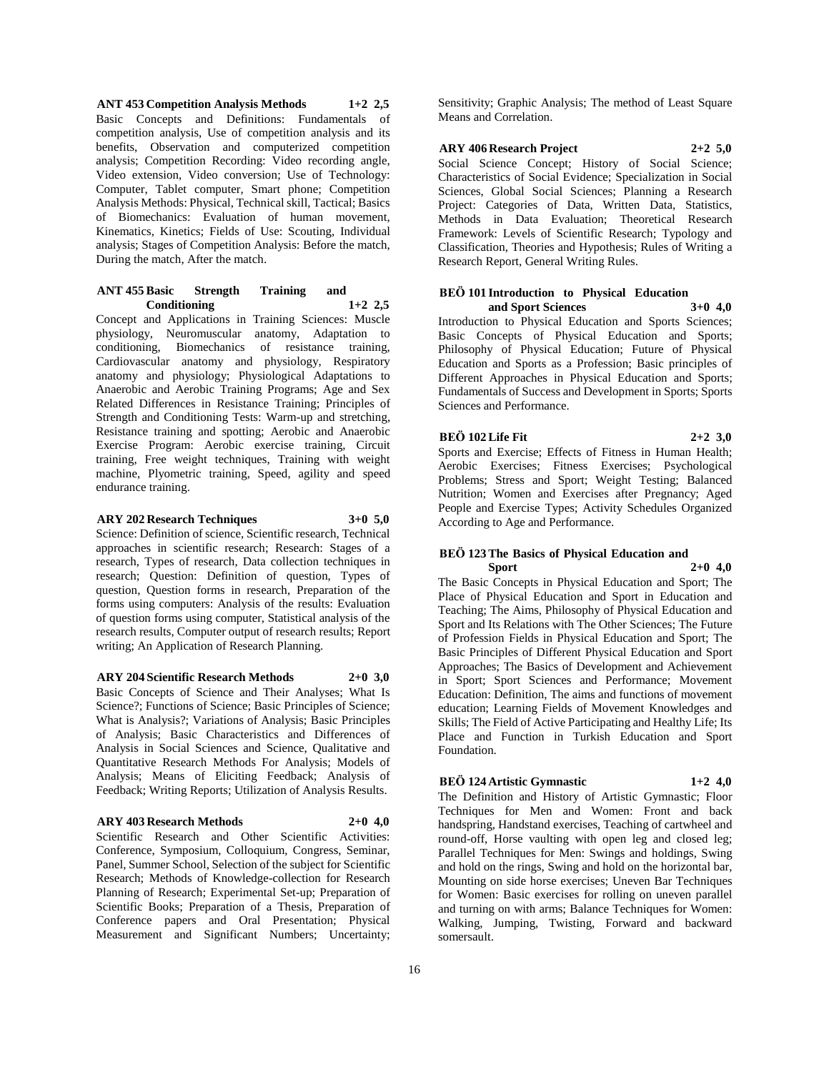**ANT 453 Competition Analysis Methods 1+2 2,5**

Basic Concepts and Definitions: Fundamentals of competition analysis, Use of competition analysis and its benefits, Observation and computerized competition analysis; Competition Recording: Video recording angle, Video extension, Video conversion; Use of Technology: Computer, Tablet computer, Smart phone; Competition Analysis Methods: Physical, Technical skill, Tactical; Basics of Biomechanics: Evaluation of human movement, Kinematics, Kinetics; Fields of Use: Scouting, Individual analysis; Stages of Competition Analysis: Before the match, During the match, After the match.

**ANT 455 Basic Strength Training and Conditioning 1+2 2,5**

Concept and Applications in Training Sciences: Muscle physiology, Neuromuscular anatomy, Adaptation to conditioning, Biomechanics of resistance training, Cardiovascular anatomy and physiology, Respiratory anatomy and physiology; Physiological Adaptations to Anaerobic and Aerobic Training Programs; Age and Sex Related Differences in Resistance Training; Principles of Strength and Conditioning Tests: Warm-up and stretching, Resistance training and spotting; Aerobic and Anaerobic Exercise Program: Aerobic exercise training, Circuit training, Free weight techniques, Training with weight machine, Plyometric training, Speed, agility and speed endurance training.

**ARY 202 Research Techniques 3+0 5,0**

Science: Definition of science, Scientific research, Technical approaches in scientific research; Research: Stages of a research, Types of research, Data collection techniques in research; Question: Definition of question, Types of question, Question forms in research, Preparation of the forms using computers: Analysis of the results: Evaluation of question forms using computer, Statistical analysis of the research results, Computer output of research results; Report writing; An Application of Research Planning.

**ARY 204 Scientific Research Methods 2+0 3,0**

Basic Concepts of Science and Their Analyses; What Is Science?; Functions of Science; Basic Principles of Science; What is Analysis?; Variations of Analysis; Basic Principles of Analysis; Basic Characteristics and Differences of Analysis in Social Sciences and Social Sciences, Qualitative and Quantitative Research Methods For Analysis; Models of Analysis; Means of Eliciting Feedback; Analysis of Feedback; Writing Reports; Utilization of Analysis Results.

**ARY 403 Research Methods 2+0 4,0**

Scientific Research and Other Scientific Activities: Conference, Symposium, Colloquium, Congress, Seminar, Panel, Summer School, Selection of the subject for Scientific Research; Methods of Knowledge-collection for Research Planning of Research; Experimental Set-up; Preparation of Scientific Books; Preparation of a Thesis, Preparation of Conference papers and Oral Presentation; Physical Measurement and Significant Numbers; Uncertainty; Sensitivity; Graphic Analysis; The method of Least Square Means and Correlation.

**ARY 406 Research Project 2+2 5,0**

Social Science Concept; History of Social Science; Characteristics of Social Evidence; Specialization in Social Sciences, Global Social Sciences; Planning a Research Project: Categories of Data, Written Data, Statistics, Methods in Data Evaluation; Theoretical Research Framework: Levels of Scientific Research; Typology and Classification, Theories and Hypothesis; Rules of Writing a Research Report, General Writing Rules.

**BEÖ 101 Introduction to Physical Education and Sport Sciences 3+0 4,0**

Introduction to Physical Education and Sports Sciences; Basic Concepts of Physical Education and Sports; Philosophy of Physical Education; Future of Physical Education and Sports as a Profession; Basic principles of Different Approaches in Physical Education and Sports; Fundamentals of Success and Development in Sports; Sports Sciences and Performance.

**BEÖ 102 Life Fit 2+2 3,0**

Sports and Exercise; Effects of Fitness in Human Health; Aerobic Exercises; Fitness Exercises; Psychological Problems; Stress and Sport; Weight Testing; Balanced Nutrition; Women and Exercises after Pregnancy; Aged People and Exercise Types; Activity Schedules Organized According to Age and Performance.

**BEÖ 123 The Basics of Physical Education and Sport 2+0 4,0**

The Basic Concepts in Physical Education and Sport; The Place of Physical Education and Sport in Education and Teaching; The Aims, Philosophy of Physical Education and Sport and Its Relations with The Other Sciences; The Future of Profession Fields in Physical Education and Sport; The Basic Principles of Different Physical Education and Sport Approaches; The Basics of Development and Achievement in Sport; Sport Sciences and Performance; Movement Education: Definition, The aims and functions of movement education; Learning Fields of Movement Knowledges and Skills; The Field of Active Participating and Healthy Life; Its Place and Function in Turkish Education and Sport Foundation.

**BEÖ 124 Artistic Gymnastic 1+2 4,0**

The Definition and History of Artistic Gymnastic; Floor Techniques for Men and Women: Front and back handspring, Handstand exercises, Teaching of cartwheel and round-off, Horse vaulting with open leg and closed leg; Parallel Techniques for Men: Swings and holdings, Swing and hold on the rings, Swing and hold on the horizontal bar, Mounting on side horse exercises; Uneven Bar Techniques for Women: Basic exercises for rolling on uneven parallel and turning on with arms; Balance Techniques for Women: Walking, Jumping, Twisting, Forward and backward somersault.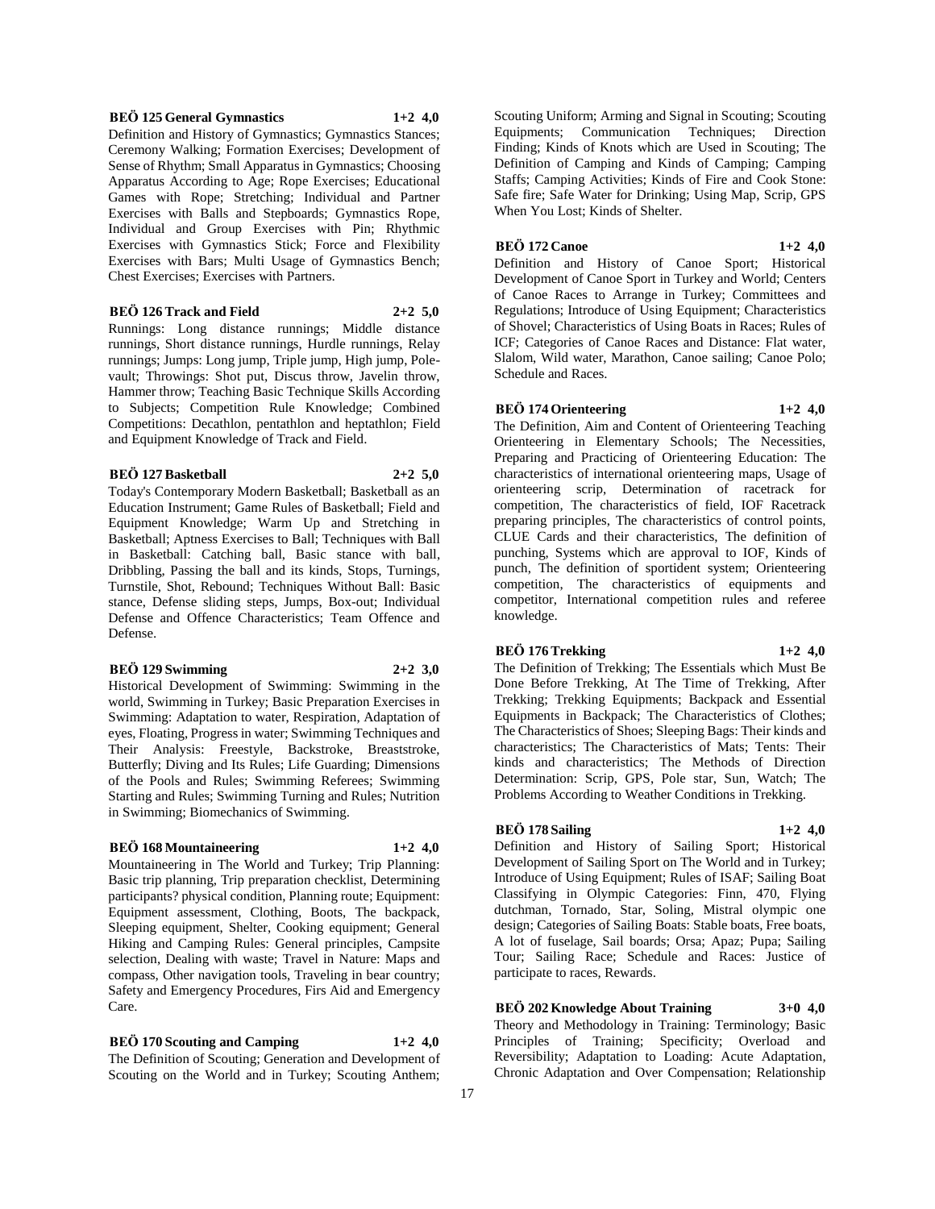**BEÖ 125 General Gymnastics 1+2 4,0**

Definition and History of Gymnastics; Gymnastics Stances; Ceremony Walking; Formation Exercises; Development of Sense of Rhythm; Small Apparatus in Gymnastics; Choosing Apparatus According to Age; Rope Exercises; Educational Games with Rope; Stretching; Individual and Partner Exercises with Balls and Stepboards; Gymnastics Rope, Individual and Group Exercises with Pin; Rhythmic Exercises with Gymnastics Stick; Force and Flexibility Exercises with Bars; Multi Usage of Gymnastics Bench; Chest Exercises; Exercises with Partners.

**BEÖ 126 Track and Field 2+2 5,0**

Runnings: Long distance runnings; Middle distance runnings, Short distance runnings, Hurdle runnings, Relay runnings; Jumps: Long jump, Triple jump, High jump, Pole-vault; Throwings: Shot put, Discus throw, Javelin throw, Hammer throw; Teaching Basic Technique Skills According to Subjects; Competition Rule Knowledge; Combined Competitions: Decathlon, pentathlon and heptathlon; Field and Equipment Knowledge of Track and Field.

**BEÖ 127 Basketball 2+2 5,0**

Today's Contemporary Modern Basketball; Basketball as an Education Instrument; Game Rules of Basketball; Field and Equipment Knowledge; Warm Up and Stretching in Basketball; Aptness Exercises to Ball; Techniques with Ball in Basketball: Catching ball, Basic stance with ball, Dribbling, Passing the ball and its kinds, Stops, Turnings, Turnstile, Shot, Rebound; Techniques Without Ball: Basic stance, Defense sliding steps, Jumps, Box-out; Individual Defense and Offence Characteristics; Team Offence and Defense.

**BEÖ 129 Swimming 2+2 3,0**

Historical Development of Swimming: Swimming in the world, Swimming in Turkey; Basic Preparation Exercises in Swimming: Adaptation to water, Respiration, Adaptation of eyes, Floating, Progress in water; Swimming Techniques and Their Analysis: Freestyle, Backstroke, Breaststroke, Butterfly; Diving and Its Rules; Life Guarding; Dimensions of the Pools and Rules; Swimming Referees; Swimming Starting and Rules; Swimming Turning and Rules; Nutrition in Swimming; Biomechanics of Swimming.

**BEÖ 168 Mountaineering 1+2 4,0**

Mountaineering in The World and Turkey; Trip Planning: Basic trip planning, Trip preparation checklist, Determining participants? physical condition, Planning route; Equipment: Equipment assessment, Clothing, Boots, The backpack, Sleeping equipment, Shelter, Cooking equipment; General Hiking and Camping Rules: General principles, Campsite selection, Dealing with waste; Travel in Nature: Maps and compass, Other navigation tools, Traveling in bear country; Safety and Emergency Procedures, Firs Aid and Emergency Care.

**BEÖ 170 Scouting and Camping 1+2 4,0**

The Definition of Scouting; Generation and Development of Scouting on the World and in Turkey; Scouting Anthem; Scouting Uniform; Arming and Signal in Scouting; Scouting Equipments; Communication Techniques; Direction Finding; Kinds of Knots which are Used in Scouting; The Definition of Camping and Kinds of Camping; Camping Staffs; Camping Activities; Kinds of Fire and Cook Stone: Safe fire; Safe Water for Drinking; Using Map, Scrip, GPS When You Lost; Kinds of Shelter.

**BEÖ 172 Canoe 1+2 4,0**

Definition and History of Canoe Sport; Historical Development of Canoe Sport in Turkey and World; Centers of Canoe Races to Arrange in Turkey; Committees and Regulations; Introduce of Using Equipment; Characteristics of Shovel; Characteristics of Using Boats in Races; Rules of ICF; Categories of Canoe Races and Distance: Flat water, Slalom, Wild water, Marathon, Canoe sailing; Canoe Polo; Schedule and Races.

**BEÖ 174 Orienteering 1+2 4,0**

The Definition, Aim and Content of Orienteering Teaching Orienteering in Elementary Schools; The Necessities, Preparing and Practicing of Orienteering Education: The characteristics of international orienteering maps, Usage of orienteering scrip, Determination of racetrack for competition, The characteristics of field, IOF Racetrack preparing principles, The characteristics of control points, CLUE Cards and their characteristics, The definition of punching, Systems which are approval to IOF, Kinds of punch, The definition of sportident system; Orienteering competition, The characteristics of equipments and competitor, International competition rules and referee knowledge.

**BEÖ 176 Trekking 1+2 4,0**

The Definition of Trekking; The Essentials which Must Be Done Before Trekking, At The Time of Trekking, After Trekking; Trekking Equipments; Backpack and Essential Equipments in Backpack; The Characteristics of Clothes; The Characteristics of Shoes; Sleeping Bags: Their kinds and characteristics; The Characteristics of Mats; Tents: Their kinds and characteristics; The Methods of Direction Determination: Scrip, GPS, Pole star, Sun, Watch; The Problems According to Weather Conditions in Trekking.

**BEÖ 178 Sailing 1+2 4,0**

Definition and History of Sailing Sport; Historical Development of Sailing Sport on The World and in Turkey; Introduce of Using Equipment; Rules of ISAF; Sailing Boat Classifying in Olympic Categories: Finn, 470, Flying dutchman, Tornado, Star, Soling, Mistral olympic one design; Categories of Sailing Boats: Stable boats, Free boats, A lot of fuselage, Sail boards; Orsa; Apaz; Pupa; Sailing Tour; Sailing Race; Schedule and Races: Justice of participate to races, Rewards.

**BEÖ 202 Knowledge About Training 3+0 4,0**

Theory and Methodology in Training: Terminology; Basic Principles of Training; Specificity; Overload and Reversibility; Adaptation to Loading: Acute Adaptation, Chronic Adaptation and Over Compensation; Relationship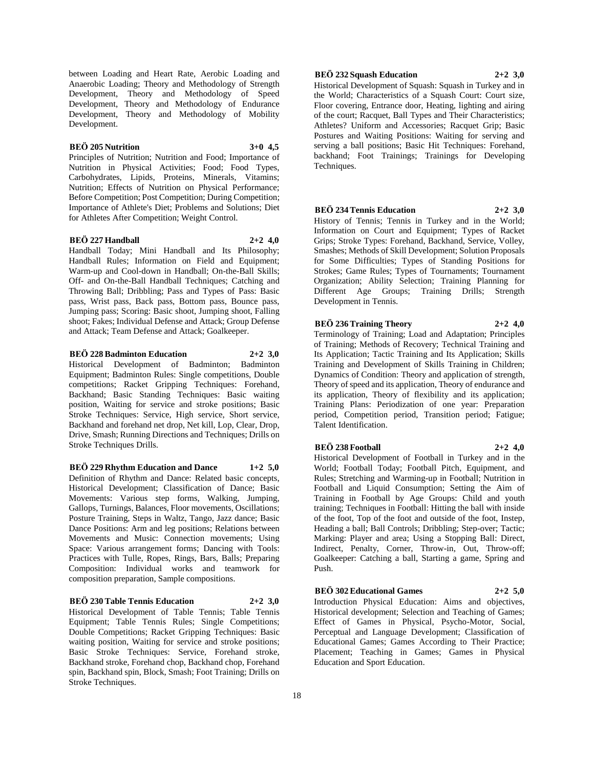between Loading and Heart Rate, Aerobic Loading and Anaerobic Loading; Theory and Methodology of Strength Development, Theory and Methodology of Speed Development, Theory and Methodology of Endurance Development, Theory and Methodology of Mobility Development.

**BEÖ 205 Nutrition 3+0 4,5**

Principles of Nutrition; Nutrition and Food; Importance of Nutrition in Physical Activities; Food; Food Types, Carbohydrates, Lipids, Proteins, Minerals, Vitamins; Nutrition; Effects of Nutrition on Physical Performance; Before Competition; Post Competition; During Competition; Importance of Athlete's Diet; Problems and Solutions; Diet for Athletes After Competition; Weight Control.

**BEÖ 227 Handball 2+2 4,0**

Handball Today; Mini Handball and Its Philosophy; Handball Rules; Information on Field and Equipment; Warm-up and Cool-down in Handball; On-the-Ball Skills; Off- and On-the-Ball Handball Techniques; Catching and Throwing Ball; Dribbling; Pass and Types of Pass: Basic pass, Wrist pass, Back pass, Bottom pass, Bounce pass, Jumping pass; Scoring: Basic shoot, Jumping shoot, Falling shoot; Fakes; Individual Defense and Attack; Group Defense and Attack; Team Defense and Attack; Goalkeeper.

**BEÖ 228 Badminton Education 2+2 3,0**

Historical Development of Badminton; Badminton Equipment; Badminton Rules: Single competitions, Double competitions; Racket Gripping Techniques: Forehand, Backhand; Basic Standing Techniques: Basic waiting position, Waiting for service and stroke positions; Basic Stroke Techniques: Service, High service, Short service, Backhand and forehand net drop, Net kill, Lop, Clear, Drop, Drive, Smash; Running Directions and Techniques; Drills on Stroke Techniques Drills.

**BEÖ 229 Rhythm Education and Dance 1+2 5,0**

Definition of Rhythm and Dance: Related basic concepts, Historical Development; Classification of Dance; Basic Movements: Various step forms, Walking, Jumping, Gallops, Turnings, Balances, Floor movements, Oscillations; Posture Training, Steps in Waltz, Tango, Jazz dance; Basic Dance Positions: Arm and leg positions; Relations between Movements and Music: Connection movements; Using Space: Various arrangement forms; Dancing with Tools: Practices with Tulle, Ropes, Rings, Bars, Balls; Preparing Composition: Individual works and teamwork for composition preparation, Sample compositions.

**BEÖ 230 Table Tennis Education 2+2 3,0**

Historical Development of Table Tennis; Table Tennis Equipment; Table Tennis Rules; Single Competitions; Double Competitions; Racket Gripping Techniques: Basic waiting position, Waiting for service and stroke positions; Basic Stroke Techniques: Service, Forehand stroke, Backhand stroke, Forehand chop, Backhand chop, Forehand spin, Backhand spin, Block, Smash; Foot Training; Drills on Stroke Techniques.

**BEÖ 232 Squash Education 2+2 3,0**

Historical Development of Squash: Squash in Turkey and in the World; Characteristics of a Squash Court: Court size, Floor covering, Entrance door, Heating, lighting and airing of the court; Racquet, Ball Types and Their Characteristics; Athletes? Uniform and Accessories; Racquet Grip; Basic Postures and Waiting Positions: Waiting for serving and serving a ball positions; Basic Hit Techniques: Forehand, backhand; Foot Trainings; Trainings for Developing Techniques.

**BEÖ 234 Tennis Education 2+2 3,0**

History of Tennis; Tennis in Turkey and in the World; Information on Court and Equipment; Types of Racket Grips; Stroke Types: Forehand, Backhand, Service, Volley, Smashes; Methods of Skill Development; Solution Proposals for Some Difficulties; Types of Standing Positions for Strokes; Game Rules; Types of Tournaments; Tournament Organization; Ability Selection; Training Planning for Different Age Groups; Training Drills; Strength Development in Tennis.

**BEÖ 236 Training Theory 2+2 4,0**

Terminology of Training; Load and Adaptation; Principles of Training; Methods of Recovery; Technical Training and Its Application; Tactic Training and Its Application; Skills Training and Development of Skills Training in Children; Dynamics of Condition: Theory and application of strength, Theory of speed and its application, Theory of endurance and its application, Theory of flexibility and its application; Training Plans: Periodization of one year: Preparation period, Competition period, Transition period; Fatigue; Talent Identification.

**BEÖ 238 Football 2+2 4,0**

Historical Development of Football in Turkey and in the World; Football Today; Football Pitch, Equipment, and Rules; Stretching and Warming-up in Football; Nutrition in Football and Liquid Consumption; Setting the Aim of Training in Football by Age Groups: Child and youth training; Techniques in Football: Hitting the ball with inside of the foot, Top of the foot and outside of the foot, Instep, Heading a ball; Ball Controls; Dribbling; Step-over; Tactic; Marking: Player and area; Using a Stopping Ball: Direct, Indirect, Penalty, Corner, Throw-in, Out, Throw-off; Goalkeeper: Catching a ball, Starting a game, Spring and Push.

**BEÖ 302 Educational Games 2+2 5,0**

Introduction Physical Education: Aims and objectives, Historical development; Selection and Teaching of Games; Effect of Games in Physical, Psycho-Motor, Social, Perceptual and Language Development; Classification of Educational Games; Games According to Their Practice; Placement; Teaching in Games; Games in Physical Education and Sport Education.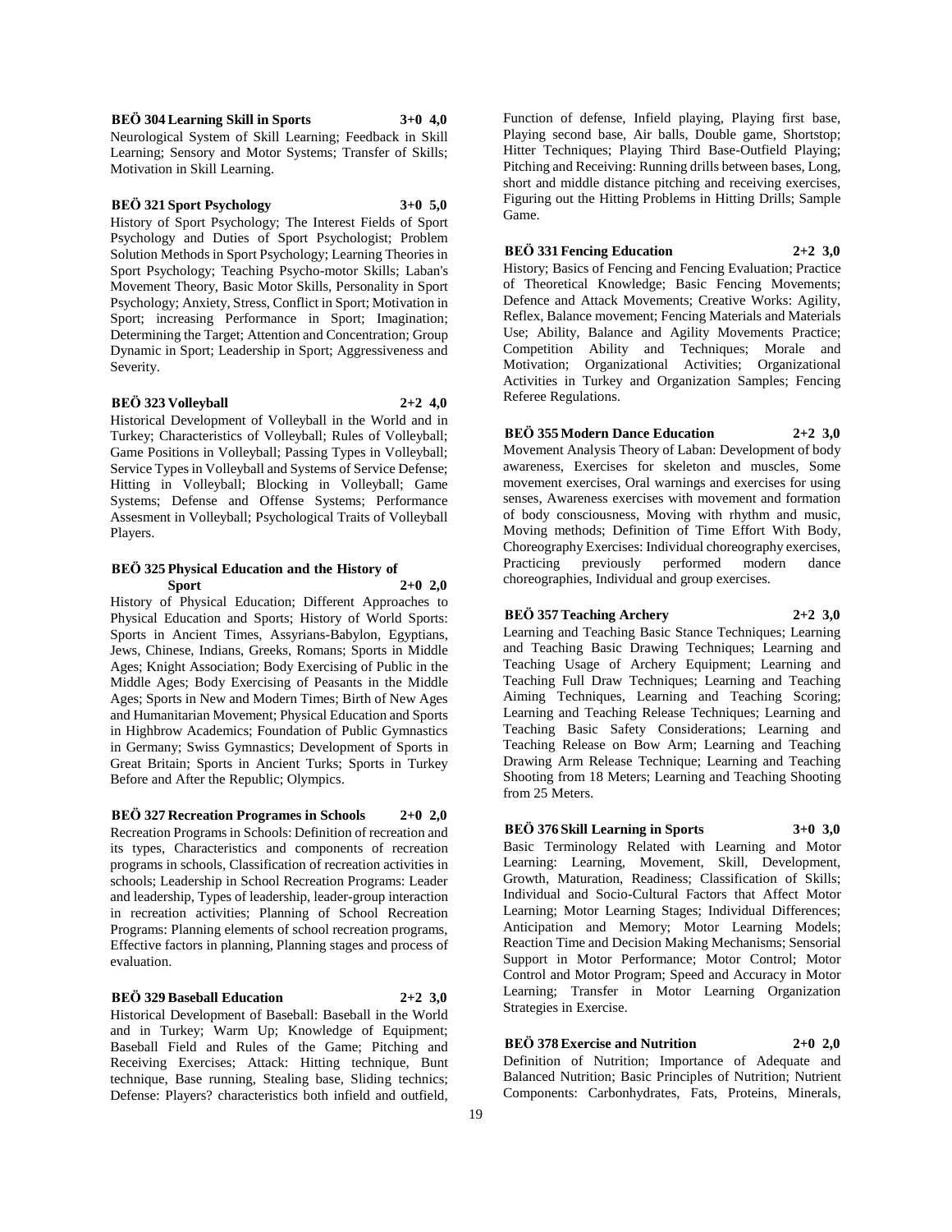**BEÖ 304 Learning Skill in Sports 3+0 4,0**

Neurological System of Skill Learning; Feedback in Skill Learning; Sensory and Motor Systems; Transfer of Skills; Motivation in Skill Learning.

**BEÖ 321 Sport Psychology 3+0 5,0**

History of Sport Psychology; The Interest Fields of Sport Psychology and Duties of Sport Psychologist; Problem Solution Methods in Sport Psychology; Learning Theories in Sport Psychology; Teaching Psycho-motor Skills; Laban's Movement Theory, Basic Motor Skills, Personality in Sport Psychology; Anxiety, Stress, Conflict in Sport; Motivation in Sport; increasing Performance in Sport; Imagination; Determining the Target; Attention and Concentration; Group Dynamic in Sport; Leadership in Sport; Aggressiveness and Severity.

**BEÖ 323 Volleyball 2+2 4,0**

Historical Development of Volleyball in the World and in Turkey; Characteristics of Volleyball; Rules of Volleyball; Game Positions in Volleyball; Passing Types in Volleyball; Service Types in Volleyball and Systems of Service Defense; Hitting in Volleyball; Blocking in Volleyball; Game Systems; Defense and Offense Systems; Performance Assesment in Volleyball; Psychological Traits of Volleyball Players.

**BEÖ 325 Physical Education and the History of Sport 2+0 2,0**

History of Physical Education; Different Approaches to Physical Education and Sports; History of World Sports: Sports in Ancient Times, Assyrians-Babylon, Egyptians, Jews, Chinese, Indians, Greeks, Romans; Sports in Middle Ages; Knight Association; Body Exercising of Public in the Middle Ages; Body Exercising of Peasants in the Middle Ages; Sports in New and Modern Times; Birth of New Ages and Humanitarian Movement; Physical Education and Sports in Highbrow Academics; Foundation of Public Gymnastics in Germany; Swiss Gymnastics; Development of Sports in Great Britain; Sports in Ancient Turks; Sports in Turkey Before and After the Republic; Olympics.

**BEÖ 327 Recreation Programes in Schools 2+0 2,0**

Recreation Programs in Schools: Definition of recreation and its types, Characteristics and components of recreation programs in schools, Classification of recreation activities in schools; Leadership in School Recreation Programs: Leader and leadership, Types of leadership, leader-group interaction in recreation activities; Planning of School Recreation Programs: Planning elements of school recreation programs, Effective factors in planning, Planning stages and process of evaluation.

**BEÖ 329 Baseball Education 2+2 3,0**

Historical Development of Baseball: Baseball in the World and in Turkey; Warm Up; Knowledge of Equipment; Baseball Field and Rules of the Game; Pitching and Receiving Exercises; Attack: Hitting technique, Bunt technique, Base running, Stealing base, Sliding technics; Defense: Players? characteristics both infield and outfield, Function of defense, Infield playing, Playing first base, Playing second base, Air balls, Double game, Shortstop; Hitter Techniques; Playing Third Base-Outfield Playing; Pitching and Receiving: Running drills between bases, Long, short and middle distance pitching and receiving exercises, Figuring out the Hitting Problems in Hitting Drills; Sample Game.

**BEÖ 331 Fencing Education 2+2 3,0**

History; Basics of Fencing and Fencing Evaluation; Practice of Theoretical Knowledge; Basic Fencing Movements; Defence and Attack Movements; Creative Works: Agility, Reflex, Balance movement; Fencing Materials and Materials Use; Ability, Balance and Agility Movements Practice; Competition Ability and Techniques; Morale and Motivation; Organizational Activities; Organizational Activities in Turkey and Organization Samples; Fencing Referee Regulations.

**BEÖ 355 Modern Dance Education 2+2 3,0**

Movement Analysis Theory of Laban: Development of body awareness, Exercises for skeleton and muscles, Some movement exercises, Oral warnings and exercises for using senses, Awareness exercises with movement and formation of body consciousness, Moving with rhythm and music, Moving methods; Definition of Time Effort With Body, Choreography Exercises: Individual choreography exercises, Practicing previously performed modern dance choreographies, Individual and group exercises.

**BEÖ 357 Teaching Archery 2+2 3,0**

Learning and Teaching Basic Stance Techniques; Learning and Teaching Basic Drawing Techniques; Learning and Teaching Usage of Archery Equipment; Learning and Teaching Full Draw Techniques; Learning and Teaching Aiming Techniques, Learning and Teaching Scoring; Learning and Teaching Release Techniques; Learning and Teaching Basic Safety Considerations; Learning and Teaching Release on Bow Arm; Learning and Teaching Drawing Arm Release Technique; Learning and Teaching Shooting from 18 Meters; Learning and Teaching Shooting from 25 Meters.

**BEÖ 376 Skill Learning in Sports 3+0 3,0**

Basic Terminology Related with Learning and Motor Learning: Learning, Movement, Skill, Development, Growth, Maturation, Readiness; Classification of Skills; Individual and Socio-Cultural Factors that Affect Motor Learning; Motor Learning Stages; Individual Differences; Anticipation and Memory; Motor Learning Models; Reaction Time and Decision Making Mechanisms; Sensorial Support in Motor Performance; Motor Control; Motor Control and Motor Program; Speed and Accuracy in Motor Learning; Transfer in Motor Learning Organization Strategies in Exercise.

**BEÖ 378 Exercise and Nutrition 2+0 2,0**

Definition of Nutrition; Importance of Adequate and Balanced Nutrition; Basic Principles of Nutrition; Nutrient Components: Carbonhydrates, Fats, Proteins, Minerals,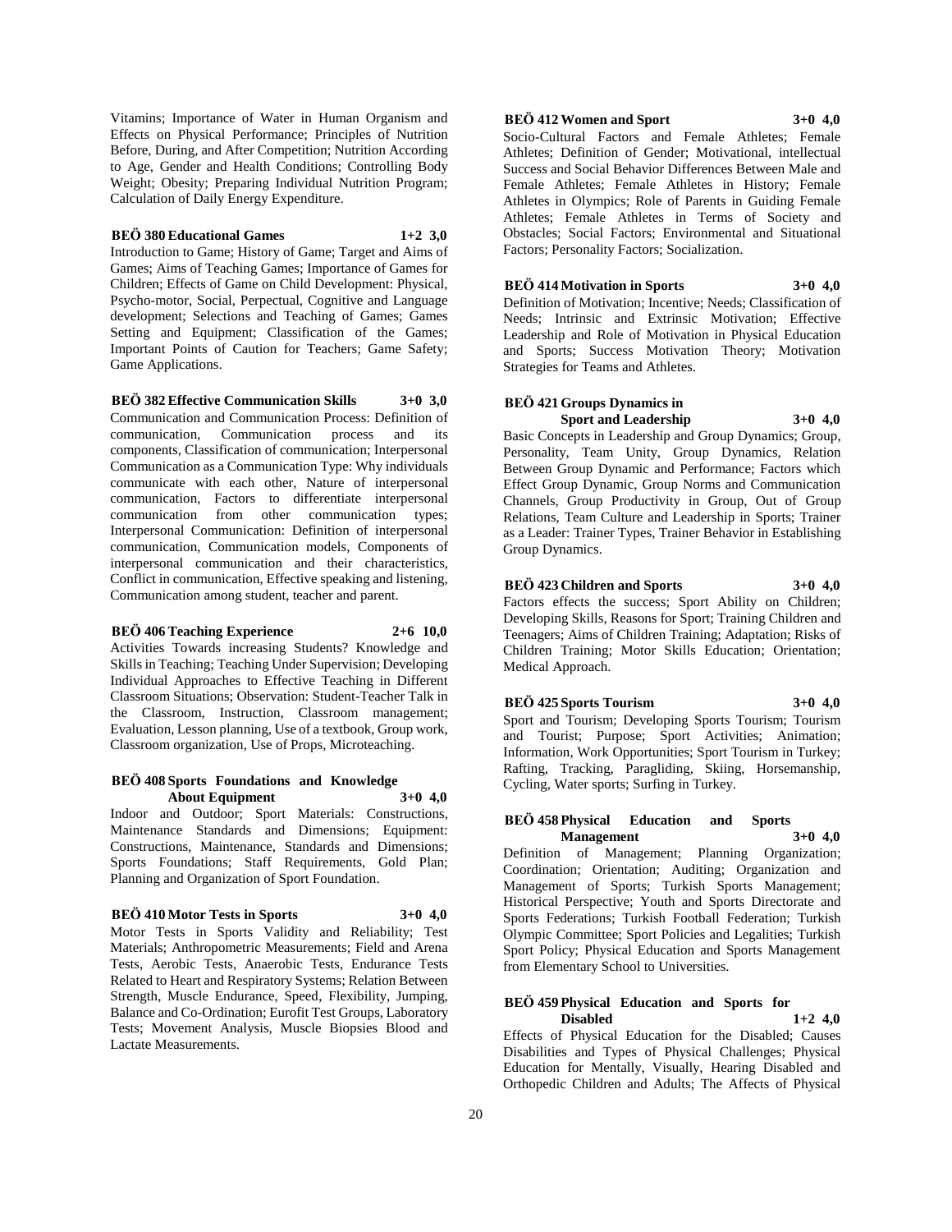Vitamins; Importance of Water in Human Organism and Effects on Physical Performance; Principles of Nutrition Before, During, and After Competition; Nutrition According to Age, Gender and Health Conditions; Controlling Body Weight; Obesity; Preparing Individual Nutrition Program; Calculation of Daily Energy Expenditure.

**BEÖ 380 Educational Games 1+2 3,0**

Introduction to Game; History of Game; Target and Aims of Games; Aims of Teaching Games; Importance of Games for Children; Effects of Game on Child Development: Physical, Psycho-motor, Social, Perpectual, Cognitive and Language development; Selections and Teaching of Games; Games Setting and Equipment; Classification of the Games; Important Points of Caution for Teachers; Game Safety; Game Applications.

**BEÖ 382 Effective Communication Skills 3+0 3,0**

Communication and Communication Process: Definition of communication, Communication process and its components, Classification of communication; Interpersonal Communication as a Communication Type: Why individuals communicate with each other, Nature of interpersonal communication, Factors to differentiate interpersonal communication from other communication types; Interpersonal Communication: Definition of interpersonal communication, Communication models, Components of interpersonal communication and their characteristics, Conflict in communication, Effective speaking and listening, Communication among student, teacher and parent.

**BEÖ 406 Teaching Experience 2+6 10,0**

Activities Towards increasing Students? Knowledge and Skills in Teaching; Teaching Under Supervision; Developing Individual Approaches to Effective Teaching in Different Classroom Situations; Observation: Student-Teacher Talk in the Classroom, Instruction, Classroom management; Evaluation, Lesson planning, Use of a textbook, Group work, Classroom organization, Use of Props, Microteaching.

**BEÖ 408 Sports Foundations and Knowledge About Equipment 3+0 4,0**

Indoor and Outdoor; Sport Materials: Constructions, Maintenance Standards and Dimensions; Equipment: Constructions, Maintenance, Standards and Dimensions; Sports Foundations; Staff Requirements, Gold Plan; Planning and Organization of Sport Foundation.

**BEÖ 410 Motor Tests in Sports 3+0 4,0**

Motor Tests in Sports Validity and Reliability; Test Materials; Anthropometric Measurements; Field and Arena Tests, Aerobic Tests, Anaerobic Tests, Endurance Tests Related to Heart and Respiratory Systems; Relation Between Strength, Muscle Endurance, Speed, Flexibility, Jumping, Balance and Co-Ordination; Eurofit Test Groups, Laboratory Tests; Movement Analysis, Muscle Biopsies Blood and Lactate Measurements.

**BEÖ 412 Women and Sport 3+0 4,0**

Socio-Cultural Factors and Female Athletes; Female Athletes; Definition of Gender; Motivational, intellectual Success and Social Behavior Differences Between Male and Female Athletes; Female Athletes in History; Female Athletes in Olympics; Role of Parents in Guiding Female Athletes; Female Athletes in Terms of Society and Obstacles; Social Factors; Environmental and Situational Factors; Personality Factors; Socialization.

**BEÖ 414 Motivation in Sports 3+0 4,0**

Definition of Motivation; Incentive; Needs; Classification of Needs; Intrinsic and Extrinsic Motivation; Effective Leadership and Role of Motivation in Physical Education and Sports; Success Motivation Theory; Motivation Strategies for Teams and Athletes.

**BEÖ 421 Groups Dynamics in Sport and Leadership 3+0 4,0**

Basic Concepts in Leadership and Group Dynamics; Group, Personality, Team Unity, Group Dynamics, Relation Between Group Dynamic and Performance; Factors which Effect Group Dynamic, Group Norms and Communication Channels, Group Productivity in Group, Out of Group Relations, Team Culture and Leadership in Sports; Trainer as a Leader: Trainer Types, Trainer Behavior in Establishing Group Dynamics.

**BEÖ 423 Children and Sports 3+0 4,0**

Factors effects the success; Sport Ability on Children; Developing Skills, Reasons for Sport; Training Children and Teenagers; Aims of Children Training; Adaptation; Risks of Children Training; Motor Skills Education; Orientation; Medical Approach.

**BEÖ 425 Sports Tourism 3+0 4,0**

Sport and Tourism; Developing Sports Tourism; Tourism and Tourist; Purpose; Sport Activities; Animation; Information, Work Opportunities; Sport Tourism in Turkey; Rafting, Tracking, Paragliding, Skiing, Horsemanship, Cycling, Water sports; Surfing in Turkey.

**BEÖ 458 Physical Education and Sports Management 3+0 4,0**

Definition of Management; Planning Organization; Coordination; Orientation; Auditing; Organization and Management of Sports; Turkish Sports Management; Historical Perspective; Youth and Sports Directorate and Sports Federations; Turkish Football Federation; Turkish Olympic Committee; Sport Policies and Legalities; Turkish Sport Policy; Physical Education and Sports Management from Elementary School to Universities.

**BEÖ 459 Physical Education and Sports for Disabled 1+2 4,0**

Effects of Physical Education for the Disabled; Causes Disabilities and Types of Physical Challenges; Physical Education for Mentally, Visually, Hearing Disabled and Orthopedic Children and Adults; The Affects of Physical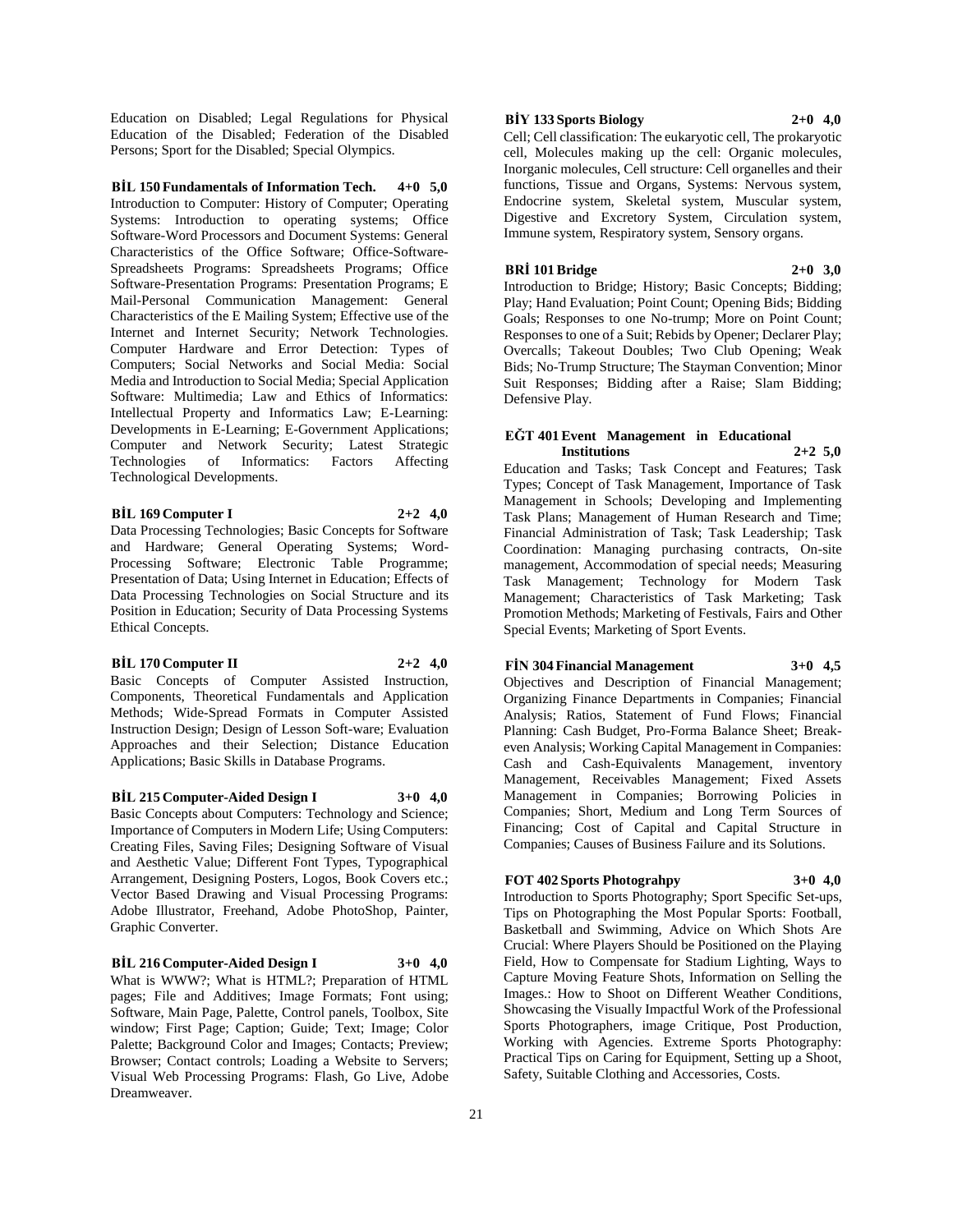Education on Disabled; Legal Regulations for Physical Education of the Disabled; Federation of the Disabled Persons; Sport for the Disabled; Special Olympics.

**BİL 150 Fundamentals of Information Tech. 4+0 5,0**

Introduction to Computer: History of Computer; Operating Systems: Introduction to operating systems; Office Software-Word Processors and Document Systems: General Characteristics of the Office Software; Office-Software-Spreadsheets Programs: Spreadsheets Programs; Office Software-Presentation Programs: Presentation Programs; E Mail-Personal Communication Management: General Characteristics of the E Mailing System; Effective use of the Internet and Internet Security; Network Technologies. Computer Hardware and Error Detection: Types of Computers; Social Networks and Social Media: Social Media and Introduction to Social Media; Special Application Software: Multimedia; Law and Ethics of Informatics: Intellectual Property and Informatics Law; E-Learning: Developments in E-Learning; E-Government Applications; Computer and Network Security; Latest Strategic Technologies of Informatics: Factors Affecting Technological Developments.

**BİL 169 Computer I 2+2 4,0**

Data Processing Technologies; Basic Concepts for Software and Hardware; General Operating Systems; Word-Processing Software; Electronic Table Programme; Presentation of Data; Using Internet in Education; Effects of Data Processing Technologies on Social Structure and its Position in Education; Security of Data Processing Systems Ethical Concepts.

**BİL 170 Computer II 2+2 4,0**

Basic Concepts of Computer Assisted Instruction, Components, Theoretical Fundamentals and Application Methods; Wide-Spread Formats in Computer Assisted Instruction Design; Design of Lesson Soft-ware; Evaluation Approaches and their Selection; Distance Education Applications; Basic Skills in Database Programs.

**BİL 215 Computer-Aided Design I 3+0 4,0**

Basic Concepts about Computers: Technology and Science; Importance of Computers in Modern Life; Using Computers: Creating Files, Saving Files; Designing Software of Visual and Aesthetic Value; Different Font Types, Typographical Arrangement, Designing Posters, Logos, Book Covers etc.; Vector Based Drawing and Visual Processing Programs: Adobe Illustrator, Freehand, Adobe PhotoShop, Painter, Graphic Converter.

**BİL 216 Computer-Aided Design I 3+0 4,0**

What is WWW?; What is HTML?; Preparation of HTML pages; File and Additives; Image Formats; Font using; Software, Main Page, Palette, Control panels, Toolbox, Site window; First Page; Caption; Guide; Text; Image; Color Palette; Background Color and Images; Contacts; Preview; Browser; Contact controls; Loading a Website to Servers; Visual Web Processing Programs: Flash, Go Live, Adobe Dreamweaver.

**BİY 133 Sports Biology 2+0 4,0**

Cell; Cell classification: The eukaryotic cell, The prokaryotic cell, Molecules making up the cell: Organic molecules, Inorganic molecules, Cell structure: Cell organelles and their functions, Tissue and Organs, Systems: Nervous system, Endocrine system, Skeletal system, Muscular system, Digestive and Excretory System, Circulation system, Immune system, Respiratory system, Sensory organs.

**BRİ 101 Bridge 2+0 3,0**

Introduction to Bridge; History; Basic Concepts; Bidding; Play; Hand Evaluation; Point Count; Opening Bids; Bidding Goals; Responses to one No-trump; More on Point Count; Responses to one of a Suit; Rebids by Opener; Declarer Play; Overcalls; Takeout Doubles; Two Club Opening; Weak Bids; No-Trump Structure; The Stayman Convention; Minor Suit Responses; Bidding after a Raise; Slam Bidding; Defensive Play.

**EĞT 401 Event Management in Educational Institutions 2+2 5,0**

Education and Tasks; Task Concept and Features; Task Types; Concept of Task Management, Importance of Task Management in Schools; Developing and Implementing Task Plans; Management of Human Research and Time; Financial Administration of Task; Task Leadership; Task Coordination: Managing purchasing contracts, On-site management, Accommodation of special needs; Measuring Task Management; Technology for Modern Task Management; Characteristics of Task Marketing; Task Promotion Methods; Marketing of Festivals, Fairs and Other Special Events; Marketing of Sport Events.

**FİN 304 Financial Management 3+0 4,5**

Objectives and Description of Financial Management; Organizing Finance Departments in Companies; Financial Analysis; Ratios, Statement of Fund Flows; Financial Planning: Cash Budget, Pro-Forma Balance Sheet; Break-even Analysis; Working Capital Management in Companies: Cash and Cash-Equivalents Management, inventory Management, Receivables Management; Fixed Assets Management in Companies; Borrowing Policies in Companies; Short, Medium and Long Term Sources of Financing; Cost of Capital and Capital Structure in Companies; Causes of Business Failure and its Solutions.

**FOT 402 Sports Photograhpy 3+0 4,0**

Introduction to Sports Photography; Sport Specific Set-ups, Tips on Photographing the Most Popular Sports: Football, Basketball and Swimming, Advice on Which Shots Are Crucial: Where Players Should be Positioned on the Playing Field, How to Compensate for Stadium Lighting, Ways to Capture Moving Feature Shots, Information on Selling the Images.: How to Shoot on Different Weather Conditions, Showcasing the Visually Impactful Work of the Professional Sports Photographers, image Critique, Post Production, Working with Agencies. Extreme Sports Photography: Practical Tips on Caring for Equipment, Setting up a Shoot, Safety, Suitable Clothing and Accessories, Costs.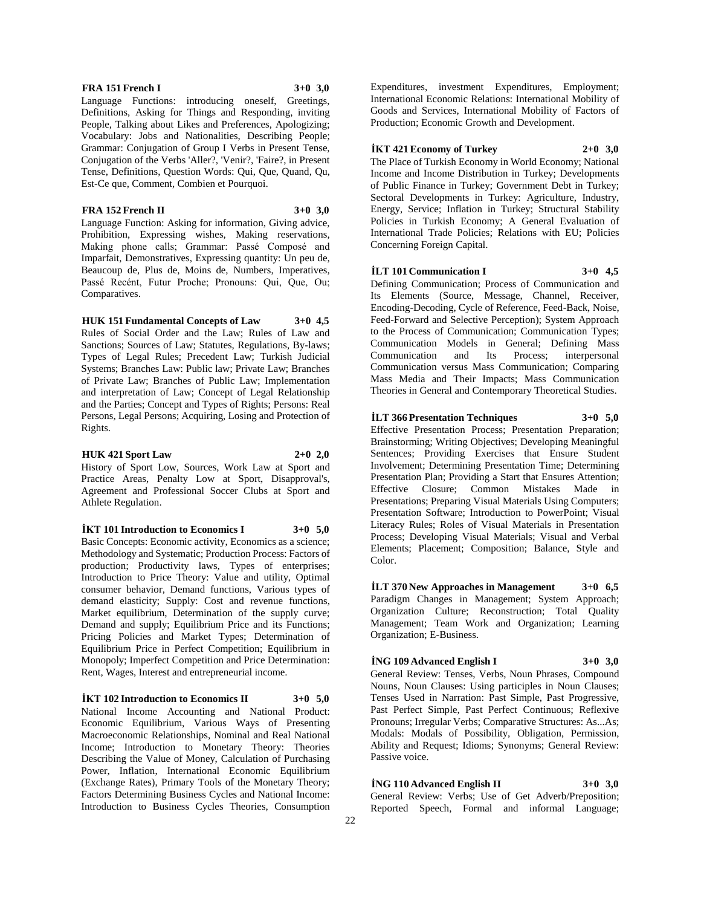**FRA 151 French I 3+0 3,0**

Language Functions: introducing oneself, Greetings, Definitions, Asking for Things and Responding, inviting People, Talking about Likes and Preferences, Apologizing; Vocabulary: Jobs and Nationalities, Describing People; Grammar: Conjugation of Group I Verbs in Present Tense, Conjugation of the Verbs 'Aller?, 'Venir?, 'Faire?, in Present Tense, Definitions, Question Words: Qui, Que, Quand, Qu, Est-Ce que, Comment, Combien et Pourquoi.

**FRA 152 French II 3+0 3,0**

Language Function: Asking for information, Giving advice, Prohibition, Expressing wishes, Making reservations, Making phone calls; Grammar: Passé Composé and Imparfait, Demonstratives, Expressing quantity: Un peu de, Beaucoup de, Plus de, Moins de, Numbers, Imperatives, Passé Recént, Futur Proche; Pronouns: Qui, Que, Ou; Comparatives.

**HUK 151 Fundamental Concepts of Law 3+0 4,5**

Rules of Social Order and the Law; Rules of Law and Sanctions; Sources of Law; Statutes, Regulations, By-laws; Types of Legal Rules; Precedent Law; Turkish Judicial Systems; Branches Law: Public law; Private Law; Branches of Private Law; Branches of Public Law; Implementation and interpretation of Law; Concept of Legal Relationship and the Parties; Concept and Types of Rights; Persons: Real Persons, Legal Persons; Acquiring, Losing and Protection of Rights.

**HUK 421 Sport Law 2+0 2,0**

History of Sport Low, Sources, Work Law at Sport and Practice Areas, Penalty Low at Sport, Disapproval's, Agreement and Professional Soccer Clubs at Sport and Athlete Regulation.

**İKT 101 Introduction to Economics I 3+0 5,0**

Basic Concepts: Economic activity, Economics as a science; Methodology and Systematic; Production Process: Factors of production; Productivity laws, Types of enterprises; Introduction to Price Theory: Value and utility, Optimal consumer behavior, Demand functions, Various types of demand elasticity; Supply: Cost and revenue functions, Market equilibrium, Determination of the supply curve; Demand and supply; Equilibrium Price and its Functions; Pricing Policies and Market Types; Determination of Equilibrium Price in Perfect Competition; Equilibrium in Monopoly; Imperfect Competition and Price Determination: Rent, Wages, Interest and entrepreneurial income.

**İKT 102 Introduction to Economics II 3+0 5,0**

National Income Accounting and National Product: Economic Equilibrium, Various Ways of Presenting Macroeconomic Relationships, Nominal and Real National Income; Introduction to Monetary Theory: Theories Describing the Value of Money, Calculation of Purchasing Power, Inflation, International Economic Equilibrium (Exchange Rates), Primary Tools of the Monetary Theory; Factors Determining Business Cycles and National Income: Introduction to Business Cycles Theories, Consumption Expenditures, investment Expenditures, Employment; International Economic Relations: International Mobility of Goods and Services, International Mobility of Factors of Production; Economic Growth and Development.

**İKT 421 Economy of Turkey 2+0 3,0**

The Place of Turkish Economy in World Economy; National Income and Income Distribution in Turkey; Developments of Public Finance in Turkey; Government Debt in Turkey; Sectoral Developments in Turkey: Agriculture, Industry, Energy, Service; Inflation in Turkey; Structural Stability Policies in Turkish Economy; A General Evaluation of International Trade Policies; Relations with EU; Policies Concerning Foreign Capital.

**İLT 101 Communication I 3+0 4,5**

Defining Communication; Process of Communication and Its Elements (Source, Message, Channel, Receiver, Encoding-Decoding, Cycle of Reference, Feed-Back, Noise, Feed-Forward and Selective Perception); System Approach to the Process of Communication; Communication Types; Communication Models in General; Defining Mass Communication and Its Process; interpersonal Communication versus Mass Communication; Comparing Mass Media and Their Impacts; Mass Communication Theories in General and Contemporary Theoretical Studies.

**İLT 366 Presentation Techniques 3+0 5,0**

Effective Presentation Process; Presentation Preparation; Brainstorming; Writing Objectives; Developing Meaningful Sentences; Providing Exercises that Ensure Student Involvement; Determining Presentation Time; Determining Presentation Plan; Providing a Start that Ensures Attention; Effective Closure; Common Mistakes Made in Presentations; Preparing Visual Materials Using Computers; Presentation Software; Introduction to PowerPoint; Visual Literacy Rules; Roles of Visual Materials in Presentation Process; Developing Visual Materials; Visual and Verbal Elements; Placement; Composition; Balance, Style and Color.

**İLT 370 New Approaches in Management 3+0 6,5**

Paradigm Changes in Management; System Approach; Organization Culture; Reconstruction; Total Quality Management; Team Work and Organization; Learning Organization; E-Business.

**İNG 109 Advanced English I 3+0 3,0**

General Review: Tenses, Verbs, Noun Phrases, Compound Nouns, Noun Clauses: Using participles in Noun Clauses; Tenses Used in Narration: Past Simple, Past Progressive, Past Perfect Simple, Past Perfect Continuous; Reflexive Pronouns; Irregular Verbs; Comparative Structures: As...As; Modals: Modals of Possibility, Obligation, Permission, Ability and Request; Idioms; Synonyms; General Review: Passive voice.

**İNG 110 Advanced English II 3+0 3,0**

General Review: Verbs; Use of Get Adverb/Preposition; Reported Speech, Formal and informal Language;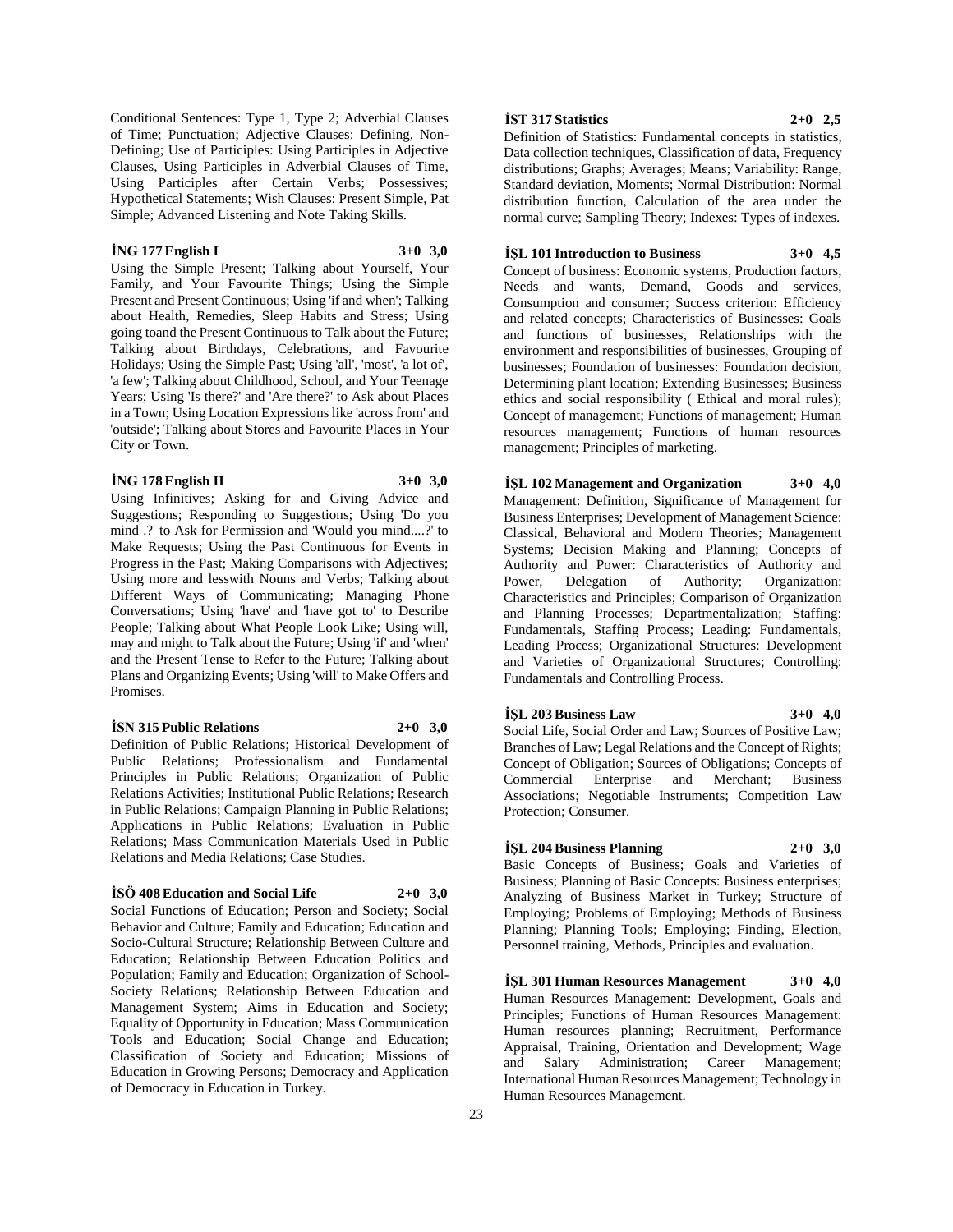Conditional Sentences: Type 1, Type 2; Adverbial Clauses of Time; Punctuation; Adjective Clauses: Defining, Non-Defining; Use of Participles: Using Participles in Adjective Clauses, Using Participles in Adverbial Clauses of Time, Using Participles after Certain Verbs; Possessives; Hypothetical Statements; Wish Clauses: Present Simple, Pat Simple; Advanced Listening and Note Taking Skills.

**İNG 177 English I 3+0 3,0**

Using the Simple Present; Talking about Yourself, Your Family, and Your Favourite Things; Using the Simple Present and Present Continuous; Using 'if and when'; Talking about Health, Remedies, Sleep Habits and Stress; Using going toand the Present Continuous to Talk about the Future; Talking about Birthdays, Celebrations, and Favourite Holidays; Using the Simple Past; Using 'all', 'most', 'a lot of', 'a few'; Talking about Childhood, School, and Your Teenage Years; Using 'Is there?' and 'Are there?' to Ask about Places in a Town; Using Location Expressions like 'across from' and 'outside'; Talking about Stores and Favourite Places in Your City or Town.

**İNG 178 English II 3+0 3,0**

Using Infinitives; Asking for and Giving Advice and Suggestions; Responding to Suggestions; Using 'Do you mind .?' to Ask for Permission and 'Would you mind....?' to Make Requests; Using the Past Continuous for Events in Progress in the Past; Making Comparisons with Adjectives; Using more and lesswith Nouns and Verbs; Talking about Different Ways of Communicating; Managing Phone Conversations; Using 'have' and 'have got to' to Describe People; Talking about What People Look Like; Using will, may and might to Talk about the Future; Using 'if' and 'when' and the Present Tense to Refer to the Future; Talking about Plans and Organizing Events; Using 'will' to Make Offers and Promises.

**İSN 315 Public Relations 2+0 3,0**

Definition of Public Relations; Historical Development of Public Relations; Professionalism and Fundamental Principles in Public Relations; Organization of Public Relations Activities; Institutional Public Relations; Research in Public Relations; Campaign Planning in Public Relations; Applications in Public Relations; Evaluation in Public Relations; Mass Communication Materials Used in Public Relations and Media Relations; Case Studies.

**İSÖ 408 Education and Social Life 2+0 3,0**

Social Functions of Education; Person and Society; Social Behavior and Culture; Family and Education; Education and Socio-Cultural Structure; Relationship Between Culture and Education; Relationship Between Education Politics and Population; Family and Education; Organization of School-Society Relations; Relationship Between Education and Management System; Aims in Education and Society; Equality of Opportunity in Education; Mass Communication Tools and Education; Social Change and Education; Classification of Society and Education; Missions of Education in Growing Persons; Democracy and Application of Democracy in Education in Turkey.

**İST 317 Statistics 2+0 2,5**

Definition of Statistics: Fundamental concepts in statistics, Data collection techniques, Classification of data, Frequency distributions; Graphs; Averages; Means; Variability: Range, Standard deviation, Moments; Normal Distribution: Normal distribution function, Calculation of the area under the normal curve; Sampling Theory; Indexes: Types of indexes.

**İŞL 101 Introduction to Business 3+0 4,5**

Concept of business: Economic systems, Production factors, Needs and wants, Demand, Goods and services, Consumption and consumer; Success criterion: Efficiency and related concepts; Characteristics of Businesses: Goals and functions of businesses, Relationships with the environment and responsibilities of businesses, Grouping of businesses; Foundation of businesses: Foundation decision, Determining plant location; Extending Businesses; Business ethics and social responsibility ( Ethical and moral rules); Concept of management; Functions of management; Human resources management; Functions of human resources management; Principles of marketing.

**İŞL 102 Management and Organization 3+0 4,0**

Management: Definition, Significance of Management for Business Enterprises; Development of Management Science: Classical, Behavioral and Modern Theories; Management Systems; Decision Making and Planning; Concepts of Authority and Power: Characteristics of Authority and Power, Delegation of Authority; Organization: Characteristics and Principles; Comparison of Organization and Planning Processes; Departmentalization; Staffing: Fundamentals, Staffing Process; Leading: Fundamentals, Leading Process; Organizational Structures: Development and Varieties of Organizational Structures; Controlling: Fundamentals and Controlling Process.

**İŞL 203 Business Law 3+0 4,0**

Social Life, Social Order and Law; Sources of Positive Law; Branches of Law; Legal Relations and the Concept of Rights; Concept of Obligation; Sources of Obligations; Concepts of Commercial Enterprise and Merchant; Business Associations; Negotiable Instruments; Competition Law Protection; Consumer.

**İŞL 204 Business Planning 2+0 3,0**

Basic Concepts of Business; Goals and Varieties of Business; Planning of Basic Concepts: Business enterprises; Analyzing of Business Market in Turkey; Structure of Employing; Problems of Employing; Methods of Business Planning; Planning Tools; Employing; Finding, Election, Personnel training, Methods, Principles and evaluation.

**İŞL 301 Human Resources Management 3+0 4,0**

Human Resources Management: Development, Goals and Principles; Functions of Human Resources Management: Human resources planning; Recruitment, Performance Appraisal, Training, Orientation and Development; Wage and Salary Administration; Career Management; International Human Resources Management; Technology in Human Resources Management.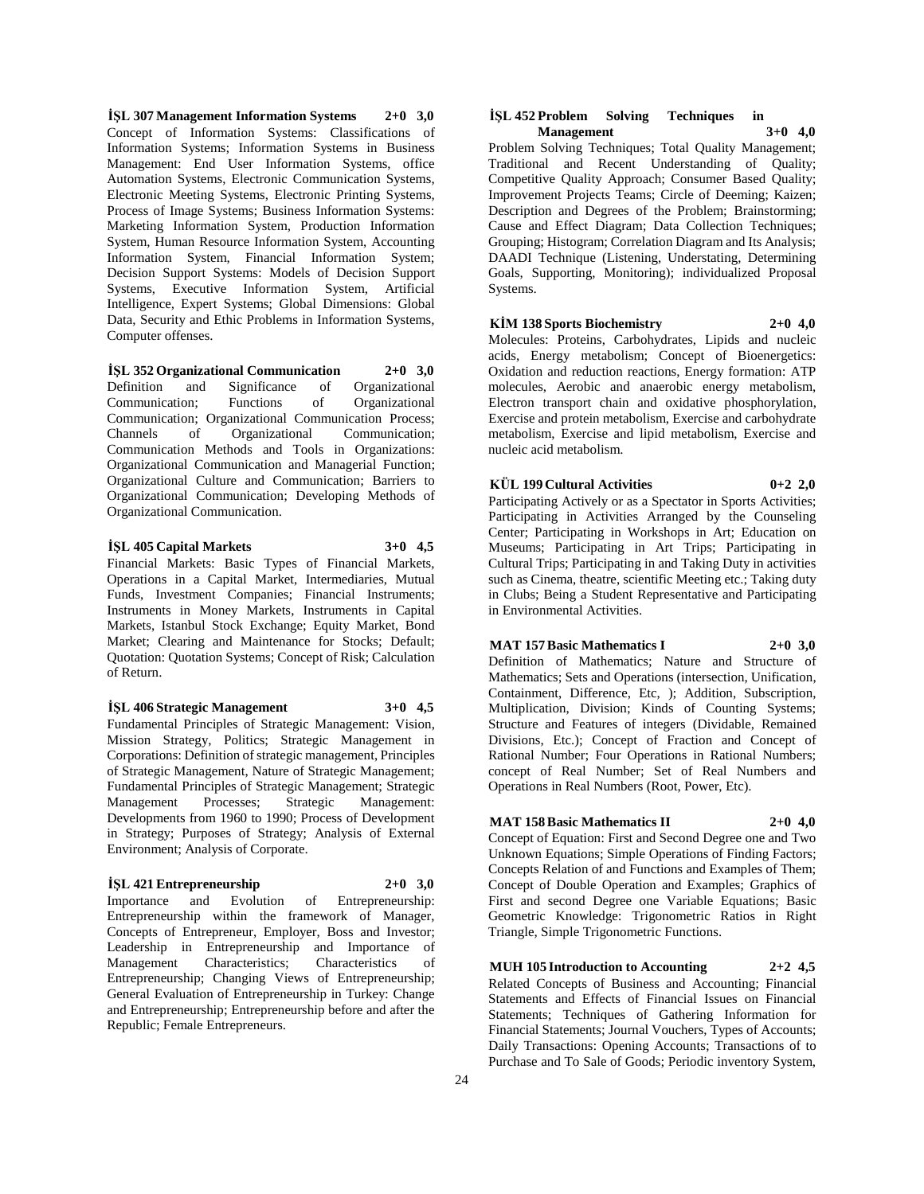**İŞL 307 Management Information Systems 2+0 3,0**
Concept of Information Systems: Classifications of Information Systems; Information Systems in Business Management: End User Information Systems, office Automation Systems, Electronic Communication Systems, Electronic Meeting Systems, Electronic Printing Systems, Process of Image Systems; Business Information Systems: Marketing Information System, Production Information System, Human Resource Information System, Accounting Information System, Financial Information System; Decision Support Systems: Models of Decision Support Systems, Executive Information System, Artificial Intelligence, Expert Systems; Global Dimensions: Global Data, Security and Ethic Problems in Information Systems, Computer offenses.

**İŞL 352 Organizational Communication 2+0 3,0**
Definition and Significance of Organizational Communication; Functions of Organizational Communication; Organizational Communication Process; Channels of Organizational Communication; Communication Methods and Tools in Organizations: Organizational Communication and Managerial Function; Organizational Culture and Communication; Barriers to Organizational Communication; Developing Methods of Organizational Communication.

**İŞL 405 Capital Markets 3+0 4,5**
Financial Markets: Basic Types of Financial Markets, Operations in a Capital Market, Intermediaries, Mutual Funds, Investment Companies; Financial Instruments; Instruments in Money Markets, Instruments in Capital Markets, Istanbul Stock Exchange; Equity Market, Bond Market; Clearing and Maintenance for Stocks; Default; Quotation: Quotation Systems; Concept of Risk; Calculation of Return.

**İŞL 406 Strategic Management 3+0 4,5**
Fundamental Principles of Strategic Management: Vision, Mission Strategy, Politics; Strategic Management in Corporations: Definition of strategic management, Principles of Strategic Management, Nature of Strategic Management; Fundamental Principles of Strategic Management; Strategic Management Processes; Strategic Management: Developments from 1960 to 1990; Process of Development in Strategy; Purposes of Strategy; Analysis of External Environment; Analysis of Corporate.

**İŞL 421 Entrepreneurship 2+0 3,0**
Importance and Evolution of Entrepreneurship: Entrepreneurship within the framework of Manager, Concepts of Entrepreneur, Employer, Boss and Investor; Leadership in Entrepreneurship and Importance of Management Characteristics; Characteristics of Entrepreneurship; Changing Views of Entrepreneurship; General Evaluation of Entrepreneurship in Turkey: Change and Entrepreneurship; Entrepreneurship before and after the Republic; Female Entrepreneurs.

**İŞL 452 Problem Solving Techniques in Management 3+0 4,0**
Problem Solving Techniques; Total Quality Management; Traditional and Recent Understanding of Quality; Competitive Quality Approach; Consumer Based Quality; Improvement Projects Teams; Circle of Deeming; Kaizen; Description and Degrees of the Problem; Brainstorming; Cause and Effect Diagram; Data Collection Techniques; Grouping; Histogram; Correlation Diagram and Its Analysis; DAADI Technique (Listening, Understating, Determining Goals, Supporting, Monitoring); individualized Proposal Systems.

**KİM 138 Sports Biochemistry 2+0 4,0**
Molecules: Proteins, Carbohydrates, Lipids and nucleic acids, Energy metabolism; Concept of Bioenergetics: Oxidation and reduction reactions, Energy formation: ATP molecules, Aerobic and anaerobic energy metabolism, Electron transport chain and oxidative phosphorylation, Exercise and protein metabolism, Exercise and carbohydrate metabolism, Exercise and lipid metabolism, Exercise and nucleic acid metabolism.

**KÜL 199 Cultural Activities 0+2 2,0**
Participating Actively or as a Spectator in Sports Activities; Participating in Activities Arranged by the Counseling Center; Participating in Workshops in Art; Education on Museums; Participating in Art Trips; Participating in Cultural Trips; Participating in and Taking Duty in activities such as Cinema, theatre, scientific Meeting etc.; Taking duty in Clubs; Being a Student Representative and Participating in Environmental Activities.

**MAT 157 Basic Mathematics I 2+0 3,0**
Definition of Mathematics; Nature and Structure of Mathematics; Sets and Operations (intersection, Unification, Containment, Difference, Etc, ); Addition, Subscription, Multiplication, Division; Kinds of Counting Systems; Structure and Features of integers (Dividable, Remained Divisions, Etc.); Concept of Fraction and Concept of Rational Number; Four Operations in Rational Numbers; concept of Real Number; Set of Real Numbers and Operations in Real Numbers (Root, Power, Etc).

**MAT 158 Basic Mathematics II 2+0 4,0**
Concept of Equation: First and Second Degree one and Two Unknown Equations; Simple Operations of Finding Factors; Concepts Relation of and Functions and Examples of Them; Concept of Double Operation and Examples; Graphics of First and second Degree one Variable Equations; Basic Geometric Knowledge: Trigonometric Ratios in Right Triangle, Simple Trigonometric Functions.

**MUH 105 Introduction to Accounting 2+2 4,5**
Related Concepts of Business and Accounting; Financial Statements and Effects of Financial Issues on Financial Statements; Techniques of Gathering Information for Financial Statements; Journal Vouchers, Types of Accounts; Daily Transactions: Opening Accounts; Transactions of to Purchase and To Sale of Goods; Periodic inventory System,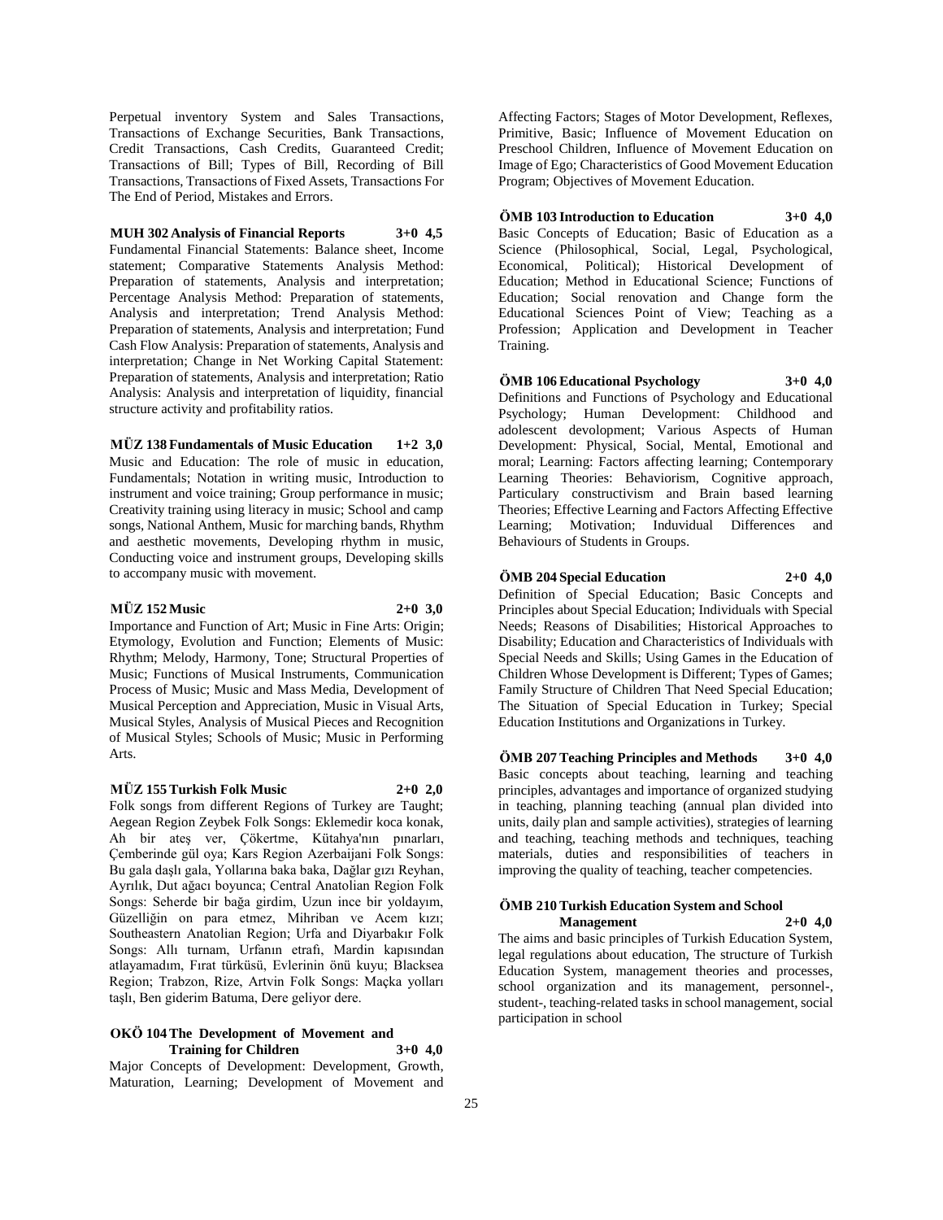Perpetual inventory System and Sales Transactions, Transactions of Exchange Securities, Bank Transactions, Credit Transactions, Cash Credits, Guaranteed Credit; Transactions of Bill; Types of Bill, Recording of Bill Transactions, Transactions of Fixed Assets, Transactions For The End of Period, Mistakes and Errors.

**MUH 302 Analysis of Financial Reports 3+0 4,5**

Fundamental Financial Statements: Balance sheet, Income statement; Comparative Statements Analysis Method: Preparation of statements, Analysis and interpretation; Percentage Analysis Method: Preparation of statements, Analysis and interpretation; Trend Analysis Method: Preparation of statements, Analysis and interpretation; Fund Cash Flow Analysis: Preparation of statements, Analysis and interpretation; Change in Net Working Capital Statement: Preparation of statements, Analysis and interpretation; Ratio Analysis: Analysis and interpretation of liquidity, financial structure activity and profitability ratios.

**MÜZ 138 Fundamentals of Music Education 1+2 3,0**

Music and Education: The role of music in education, Fundamentals; Notation in writing music, Introduction to instrument and voice training; Group performance in music; Creativity training using literacy in music; School and camp songs, National Anthem, Music for marching bands, Rhythm and aesthetic movements, Developing rhythm in music, Conducting voice and instrument groups, Developing skills to accompany music with movement.

**MÜZ 152 Music 2+0 3,0**

Importance and Function of Art; Music in Fine Arts: Origin; Etymology, Evolution and Function; Elements of Music: Rhythm; Melody, Harmony, Tone; Structural Properties of Music; Functions of Musical Instruments, Communication Process of Music; Music and Mass Media, Development of Musical Perception and Appreciation, Music in Visual Arts, Musical Styles, Analysis of Musical Pieces and Recognition of Musical Styles; Schools of Music; Music in Performing Arts.

**MÜZ 155 Turkish Folk Music 2+0 2,0**

Folk songs from different Regions of Turkey are Taught; Aegean Region Zeybek Folk Songs: Eklemedir koca konak, Ah bir ateş ver, Çökertme, Kütahya'nın pınarları, Çemberinde gül oya; Kars Region Azerbaijani Folk Songs: Bu gala daşlı gala, Yollarına baka baka, Dağlar gızı Reyhan, Ayrılık, Dut ağacı boyunca; Central Anatolian Region Folk Songs: Seherde bir bağa girdim, Uzun ince bir yoldayım, Güzelliğin on para etmez, Mihriban ve Acem kızı; Southeastern Anatolian Region; Urfa and Diyarbakır Folk Songs: Allı turnam, Urfanın etrafı, Mardin kapısından atlayamadım, Fırat türküsü, Evlerinin önü kuyu; Blacksea Region; Trabzon, Rize, Artvin Folk Songs: Maçka yolları taşlı, Ben giderim Batuma, Dere geliyor dere.

**OKÖ 104 The Development of Movement and Training for Children 3+0 4,0**

Major Concepts of Development: Development, Growth, Maturation, Learning; Development of Movement and Affecting Factors; Stages of Motor Development, Reflexes, Primitive, Basic; Influence of Movement Education on Preschool Children, Influence of Movement Education on Image of Ego; Characteristics of Good Movement Education Program; Objectives of Movement Education.

**ÖMB 103 Introduction to Education 3+0 4,0**

Basic Concepts of Education; Basic of Education as a Science (Philosophical, Social, Legal, Psychological, Economical, Political); Historical Development of Education; Method in Educational Science; Functions of Education; Social renovation and Change form the Educational Sciences Point of View; Teaching as a Profession; Application and Development in Teacher Training.

**ÖMB 106 Educational Psychology 3+0 4,0**

Definitions and Functions of Psychology and Educational Psychology; Human Development: Childhood and adolescent devolopment; Various Aspects of Human Development: Physical, Social, Mental, Emotional and moral; Learning: Factors affecting learning; Contemporary Learning Theories: Behaviorism, Cognitive approach, Particulary constructivism and Brain based learning Theories; Effective Learning and Factors Affecting Effective Learning; Motivation; Induvidual Differences and Behaviours of Students in Groups.

**ÖMB 204 Special Education 2+0 4,0**

Definition of Special Education; Basic Concepts and Principles about Special Education; Individuals with Special Needs; Reasons of Disabilities; Historical Approaches to Disability; Education and Characteristics of Individuals with Special Needs and Skills; Using Games in the Education of Children Whose Development is Different; Types of Games; Family Structure of Children That Need Special Education; The Situation of Special Education in Turkey; Special Education Institutions and Organizations in Turkey.

**ÖMB 207 Teaching Principles and Methods 3+0 4,0**

Basic concepts about teaching, learning and teaching principles, advantages and importance of organized studying in teaching, planning teaching (annual plan divided into units, daily plan and sample activities), strategies of learning and teaching, teaching methods and techniques, teaching materials, duties and responsibilities of teachers in improving the quality of teaching, teacher competencies.

**ÖMB 210 Turkish Education System and School Management 2+0 4,0**

The aims and basic principles of Turkish Education System, legal regulations about education, The structure of Turkish Education System, management theories and processes, school organization and its management, personnel-, student-, teaching-related tasks in school management, social participation in school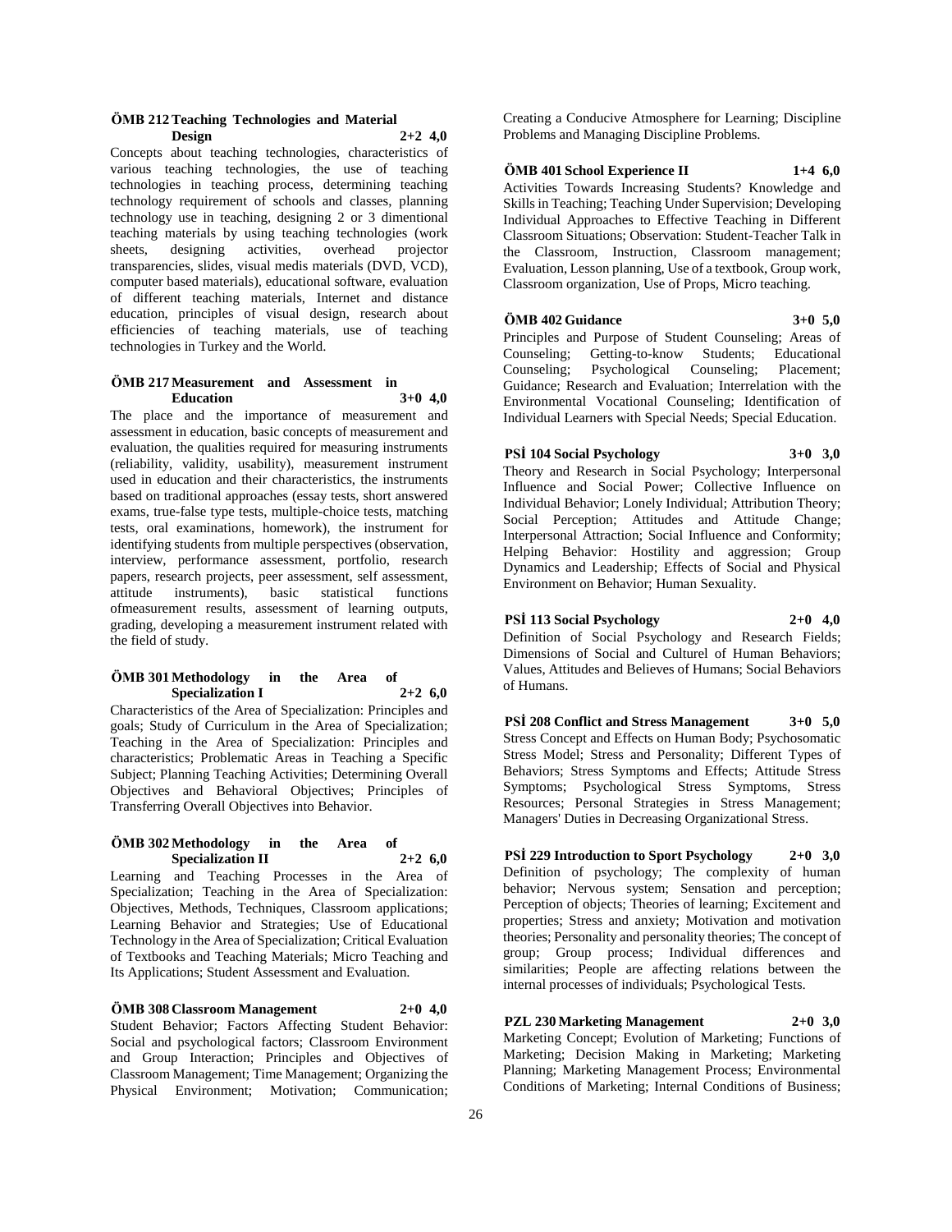**ÖMB 212 Teaching Technologies and Material Design 2+2 4,0**

Concepts about teaching technologies, characteristics of various teaching technologies, the use of teaching technologies in teaching process, determining teaching technology requirement of schools and classes, planning technology use in teaching, designing 2 or 3 dimentional teaching materials by using teaching technologies (work sheets, designing activities, overhead projector transparencies, slides, visual medis materials (DVD, VCD), computer based materials), educational software, evaluation of different teaching materials, Internet and distance education, principles of visual design, research about efficiencies of teaching materials, use of teaching technologies in Turkey and the World.

**ÖMB 217 Measurement and Assessment in Education 3+0 4,0**

The place and the importance of measurement and assessment in education, basic concepts of measurement and evaluation, the qualities required for measuring instruments (reliability, validity, usability), measurement instrument used in education and their characteristics, the instruments based on traditional approaches (essay tests, short answered exams, true-false type tests, multiple-choice tests, matching tests, oral examinations, homework), the instrument for identifying students from multiple perspectives (observation, interview, performance assessment, portfolio, research papers, research projects, peer assessment, self assessment, attitude instruments), basic statistical functions ofmeasurement results, assessment of learning outputs, grading, developing a measurement instrument related with the field of study.

**ÖMB 301 Methodology in the Area of Specialization I 2+2 6,0**

Characteristics of the Area of Specialization: Principles and goals; Study of Curriculum in the Area of Specialization; Teaching in the Area of Specialization: Principles and characteristics; Problematic Areas in Teaching a Specific Subject; Planning Teaching Activities; Determining Overall Objectives and Behavioral Objectives; Principles of Transferring Overall Objectives into Behavior.

**ÖMB 302 Methodology in the Area of Specialization II 2+2 6,0**

Learning and Teaching Processes in the Area of Specialization; Teaching in the Area of Specialization: Objectives, Methods, Techniques, Classroom applications; Learning Behavior and Strategies; Use of Educational Technology in the Area of Specialization; Critical Evaluation of Textbooks and Teaching Materials; Micro Teaching and Its Applications; Student Assessment and Evaluation.

**ÖMB 308 Classroom Management 2+0 4,0**

Student Behavior; Factors Affecting Student Behavior: Social and psychological factors; Classroom Environment and Group Interaction; Principles and Objectives of Classroom Management; Time Management; Organizing the Physical Environment; Motivation; Communication; Creating a Conducive Atmosphere for Learning; Discipline Problems and Managing Discipline Problems.

**ÖMB 401 School Experience II 1+4 6,0**

Activities Towards Increasing Students? Knowledge and Skills in Teaching; Teaching Under Supervision; Developing Individual Approaches to Effective Teaching in Different Classroom Situations; Observation: Student-Teacher Talk in the Classroom, Instruction, Classroom management; Evaluation, Lesson planning, Use of a textbook, Group work, Classroom organization, Use of Props, Micro teaching.

**ÖMB 402 Guidance 3+0 5,0**

Principles and Purpose of Student Counseling; Areas of Counseling; Getting-to-know Students; Educational Counseling; Psychological Counseling; Placement; Guidance; Research and Evaluation; Interrelation with the Environmental Vocational Counseling; Identification of Individual Learners with Special Needs; Special Education.

**PSİ 104 Social Psychology 3+0 3,0**

Theory and Research in Social Psychology; Interpersonal Influence and Social Power; Collective Influence on Individual Behavior; Lonely Individual; Attribution Theory; Social Perception; Attitudes and Attitude Change; Interpersonal Attraction; Social Influence and Conformity; Helping Behavior: Hostility and aggression; Group Dynamics and Leadership; Effects of Social and Physical Environment on Behavior; Human Sexuality.

**PSİ 113 Social Psychology 2+0 4,0**

Definition of Social Psychology and Research Fields; Dimensions of Social and Culturel of Human Behaviors; Values, Attitudes and Believes of Humans; Social Behaviors of Humans.

**PSİ 208 Conflict and Stress Management 3+0 5,0**

Stress Concept and Effects on Human Body; Psychosomatic Stress Model; Stress and Personality; Different Types of Behaviors; Stress Symptoms and Effects; Attitude Stress Symptoms; Psychological Stress Symptoms, Stress Resources; Personal Strategies in Stress Management; Managers' Duties in Decreasing Organizational Stress.

**PSİ 229 Introduction to Sport Psychology 2+0 3,0**

Definition of psychology; The complexity of human behavior; Nervous system; Sensation and perception; Perception of objects; Theories of learning; Excitement and properties; Stress and anxiety; Motivation and motivation theories; Personality and personality theories; The concept of group; Group process; Individual differences and similarities; People are affecting relations between the internal processes of individuals; Psychological Tests.

**PZL 230 Marketing Management 2+0 3,0**

Marketing Concept; Evolution of Marketing; Functions of Marketing; Decision Making in Marketing; Marketing Planning; Marketing Management Process; Environmental Conditions of Marketing; Internal Conditions of Business;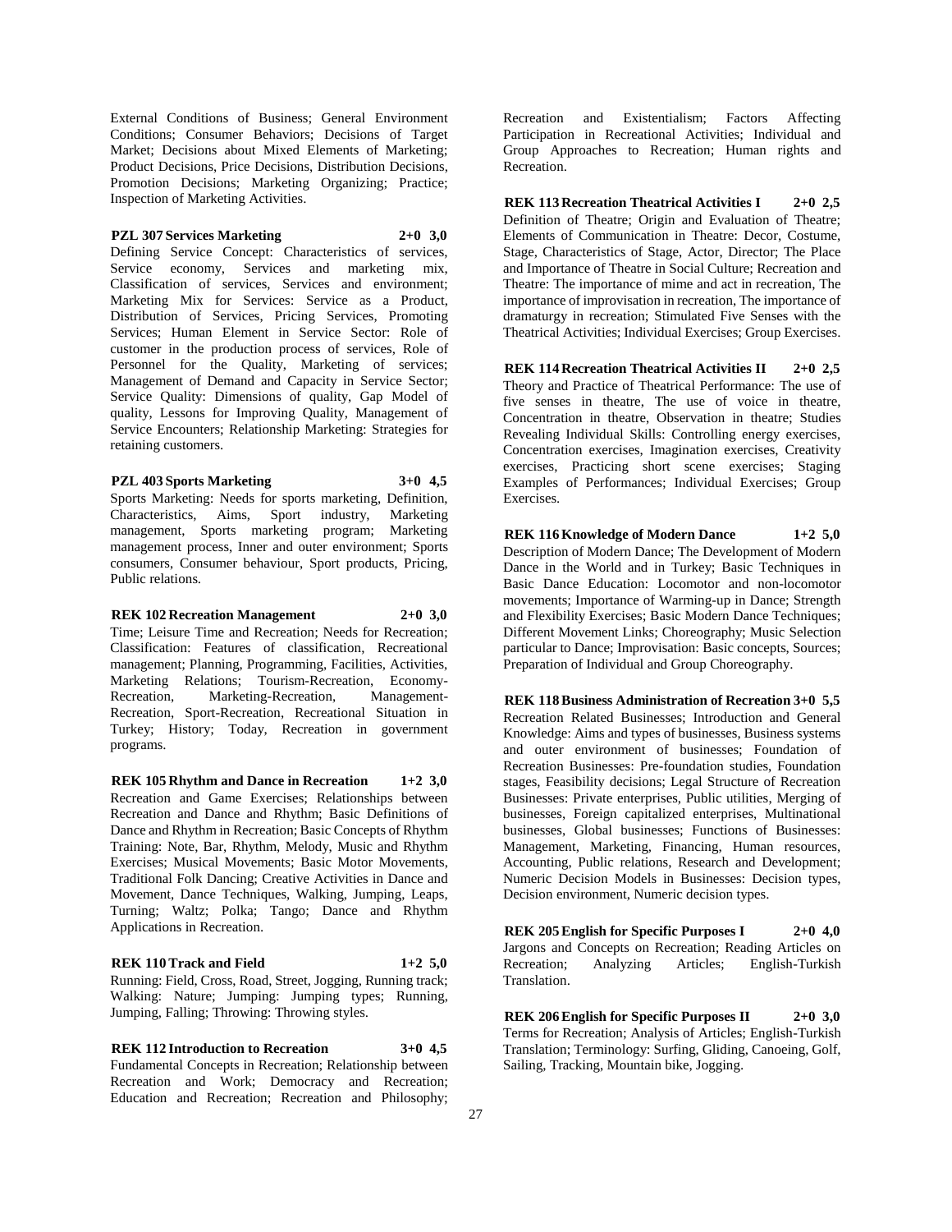External Conditions of Business; General Environment Conditions; Consumer Behaviors; Decisions of Target Market; Decisions about Mixed Elements of Marketing; Product Decisions, Price Decisions, Distribution Decisions, Promotion Decisions; Marketing Organizing; Practice; Inspection of Marketing Activities.

**PZL 307 Services Marketing 2+0 3,0**

Defining Service Concept: Characteristics of services, Service economy, Services and marketing mix, Classification of services, Services and environment; Marketing Mix for Services: Service as a Product, Distribution of Services, Pricing Services, Promoting Services; Human Element in Service Sector: Role of customer in the production process of services, Role of Personnel for the Quality, Marketing of services; Management of Demand and Capacity in Service Sector; Service Quality: Dimensions of quality, Gap Model of quality, Lessons for Improving Quality, Management of Service Encounters; Relationship Marketing: Strategies for retaining customers.

**PZL 403 Sports Marketing 3+0 4,5**

Sports Marketing: Needs for sports marketing, Definition, Characteristics, Aims, Sport industry, Marketing management, Sports marketing program; Marketing management process, Inner and outer environment; Sports consumers, Consumer behaviour, Sport products, Pricing, Public relations.

**REK 102 Recreation Management 2+0 3,0**

Time; Leisure Time and Recreation; Needs for Recreation; Classification: Features of classification, Recreational management; Planning, Programming, Facilities, Activities, Marketing Relations; Tourism-Recreation, Economy-Recreation, Marketing-Recreation, Management-Recreation, Sport-Recreation, Recreational Situation in Turkey; History; Today, Recreation in government programs.

**REK 105 Rhythm and Dance in Recreation 1+2 3,0**

Recreation and Game Exercises; Relationships between Recreation and Dance and Rhythm; Basic Definitions of Dance and Rhythm in Recreation; Basic Concepts of Rhythm Training: Note, Bar, Rhythm, Melody, Music and Rhythm Exercises; Musical Movements; Basic Motor Movements, Traditional Folk Dancing; Creative Activities in Dance and Movement, Dance Techniques, Walking, Jumping, Leaps, Turning; Waltz; Polka; Tango; Dance and Rhythm Applications in Recreation.

**REK 110 Track and Field 1+2 5,0**

Running: Field, Cross, Road, Street, Jogging, Running track; Walking: Nature; Jumping: Jumping types; Running, Jumping, Falling; Throwing: Throwing styles.

**REK 112 Introduction to Recreation 3+0 4,5**

Fundamental Concepts in Recreation; Relationship between Recreation and Work; Democracy and Recreation; Education and Recreation; Recreation and Philosophy; Recreation and Existentialism; Factors Affecting Participation in Recreational Activities; Individual and Group Approaches to Recreation; Human rights and Recreation.

**REK 113 Recreation Theatrical Activities I 2+0 2,5**

Definition of Theatre; Origin and Evaluation of Theatre; Elements of Communication in Theatre: Decor, Costume, Stage, Characteristics of Stage, Actor, Director; The Place and Importance of Theatre in Social Culture; Recreation and Theatre: The importance of mime and act in recreation, The importance of improvisation in recreation, The importance of dramaturgy in recreation; Stimulated Five Senses with the Theatrical Activities; Individual Exercises; Group Exercises.

**REK 114 Recreation Theatrical Activities II 2+0 2,5**

Theory and Practice of Theatrical Performance: The use of five senses in theatre, The use of voice in theatre, Concentration in theatre, Observation in theatre; Studies Revealing Individual Skills: Controlling energy exercises, Concentration exercises, Imagination exercises, Creativity exercises, Practicing short scene exercises; Staging Examples of Performances; Individual Exercises; Group Exercises.

**REK 116 Knowledge of Modern Dance 1+2 5,0**

Description of Modern Dance; The Development of Modern Dance in the World and in Turkey; Basic Techniques in Basic Dance Education: Locomotor and non-locomotor movements; Importance of Warming-up in Dance; Strength and Flexibility Exercises; Basic Modern Dance Techniques; Different Movement Links; Choreography; Music Selection particular to Dance; Improvisation: Basic concepts, Sources; Preparation of Individual and Group Choreography.

**REK 118 Business Administration of Recreation 3+0 5,5**

Recreation Related Businesses; Introduction and General Knowledge: Aims and types of businesses, Business systems and outer environment of businesses; Foundation of Recreation Businesses: Pre-foundation studies, Foundation stages, Feasibility decisions; Legal Structure of Recreation Businesses: Private enterprises, Public utilities, Merging of businesses, Foreign capitalized enterprises, Multinational businesses, Global businesses; Functions of Businesses: Management, Marketing, Financing, Human resources, Accounting, Public relations, Research and Development; Numeric Decision Models in Businesses: Decision types, Decision environment, Numeric decision types.

**REK 205 English for Specific Purposes I 2+0 4,0**

Jargons and Concepts on Recreation; Reading Articles on Recreation; Analyzing Articles; English-Turkish Translation.

**REK 206 English for Specific Purposes II 2+0 3,0**

Terms for Recreation; Analysis of Articles; English-Turkish Translation; Terminology: Surfing, Gliding, Canoeing, Golf, Sailing, Tracking, Mountain bike, Jogging.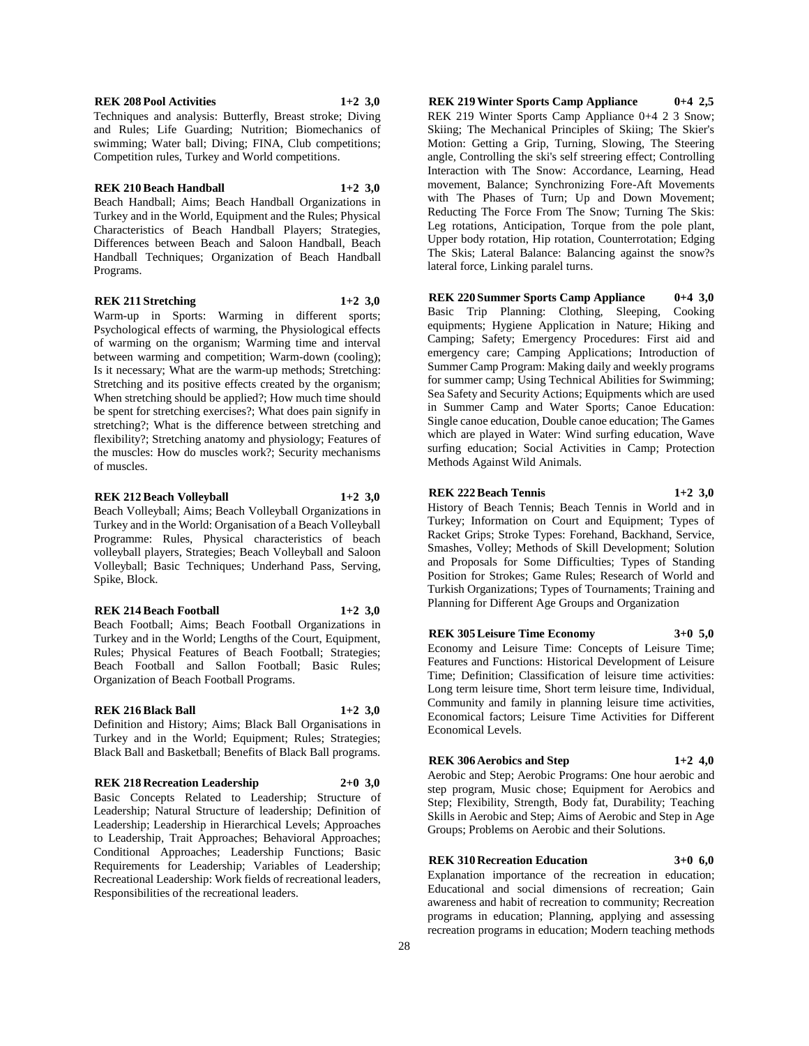**REK 208 Pool Activities 1+2 3,0**

Techniques and analysis: Butterfly, Breast stroke; Diving and Rules; Life Guarding; Nutrition; Biomechanics of swimming; Water ball; Diving; FINA, Club competitions; Competition rules, Turkey and World competitions.

**REK 210 Beach Handball 1+2 3,0**

Beach Handball; Aims; Beach Handball Organizations in Turkey and in the World, Equipment and the Rules; Physical Characteristics of Beach Handball Players; Strategies, Differences between Beach and Saloon Handball, Beach Handball Techniques; Organization of Beach Handball Programs.

**REK 211 Stretching 1+2 3,0**

Warm-up in Sports: Warming in different sports; Psychological effects of warming, the Physiological effects of warming on the organism; Warming time and interval between warming and competition; Warm-down (cooling); Is it necessary; What are the warm-up methods; Stretching: Stretching and its positive effects created by the organism; When stretching should be applied?; How much time should be spent for stretching exercises?; What does pain signify in stretching?; What is the difference between stretching and flexibility?; Stretching anatomy and physiology; Features of the muscles: How do muscles work?; Security mechanisms of muscles.

**REK 212 Beach Volleyball 1+2 3,0**

Beach Volleyball; Aims; Beach Volleyball Organizations in Turkey and in the World: Organisation of a Beach Volleyball Programme: Rules, Physical characteristics of beach volleyball players, Strategies; Beach Volleyball and Saloon Volleyball; Basic Techniques; Underhand Pass, Serving, Spike, Block.

**REK 214 Beach Football 1+2 3,0**

Beach Football; Aims; Beach Football Organizations in Turkey and in the World; Lengths of the Court, Equipment, Rules; Physical Features of Beach Football; Strategies; Beach Football and Sallon Football; Basic Rules; Organization of Beach Football Programs.

**REK 216 Black Ball 1+2 3,0**

Definition and History; Aims; Black Ball Organisations in Turkey and in the World; Equipment; Rules; Strategies; Black Ball and Basketball; Benefits of Black Ball programs.

**REK 218 Recreation Leadership 2+0 3,0**

Basic Concepts Related to Leadership; Structure of Leadership; Natural Structure of leadership; Definition of Leadership; Leadership in Hierarchical Levels; Approaches to Leadership, Trait Approaches; Behavioral Approaches; Conditional Approaches; Leadership Functions; Basic Requirements for Leadership; Variables of Leadership; Recreational Leadership: Work fields of recreational leaders, Responsibilities of the recreational leaders.

**REK 219 Winter Sports Camp Appliance 0+4 2,5**

REK 219 Winter Sports Camp Appliance 0+4 2 3 Snow; Skiing; The Mechanical Principles of Skiing; The Skier's Motion: Getting a Grip, Turning, Slowing, The Steering angle, Controlling the ski's self streering effect; Controlling Interaction with The Snow: Accordance, Learning, Head movement, Balance; Synchronizing Fore-Aft Movements with The Phases of Turn; Up and Down Movement; Reducting The Force From The Snow; Turning The Skis: Leg rotations, Anticipation, Torque from the pole plant, Upper body rotation, Hip rotation, Counterrotation; Edging The Skis; Lateral Balance: Balancing against the snow?s lateral force, Linking paralel turns.

**REK 220 Summer Sports Camp Appliance 0+4 3,0**

Basic Trip Planning: Clothing, Sleeping, Cooking equipments; Hygiene Application in Nature; Hiking and Camping; Safety; Emergency Procedures: First aid and emergency care; Camping Applications; Introduction of Summer Camp Program: Making daily and weekly programs for summer camp; Using Technical Abilities for Swimming; Sea Safety and Security Actions; Equipments which are used in Summer Camp and Water Sports; Canoe Education: Single canoe education, Double canoe education; The Games which are played in Water: Wind surfing education, Wave surfing education; Social Activities in Camp; Protection Methods Against Wild Animals.

**REK 222 Beach Tennis 1+2 3,0**

History of Beach Tennis; Beach Tennis in World and in Turkey; Information on Court and Equipment; Types of Racket Grips; Stroke Types: Forehand, Backhand, Service, Smashes, Volley; Methods of Skill Development; Solution and Proposals for Some Difficulties; Types of Standing Position for Strokes; Game Rules; Research of World and Turkish Organizations; Types of Tournaments; Training and Planning for Different Age Groups and Organization

**REK 305 Leisure Time Economy 3+0 5,0**

Economy and Leisure Time: Concepts of Leisure Time; Features and Functions: Historical Development of Leisure Time; Definition; Classification of leisure time activities: Long term leisure time, Short term leisure time, Individual, Community and family in planning leisure time activities, Economical factors; Leisure Time Activities for Different Economical Levels.

**REK 306 Aerobics and Step 1+2 4,0**

Aerobic and Step; Aerobic Programs: One hour aerobic and step program, Music chose; Equipment for Aerobics and Step; Flexibility, Strength, Body fat, Durability; Teaching Skills in Aerobic and Step; Aims of Aerobic and Step in Age Groups; Problems on Aerobic and their Solutions.

**REK 310 Recreation Education 3+0 6,0**

Explanation importance of the recreation in education; Educational and social dimensions of recreation; Gain awareness and habit of recreation to community; Recreation programs in education; Planning, applying and assessing recreation programs in education; Modern teaching methods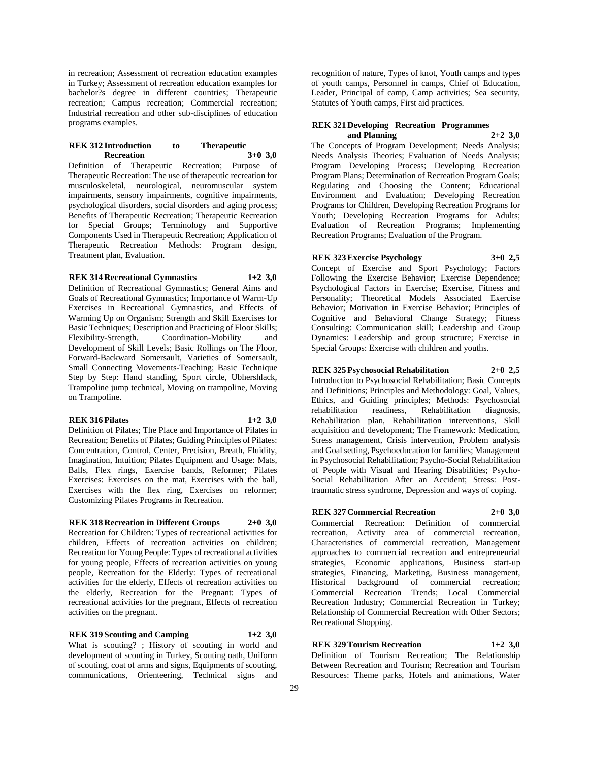in recreation; Assessment of recreation education examples in Turkey; Assessment of recreation education examples for bachelor?s degree in different countries; Therapeutic recreation; Campus recreation; Commercial recreation; Industrial recreation and other sub-disciplines of education programs examples.

**REK 312 Introduction to Therapeutic Recreation 3+0 3,0**

Definition of Therapeutic Recreation; Purpose of Therapeutic Recreation: The use of therapeutic recreation for musculoskeletal, neurological, neuromuscular system impairments, sensory impairments, cognitive impairments, psychological disorders, social disorders and aging process; Benefits of Therapeutic Recreation; Therapeutic Recreation for Special Groups; Terminology and Supportive Components Used in Therapeutic Recreation; Application of Therapeutic Recreation Methods: Program design, Treatment plan, Evaluation.

**REK 314 Recreational Gymnastics 1+2 3,0**

Definition of Recreational Gymnastics; General Aims and Goals of Recreational Gymnastics; Importance of Warm-Up Exercises in Recreational Gymnastics, and Effects of Warming Up on Organism; Strength and Skill Exercises for Basic Techniques; Description and Practicing of Floor Skills; Flexibility-Strength, Coordination-Mobility and Development of Skill Levels; Basic Rollings on The Floor, Forward-Backward Somersault, Varieties of Somersault, Small Connecting Movements-Teaching; Basic Technique Step by Step: Hand standing, Sport circle, Ubhershlack, Trampoline jump technical, Moving on trampoline, Moving on Trampoline.

**REK 316 Pilates 1+2 3,0**

Definition of Pilates; The Place and Importance of Pilates in Recreation; Benefits of Pilates; Guiding Principles of Pilates: Concentration, Control, Center, Precision, Breath, Fluidity, Imagination, Intuition; Pilates Equipment and Usage: Mats, Balls, Flex rings, Exercise bands, Reformer; Pilates Exercises: Exercises on the mat, Exercises with the ball, Exercises with the flex ring, Exercises on reformer; Customizing Pilates Programs in Recreation.

**REK 318 Recreation in Different Groups 2+0 3,0**

Recreation for Children: Types of recreational activities for children, Effects of recreation activities on children; Recreation for Young People: Types of recreational activities for young people, Effects of recreation activities on young people, Recreation for the Elderly: Types of recreational activities for the elderly, Effects of recreation activities on the elderly, Recreation for the Pregnant: Types of recreational activities for the pregnant, Effects of recreation activities on the pregnant.

**REK 319 Scouting and Camping 1+2 3,0**

What is scouting? ; History of scouting in world and development of scouting in Turkey, Scouting oath, Uniform of scouting, coat of arms and signs, Equipments of scouting, communications, Orienteering, Technical signs and recognition of nature, Types of knot, Youth camps and types of youth camps, Personnel in camps, Chief of Education, Leader, Principal of camp, Camp activities; Sea security, Statutes of Youth camps, First aid practices.

**REK 321 Developing Recreation Programmes and Planning 2+2 3,0**

The Concepts of Program Development; Needs Analysis; Needs Analysis Theories; Evaluation of Needs Analysis; Program Developing Process; Developing Recreation Program Plans; Determination of Recreation Program Goals; Regulating and Choosing the Content; Educational Environment and Evaluation; Developing Recreation Programs for Children, Developing Recreation Programs for Youth; Developing Recreation Programs for Adults; Evaluation of Recreation Programs; Implementing Recreation Programs; Evaluation of the Program.

**REK 323 Exercise Psychology 3+0 2,5**

Concept of Exercise and Sport Psychology; Factors Following the Exercise Behavior; Exercise Dependence; Psychological Factors in Exercise; Exercise, Fitness and Personality; Theoretical Models Associated Exercise Behavior; Motivation in Exercise Behavior; Principles of Cognitive and Behavioral Change Strategy; Fitness Consulting: Communication skill; Leadership and Group Dynamics: Leadership and group structure; Exercise in Special Groups: Exercise with children and youths.

**REK 325 Psychosocial Rehabilitation 2+0 2,5**

Introduction to Psychosocial Rehabilitation; Basic Concepts and Definitions; Principles and Methodology: Goal, Values, Ethics, and Guiding principles; Methods: Psychosocial rehabilitation readiness, Rehabilitation diagnosis, Rehabilitation plan, Rehabilitation interventions, Skill acquisition and development; The Framework: Medication, Stress management, Crisis intervention, Problem analysis and Goal setting, Psychoeducation for families; Management in Psychosocial Rehabilitation; Psycho-Social Rehabilitation of People with Visual and Hearing Disabilities; Psycho-Social Rehabilitation After an Accident; Stress: Post-traumatic stress syndrome, Depression and ways of coping.

**REK 327 Commercial Recreation 2+0 3,0**

Commercial Recreation: Definition of commercial recreation, Activity area of commercial recreation, Characteristics of commercial recreation, Management approaches to commercial recreation and entrepreneurial strategies, Economic applications, Business start-up strategies, Financing, Marketing, Business management, Historical background of commercial recreation; Commercial Recreation Trends; Local Commercial Recreation Industry; Commercial Recreation in Turkey; Relationship of Commercial Recreation with Other Sectors; Recreational Shopping.

**REK 329 Tourism Recreation 1+2 3,0**

Definition of Tourism Recreation; The Relationship Between Recreation and Tourism; Recreation and Tourism Resources: Theme parks, Hotels and animations, Water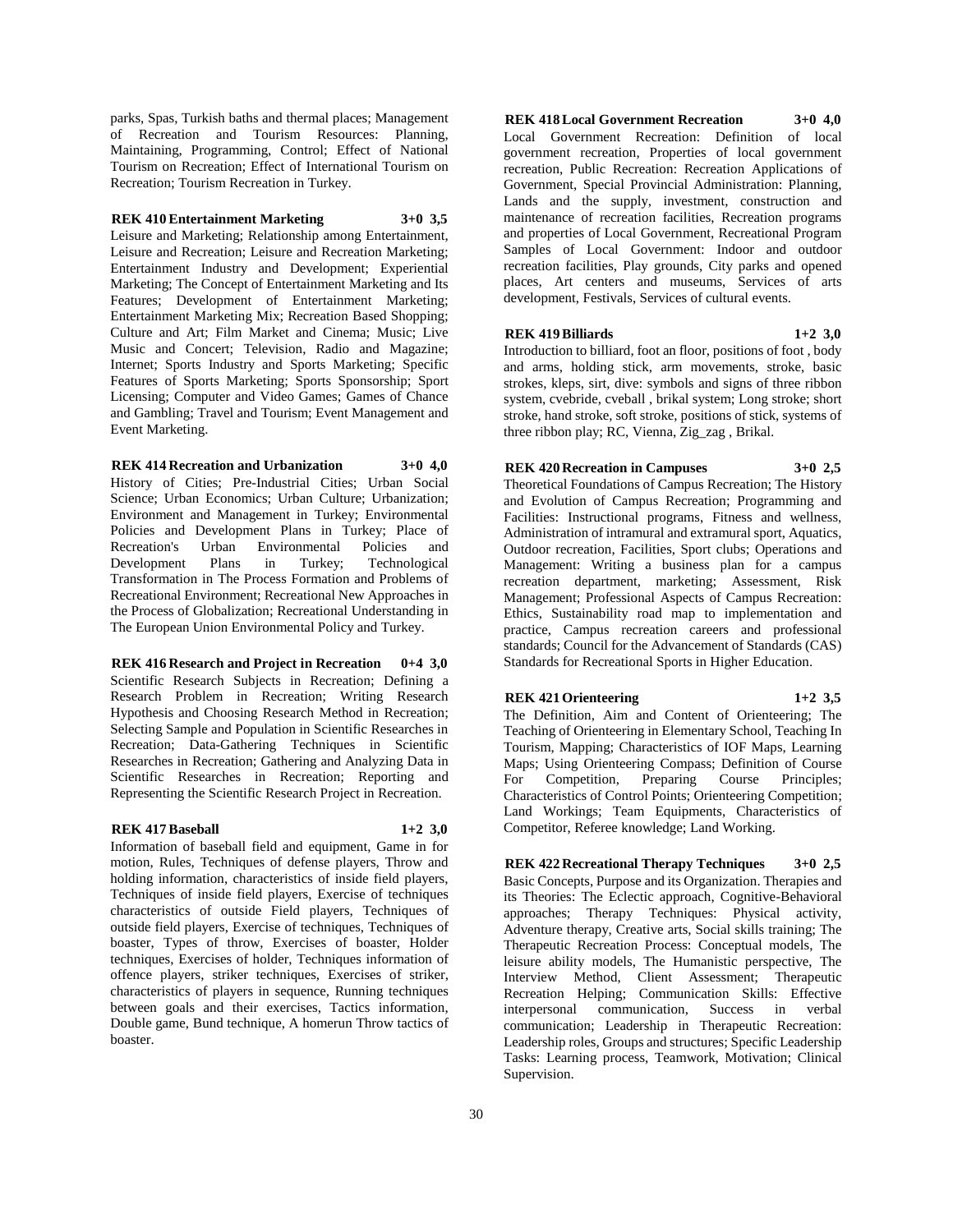parks, Spas, Turkish baths and thermal places; Management of Recreation and Tourism Resources: Planning, Maintaining, Programming, Control; Effect of National Tourism on Recreation; Effect of International Tourism on Recreation; Tourism Recreation in Turkey.

**REK 410 Entertainment Marketing 3+0 3,5**

Leisure and Marketing; Relationship among Entertainment, Leisure and Recreation; Leisure and Recreation Marketing; Entertainment Industry and Development; Experiential Marketing; The Concept of Entertainment Marketing and Its Features; Development of Entertainment Marketing; Entertainment Marketing Mix; Recreation Based Shopping; Culture and Art; Film Market and Cinema; Music; Live Music and Concert; Television, Radio and Magazine; Internet; Sports Industry and Sports Marketing; Specific Features of Sports Marketing; Sports Sponsorship; Sport Licensing; Computer and Video Games; Games of Chance and Gambling; Travel and Tourism; Event Management and Event Marketing.

**REK 414 Recreation and Urbanization 3+0 4,0**

History of Cities; Pre-Industrial Cities; Urban Social Science; Urban Economics; Urban Culture; Urbanization; Environment and Management in Turkey; Environmental Policies and Development Plans in Turkey; Place of Recreation's Urban Environmental Policies and Development Plans in Turkey; Technological Transformation in The Process Formation and Problems of Recreational Environment; Recreational New Approaches in the Process of Globalization; Recreational Understanding in The European Union Environmental Policy and Turkey.

**REK 416 Research and Project in Recreation 0+4 3,0**

Scientific Research Subjects in Recreation; Defining a Research Problem in Recreation; Writing Research Hypothesis and Choosing Research Method in Recreation; Selecting Sample and Population in Scientific Researches in Recreation; Data-Gathering Techniques in Scientific Researches in Recreation; Gathering and Analyzing Data in Scientific Researches in Recreation; Reporting and Representing the Scientific Research Project in Recreation.

**REK 417 Baseball 1+2 3,0**

Information of baseball field and equipment, Game in for motion, Rules, Techniques of defense players, Throw and holding information, characteristics of inside field players, Techniques of inside field players, Exercise of techniques characteristics of outside Field players, Techniques of outside field players, Exercise of techniques, Techniques of boaster, Types of throw, Exercises of boaster, Holder techniques, Exercises of holder, Techniques information of offence players, striker techniques, Exercises of striker, characteristics of players in sequence, Running techniques between goals and their exercises, Tactics information, Double game, Bund technique, A homerun Throw tactics of boaster.

**REK 418 Local Government Recreation 3+0 4,0**

Local Government Recreation: Definition of local government recreation, Properties of local government recreation, Public Recreation: Recreation Applications of Government, Special Provincial Administration: Planning, Lands and the supply, investment, construction and maintenance of recreation facilities, Recreation programs and properties of Local Government, Recreational Program Samples of Local Government: Indoor and outdoor recreation facilities, Play grounds, City parks and opened places, Art centers and museums, Services of arts development, Festivals, Services of cultural events.

**REK 419 Billiards 1+2 3,0**

Introduction to billiard, foot an floor, positions of foot , body and arms, holding stick, arm movements, stroke, basic strokes, kleps, sirt, dive: symbols and signs of three ribbon system, cvebride, cveball , brikal system; Long stroke; short stroke, hand stroke, soft stroke, positions of stick, systems of three ribbon play; RC, Vienna, Zig_zag , Brikal.

**REK 420 Recreation in Campuses 3+0 2,5**

Theoretical Foundations of Campus Recreation; The History and Evolution of Campus Recreation; Programming and Facilities: Instructional programs, Fitness and wellness, Administration of intramural and extramural sport, Aquatics, Outdoor recreation, Facilities, Sport clubs; Operations and Management: Writing a business plan for a campus recreation department, marketing; Assessment, Risk Management; Professional Aspects of Campus Recreation: Ethics, Sustainability road map to implementation and practice, Campus recreation careers and professional standards; Council for the Advancement of Standards (CAS) Standards for Recreational Sports in Higher Education.

**REK 421 Orienteering 1+2 3,5**

The Definition, Aim and Content of Orienteering; The Teaching of Orienteering in Elementary School, Teaching In Tourism, Mapping; Characteristics of IOF Maps, Learning Maps; Using Orienteering Compass; Definition of Course For Competition, Preparing Course Principles; Characteristics of Control Points; Orienteering Competition; Land Workings; Team Equipments, Characteristics of Competitor, Referee knowledge; Land Working.

**REK 422 Recreational Therapy Techniques 3+0 2,5**

Basic Concepts, Purpose and its Organization. Therapies and its Theories: The Eclectic approach, Cognitive-Behavioral approaches; Therapy Techniques: Physical activity, Adventure therapy, Creative arts, Social skills training; The Therapeutic Recreation Process: Conceptual models, The leisure ability models, The Humanistic perspective, The Interview Method, Client Assessment; Therapeutic Recreation Helping; Communication Skills: Effective interpersonal communication, Success in verbal communication; Leadership in Therapeutic Recreation: Leadership roles, Groups and structures; Specific Leadership Tasks: Learning process, Teamwork, Motivation; Clinical Supervision.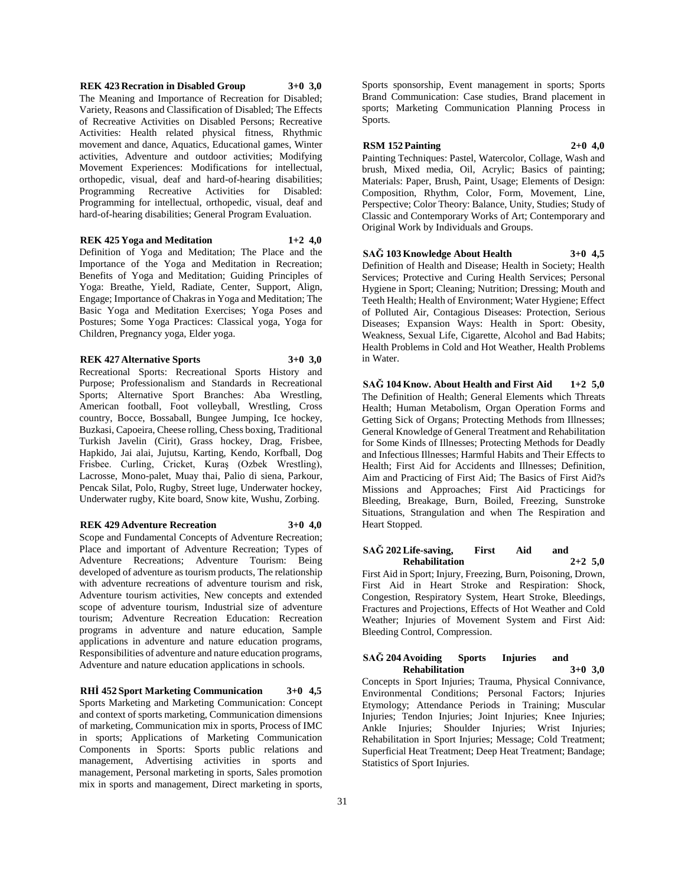**REK 423 Recration in Disabled Group 3+0 3,0**

The Meaning and Importance of Recreation for Disabled; Variety, Reasons and Classification of Disabled; The Effects of Recreative Activities on Disabled Persons; Recreative Activities: Health related physical fitness, Rhythmic movement and dance, Aquatics, Educational games, Winter activities, Adventure and outdoor activities; Modifying Movement Experiences: Modifications for intellectual, orthopedic, visual, deaf and hard-of-hearing disabilities; Programming Recreative Activities for Disabled: Programming for intellectual, orthopedic, visual, deaf and hard-of-hearing disabilities; General Program Evaluation.

**REK 425 Yoga and Meditation 1+2 4,0**

Definition of Yoga and Meditation; The Place and the Importance of the Yoga and Meditation in Recreation; Benefits of Yoga and Meditation; Guiding Principles of Yoga: Breathe, Yield, Radiate, Center, Support, Align, Engage; Importance of Chakras in Yoga and Meditation; The Basic Yoga and Meditation Exercises; Yoga Poses and Postures; Some Yoga Practices: Classical yoga, Yoga for Children, Pregnancy yoga, Elder yoga.

**REK 427 Alternative Sports 3+0 3,0**

Recreational Sports: Recreational Sports History and Purpose; Professionalism and Standards in Recreational Sports; Alternative Sport Branches: Aba Wrestling, American football, Foot volleyball, Wrestling, Cross country, Bocce, Bossaball, Bungee Jumping, Ice hockey, Buzkasi, Capoeira, Cheese rolling, Chess boxing, Traditional Turkish Javelin (Cirit), Grass hockey, Drag, Frisbee, Hapkido, Jai alai, Jujutsu, Karting, Kendo, Korfball, Dog Frisbee. Curling, Cricket, Kuraş (Ozbek Wrestling), Lacrosse, Mono-palet, Muay thai, Palio di siena, Parkour, Pencak Silat, Polo, Rugby, Street luge, Underwater hockey, Underwater rugby, Kite board, Snow kite, Wushu, Zorbing.

**REK 429 Adventure Recreation 3+0 4,0**

Scope and Fundamental Concepts of Adventure Recreation; Place and important of Adventure Recreation; Types of Adventure Recreations; Adventure Tourism: Being developed of adventure as tourism products, The relationship with adventure recreations of adventure tourism and risk, Adventure tourism activities, New concepts and extended scope of adventure tourism, Industrial size of adventure tourism; Adventure Recreation Education: Recreation programs in adventure and nature education, Sample applications in adventure and nature education programs, Responsibilities of adventure and nature education programs, Adventure and nature education applications in schools.

**RHİ 452 Sport Marketing Communication 3+0 4,5**

Sports Marketing and Marketing Communication: Concept and context of sports marketing, Communication dimensions of marketing, Communication mix in sports, Process of IMC in sports; Applications of Marketing Communication Components in Sports: Sports public relations and management, Advertising activities in sports and management, Personal marketing in sports, Sales promotion mix in sports and management, Direct marketing in sports, Sports sponsorship, Event management in sports; Sports Brand Communication: Case studies, Brand placement in sports; Marketing Communication Planning Process in Sports.

**RSM 152 Painting 2+0 4,0**

Painting Techniques: Pastel, Watercolor, Collage, Wash and brush, Mixed media, Oil, Acrylic; Basics of painting; Materials: Paper, Brush, Paint, Usage; Elements of Design: Composition, Rhythm, Color, Form, Movement, Line, Perspective; Color Theory: Balance, Unity, Studies; Study of Classic and Contemporary Works of Art; Contemporary and Original Work by Individuals and Groups.

**SAĞ 103 Knowledge About Health 3+0 4,5**

Definition of Health and Disease; Health in Society; Health Services; Protective and Curing Health Services; Personal Hygiene in Sport; Cleaning; Nutrition; Dressing; Mouth and Teeth Health; Health of Environment; Water Hygiene; Effect of Polluted Air, Contagious Diseases: Protection, Serious Diseases; Expansion Ways: Health in Sport: Obesity, Weakness, Sexual Life, Cigarette, Alcohol and Bad Habits; Health Problems in Cold and Hot Weather, Health Problems in Water.

**SAĞ 104 Know. About Health and First Aid 1+2 5,0**

The Definition of Health; General Elements which Threats Health; Human Metabolism, Organ Operation Forms and Getting Sick of Organs; Protecting Methods from Illnesses; General Knowledge of General Treatment and Rehabilitation for Some Kinds of Illnesses; Protecting Methods for Deadly and Infectious Illnesses; Harmful Habits and Their Effects to Health; First Aid for Accidents and Illnesses; Definition, Aim and Practicing of First Aid; The Basics of First Aid?s Missions and Approaches; First Aid Practicings for Bleeding, Breakage, Burn, Boiled, Freezing, Sunstroke Situations, Strangulation and when The Respiration and Heart Stopped.

**SAĞ 202 Life-saving, First Aid and Rehabilitation 2+2 5,0**

First Aid in Sport; Injury, Freezing, Burn, Poisoning, Drown, First Aid in Heart Stroke and Respiration: Shock, Congestion, Respiratory System, Heart Stroke, Bleedings, Fractures and Projections, Effects of Hot Weather and Cold Weather; Injuries of Movement System and First Aid: Bleeding Control, Compression.

**SAĞ 204 Avoiding Sports Injuries and Rehabilitation 3+0 3,0**

Concepts in Sport Injuries; Trauma, Physical Connivance, Environmental Conditions; Personal Factors; Injuries Etymology; Attendance Periods in Training; Muscular Injuries; Tendon Injuries; Joint Injuries; Knee Injuries; Ankle Injuries; Shoulder Injuries; Wrist Injuries; Rehabilitation in Sport Injuries; Message; Cold Treatment; Superficial Heat Treatment; Deep Heat Treatment; Bandage; Statistics of Sport Injuries.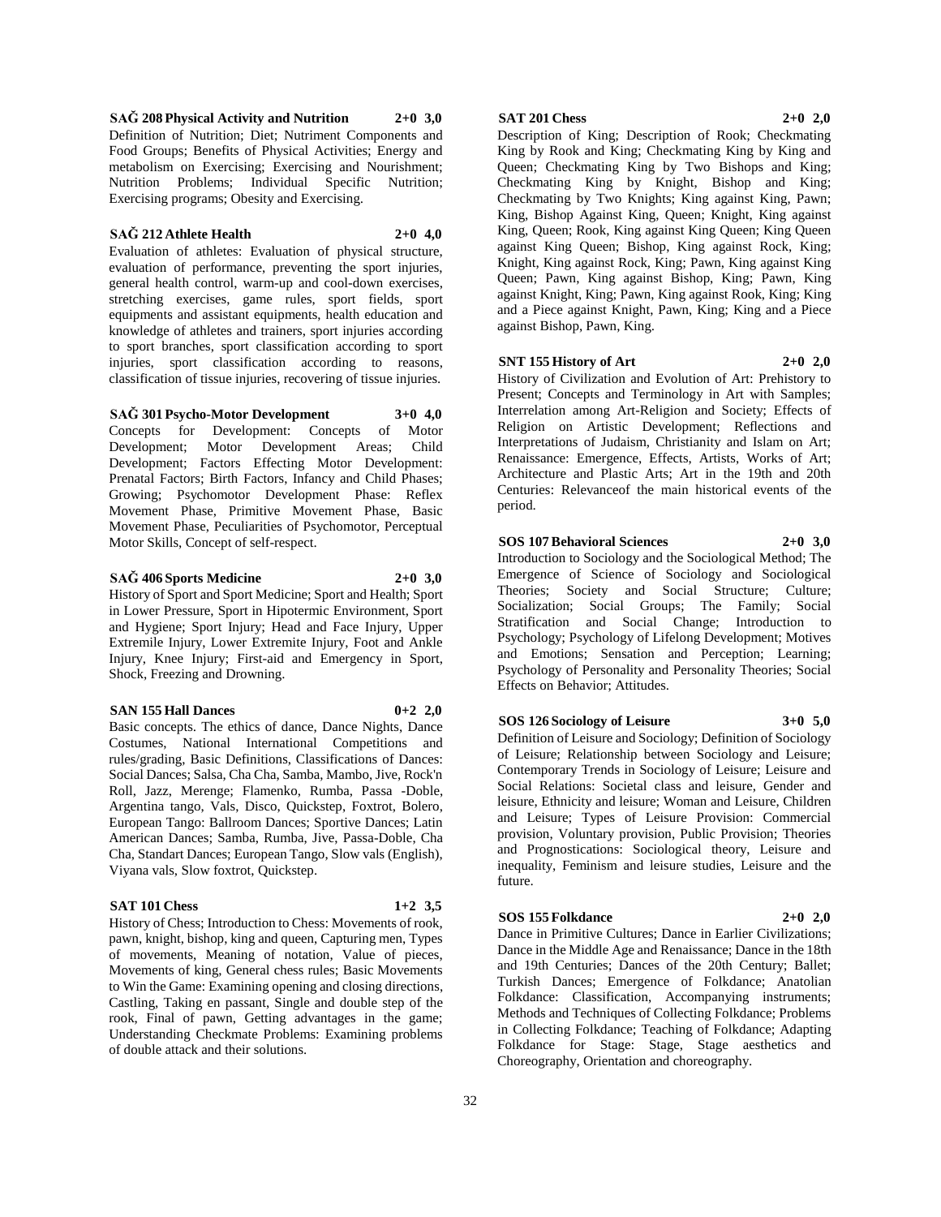**SAĞ 208 Physical Activity and Nutrition 2+0 3,0**

Definition of Nutrition; Diet; Nutriment Components and Food Groups; Benefits of Physical Activities; Energy and metabolism on Exercising; Exercising and Nourishment; Nutrition Problems; Individual Specific Nutrition; Exercising programs; Obesity and Exercising.

**SAĞ 212 Athlete Health 2+0 4,0**

Evaluation of athletes: Evaluation of physical structure, evaluation of performance, preventing the sport injuries, general health control, warm-up and cool-down exercises, stretching exercises, game rules, sport fields, sport equipments and assistant equipments, health education and knowledge of athletes and trainers, sport injuries according to sport branches, sport classification according to sport injuries, sport classification according to reasons, classification of tissue injuries, recovering of tissue injuries.

**SAĞ 301 Psycho-Motor Development 3+0 4,0**

Concepts for Development: Concepts of Motor Development; Motor Development Areas; Child Development; Factors Effecting Motor Development: Prenatal Factors; Birth Factors, Infancy and Child Phases; Growing; Psychomotor Development Phase: Reflex Movement Phase, Primitive Movement Phase, Basic Movement Phase, Peculiarities of Psychomotor, Perceptual Motor Skills, Concept of self-respect.

**SAĞ 406 Sports Medicine 2+0 3,0**

History of Sport and Sport Medicine; Sport and Health; Sport in Lower Pressure, Sport in Hipotermic Environment, Sport and Hygiene; Sport Injury; Head and Face Injury, Upper Extremile Injury, Lower Extremite Injury, Foot and Ankle Injury, Knee Injury; First-aid and Emergency in Sport, Shock, Freezing and Drowning.

**SAN 155 Hall Dances 0+2 2,0**

Basic concepts. The ethics of dance, Dance Nights, Dance Costumes, National International Competitions and rules/grading, Basic Definitions, Classifications of Dances: Social Dances; Salsa, Cha Cha, Samba, Mambo, Jive, Rock'n Roll, Jazz, Merenge; Flamenko, Rumba, Passa -Doble, Argentina tango, Vals, Disco, Quickstep, Foxtrot, Bolero, European Tango: Ballroom Dances; Sportive Dances; Latin American Dances; Samba, Rumba, Jive, Passa-Doble, Cha Cha, Standart Dances; European Tango, Slow vals (English), Viyana vals, Slow foxtrot, Quickstep.

**SAT 101 Chess 1+2 3,5**

History of Chess; Introduction to Chess: Movements of rook, pawn, knight, bishop, king and queen, Capturing men, Types of movements, Meaning of notation, Value of pieces, Movements of king, General chess rules; Basic Movements to Win the Game: Examining opening and closing directions, Castling, Taking en passant, Single and double step of the rook, Final of pawn, Getting advantages in the game; Understanding Checkmate Problems: Examining problems of double attack and their solutions.

**SAT 201 Chess 2+0 2,0**

Description of King; Description of Rook; Checkmating King by Rook and King; Checkmating King by King and Queen; Checkmating King by Two Bishops and King; Checkmating King by Knight, Bishop and King; Checkmating by Two Knights; King against King, Pawn; King, Bishop Against King, Queen; Knight, King against King, Queen; Rook, King against King Queen; King Queen against King Queen; Bishop, King against Rock, King; Knight, King against Rock, King; Pawn, King against King Queen; Pawn, King against Bishop, King; Pawn, King against Knight, King; Pawn, King against Rook, King; King and a Piece against Knight, Pawn, King; King and a Piece against Bishop, Pawn, King.

**SNT 155 History of Art 2+0 2,0**

History of Civilization and Evolution of Art: Prehistory to Present; Concepts and Terminology in Art with Samples; Interrelation among Art-Religion and Society; Effects of Religion on Artistic Development; Reflections and Interpretations of Judaism, Christianity and Islam on Art; Renaissance: Emergence, Effects, Artists, Works of Art; Architecture and Plastic Arts; Art in the 19th and 20th Centuries: Relevanceof the main historical events of the period.

**SOS 107 Behavioral Sciences 2+0 3,0**

Introduction to Sociology and the Sociological Method; The Emergence of Science of Sociology and Sociological Theories; Society and Social Structure; Culture; Socialization; Social Groups; The Family; Social Stratification and Social Change; Introduction to Psychology; Psychology of Lifelong Development; Motives and Emotions; Sensation and Perception; Learning; Psychology of Personality and Personality Theories; Social Effects on Behavior; Attitudes.

**SOS 126 Sociology of Leisure 3+0 5,0**

Definition of Leisure and Sociology; Definition of Sociology of Leisure; Relationship between Sociology and Leisure; Contemporary Trends in Sociology of Leisure; Leisure and Social Relations: Societal class and leisure, Gender and leisure, Ethnicity and leisure; Woman and Leisure, Children and Leisure; Types of Leisure Provision: Commercial provision, Voluntary provision, Public Provision; Theories and Prognostications: Sociological theory, Leisure and inequality, Feminism and leisure studies, Leisure and the future.

**SOS 155 Folkdance 2+0 2,0**

Dance in Primitive Cultures; Dance in Earlier Civilizations; Dance in the Middle Age and Renaissance; Dance in the 18th and 19th Centuries; Dances of the 20th Century; Ballet; Turkish Dances; Emergence of Folkdance; Anatolian Folkdance: Classification, Accompanying instruments; Methods and Techniques of Collecting Folkdance; Problems in Collecting Folkdance; Teaching of Folkdance; Adapting Folkdance for Stage: Stage, Stage aesthetics and Choreography, Orientation and choreography.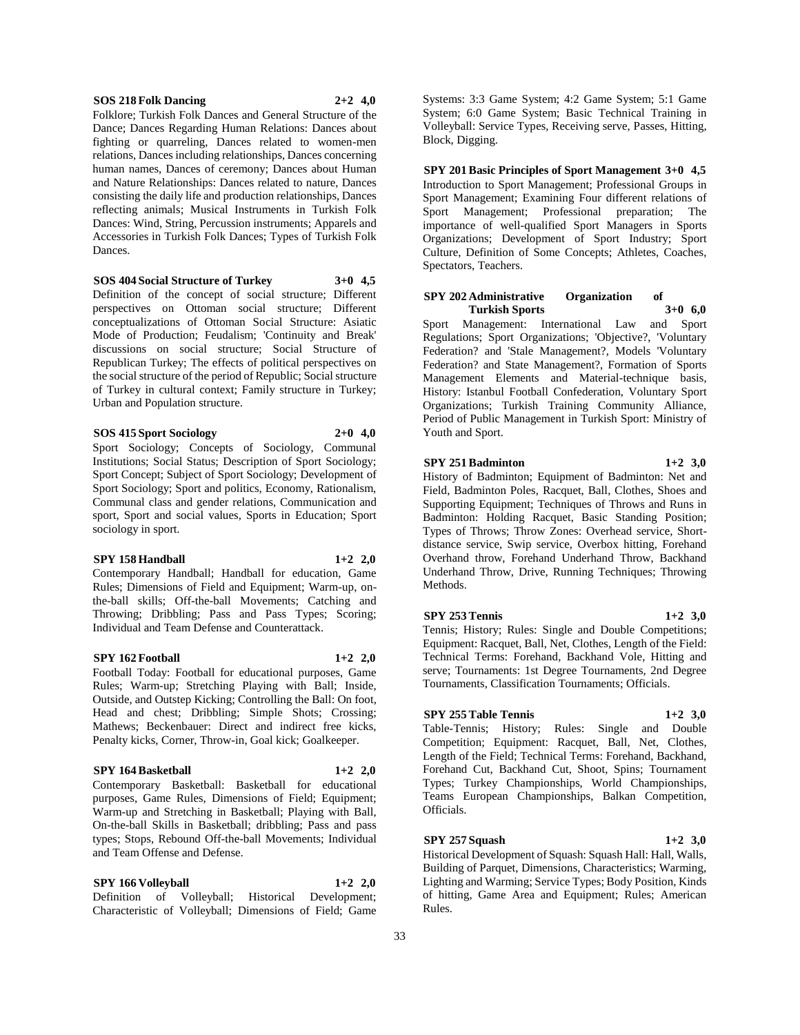**SOS 218 Folk Dancing 2+2 4,0**

Folklore; Turkish Folk Dances and General Structure of the Dance; Dances Regarding Human Relations: Dances about fighting or quarreling, Dances related to women-men relations, Dances including relationships, Dances concerning human names, Dances of ceremony; Dances about Human and Nature Relationships: Dances related to nature, Dances consisting the daily life and production relationships, Dances reflecting animals; Musical Instruments in Turkish Folk Dances: Wind, String, Percussion instruments; Apparels and Accessories in Turkish Folk Dances; Types of Turkish Folk Dances.

**SOS 404 Social Structure of Turkey 3+0 4,5**

Definition of the concept of social structure; Different perspectives on Ottoman social structure; Different conceptualizations of Ottoman Social Structure: Asiatic Mode of Production; Feudalism; 'Continuity and Break' discussions on social structure; Social Structure of Republican Turkey; The effects of political perspectives on the social structure of the period of Republic; Social structure of Turkey in cultural context; Family structure in Turkey; Urban and Population structure.

**SOS 415 Sport Sociology 2+0 4,0**

Sport Sociology; Concepts of Sociology, Communal Institutions; Social Status; Description of Sport Sociology; Sport Concept; Subject of Sport Sociology; Development of Sport Sociology; Sport and politics, Economy, Rationalism, Communal class and gender relations, Communication and sport, Sport and social values, Sports in Education; Sport sociology in sport.

**SPY 158 Handball 1+2 2,0**

Contemporary Handball; Handball for education, Game Rules; Dimensions of Field and Equipment; Warm-up, on-the-ball skills; Off-the-ball Movements; Catching and Throwing; Dribbling; Pass and Pass Types; Scoring; Individual and Team Defense and Counterattack.

**SPY 162 Football 1+2 2,0**

Football Today: Football for educational purposes, Game Rules; Warm-up; Stretching Playing with Ball; Inside, Outside, and Outstep Kicking; Controlling the Ball: On foot, Head and chest; Dribbling; Simple Shots; Crossing; Mathews; Beckenbauer: Direct and indirect free kicks, Penalty kicks, Corner, Throw-in, Goal kick; Goalkeeper.

**SPY 164 Basketball 1+2 2,0**

Contemporary Basketball: Basketball for educational purposes, Game Rules, Dimensions of Field; Equipment; Warm-up and Stretching in Basketball; Playing with Ball, On-the-ball Skills in Basketball; dribbling; Pass and pass types; Stops, Rebound Off-the-ball Movements; Individual and Team Offense and Defense.

**SPY 166 Volleyball 1+2 2,0**

Definition of Volleyball; Historical Development; Characteristic of Volleyball; Dimensions of Field; Game Systems: 3:3 Game System; 4:2 Game System; 5:1 Game System; 6:0 Game System; Basic Technical Training in Volleyball: Service Types, Receiving serve, Passes, Hitting, Block, Digging.

**SPY 201 Basic Principles of Sport Management 3+0 4,5**

Introduction to Sport Management; Professional Groups in Sport Management; Examining Four different relations of Sport Management; Professional preparation; The importance of well-qualified Sport Managers in Sports Organizations; Development of Sport Industry; Sport Culture, Definition of Some Concepts; Athletes, Coaches, Spectators, Teachers.

**SPY 202 Administrative Organization of Turkish Sports 3+0 6,0**

Sport Management: International Law and Sport Regulations; Sport Organizations; 'Objective?, 'Voluntary Federation? and 'Stale Management?, Models 'Voluntary Federation? and State Management?, Formation of Sports Management Elements and Material-technique basis, History: Istanbul Football Confederation, Voluntary Sport Organizations; Turkish Training Community Alliance, Period of Public Management in Turkish Sport: Ministry of Youth and Sport.

**SPY 251 Badminton 1+2 3,0**

History of Badminton; Equipment of Badminton: Net and Field, Badminton Poles, Racquet, Ball, Clothes, Shoes and Supporting Equipment; Techniques of Throws and Runs in Badminton: Holding Racquet, Basic Standing Position; Types of Throws; Throw Zones: Overhead service, Short-distance service, Swip service, Overbox hitting, Forehand Overhand throw, Forehand Underhand Throw, Backhand Underhand Throw, Drive, Running Techniques; Throwing Methods.

**SPY 253 Tennis 1+2 3,0**

Tennis; History; Rules: Single and Double Competitions; Equipment: Racquet, Ball, Net, Clothes, Length of the Field: Technical Terms: Forehand, Backhand Vole, Hitting and serve; Tournaments: 1st Degree Tournaments, 2nd Degree Tournaments, Classification Tournaments; Officials.

**SPY 255 Table Tennis 1+2 3,0**

Table-Tennis; History; Rules: Single and Double Competition; Equipment: Racquet, Ball, Net, Clothes, Length of the Field; Technical Terms: Forehand, Backhand, Forehand Cut, Backhand Cut, Shoot, Spins; Tournament Types; Turkey Championships, World Championships, Teams European Championships, Balkan Competition, Officials.

**SPY 257 Squash 1+2 3,0**

Historical Development of Squash: Squash Hall: Hall, Walls, Building of Parquet, Dimensions, Characteristics; Warming, Lighting and Warming; Service Types; Body Position, Kinds of hitting, Game Area and Equipment; Rules; American Rules.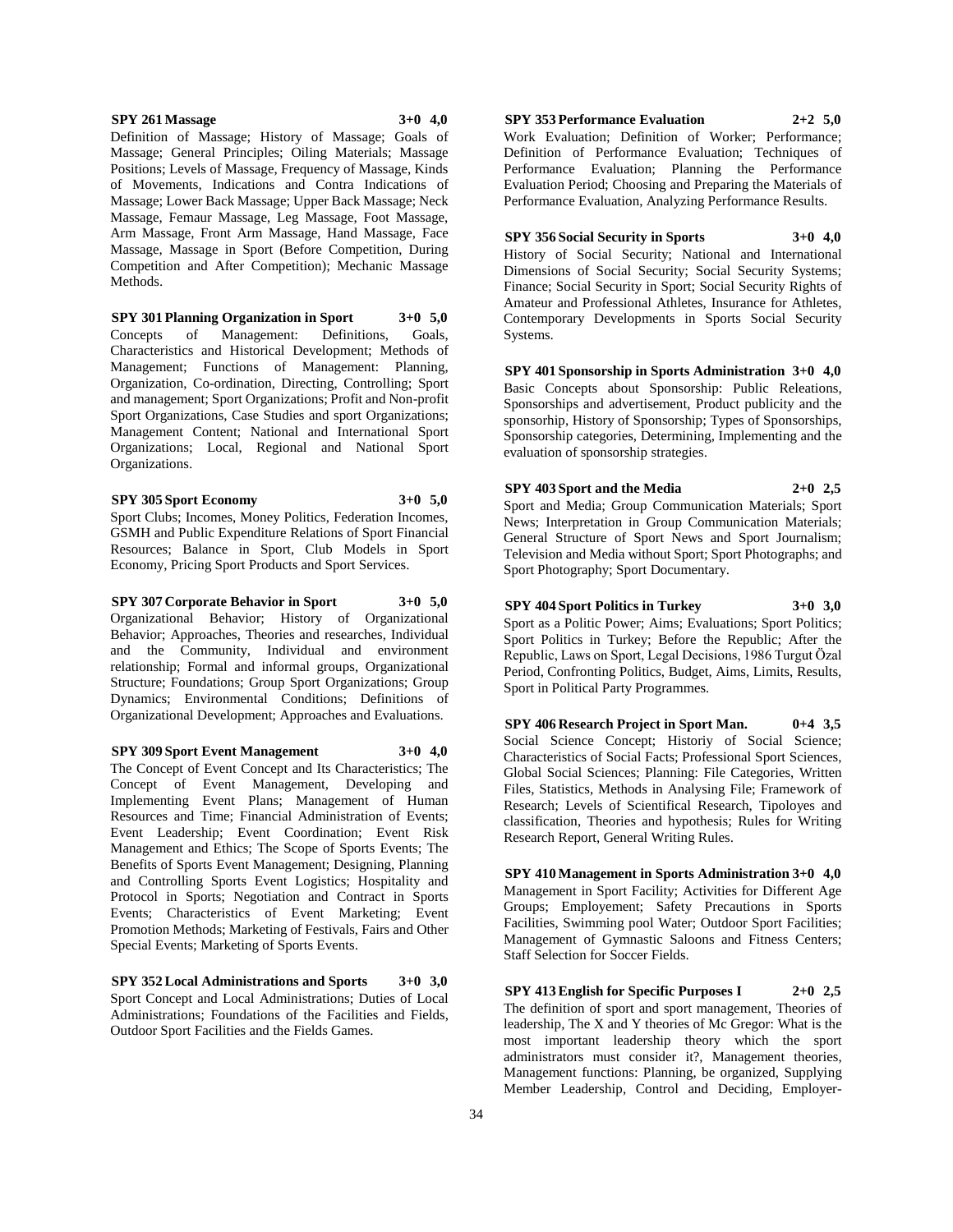**SPY 261 Massage 3+0 4,0**

Definition of Massage; History of Massage; Goals of Massage; General Principles; Oiling Materials; Massage Positions; Levels of Massage, Frequency of Massage, Kinds of Movements, Indications and Contra Indications of Massage; Lower Back Massage; Upper Back Massage; Neck Massage, Femaur Massage, Leg Massage, Foot Massage, Arm Massage, Front Arm Massage, Hand Massage, Face Massage, Massage in Sport (Before Competition, During Competition and After Competition); Mechanic Massage Methods.

**SPY 301 Planning Organization in Sport 3+0 5,0**

Concepts of Management: Definitions, Goals, Characteristics and Historical Development; Methods of Management; Functions of Management: Planning, Organization, Co-ordination, Directing, Controlling; Sport and management; Sport Organizations; Profit and Non-profit Sport Organizations, Case Studies and sport Organizations; Management Content; National and International Sport Organizations; Local, Regional and National Sport Organizations.

**SPY 305 Sport Economy 3+0 5,0**

Sport Clubs; Incomes, Money Politics, Federation Incomes, GSMH and Public Expenditure Relations of Sport Financial Resources; Balance in Sport, Club Models in Sport Economy, Pricing Sport Products and Sport Services.

**SPY 307 Corporate Behavior in Sport 3+0 5,0**

Organizational Behavior; History of Organizational Behavior; Approaches, Theories and researches, Individual and the Community, Individual and environment relationship; Formal and informal groups, Organizational Structure; Foundations; Group Sport Organizations; Group Dynamics; Environmental Conditions; Definitions of Organizational Development; Approaches and Evaluations.

**SPY 309 Sport Event Management 3+0 4,0**

The Concept of Event Concept and Its Characteristics; The Concept of Event Management, Developing and Implementing Event Plans; Management of Human Resources and Time; Financial Administration of Events; Event Leadership; Event Coordination; Event Risk Management and Ethics; The Scope of Sports Events; The Benefits of Sports Event Management; Designing, Planning and Controlling Sports Event Logistics; Hospitality and Protocol in Sports; Negotiation and Contract in Sports Events; Characteristics of Event Marketing; Event Promotion Methods; Marketing of Festivals, Fairs and Other Special Events; Marketing of Sports Events.

**SPY 352 Local Administrations and Sports 3+0 3,0**

Sport Concept and Local Administrations; Duties of Local Administrations; Foundations of the Facilities and Fields, Outdoor Sport Facilities and the Fields Games.

**SPY 353 Performance Evaluation 2+2 5,0**

Work Evaluation; Definition of Worker; Performance; Definition of Performance Evaluation; Techniques of Performance Evaluation; Planning the Performance Evaluation Period; Choosing and Preparing the Materials of Performance Evaluation, Analyzing Performance Results.

**SPY 356 Social Security in Sports 3+0 4,0**

History of Social Security; National and International Dimensions of Social Security; Social Security Systems; Finance; Social Security in Sport; Social Security Rights of Amateur and Professional Athletes, Insurance for Athletes, Contemporary Developments in Sports Social Security Systems.

**SPY 401 Sponsorship in Sports Administration 3+0 4,0**

Basic Concepts about Sponsorship: Public Releations, Sponsorships and advertisement, Product publicity and the sponsorhip, History of Sponsorship; Types of Sponsorships, Sponsorship categories, Determining, Implementing and the evaluation of sponsorship strategies.

**SPY 403 Sport and the Media 2+0 2,5**

Sport and Media; Group Communication Materials; Sport News; Interpretation in Group Communication Materials; General Structure of Sport News and Sport Journalism; Television and Media without Sport; Sport Photographs; and Sport Photography; Sport Documentary.

**SPY 404 Sport Politics in Turkey 3+0 3,0**

Sport as a Politic Power; Aims; Evaluations; Sport Politics; Sport Politics in Turkey; Before the Republic; After the Republic, Laws on Sport, Legal Decisions, 1986 Turgut Özal Period, Confronting Politics, Budget, Aims, Limits, Results, Sport in Political Party Programmes.

**SPY 406 Research Project in Sport Man. 0+4 3,5**

Social Science Concept; Historiy of Social Science; Characteristics of Social Facts; Professional Sport Sciences, Global Social Sciences; Planning: File Categories, Written Files, Statistics, Methods in Analysing File; Framework of Research; Levels of Scientifical Research, Tipoloyes and classification, Theories and hypothesis; Rules for Writing Research Report, General Writing Rules.

**SPY 410 Management in Sports Administration 3+0 4,0**

Management in Sport Facility; Activities for Different Age Groups; Employement; Safety Precautions in Sports Facilities, Swimming pool Water; Outdoor Sport Facilities; Management of Gymnastic Saloons and Fitness Centers; Staff Selection for Soccer Fields.

**SPY 413 English for Specific Purposes I 2+0 2,5**

The definition of sport and sport management, Theories of leadership, The X and Y theories of Mc Gregor: What is the most important leadership theory which the sport administrators must consider it?, Management theories, Management functions: Planning, be organized, Supplying Member Leadership, Control and Deciding, Employer-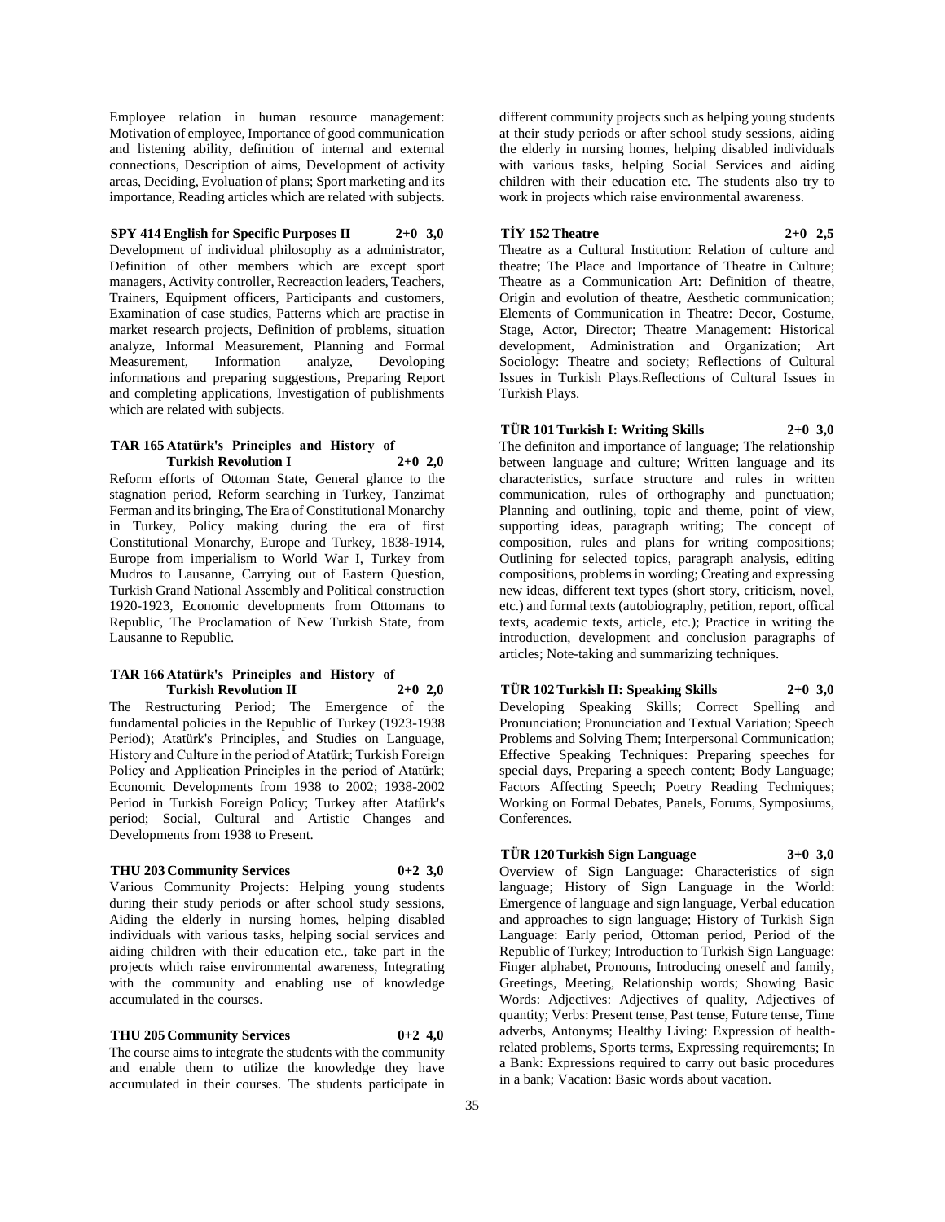Employee relation in human resource management: Motivation of employee, Importance of good communication and listening ability, definition of internal and external connections, Description of aims, Development of activity areas, Deciding, Evoluation of plans; Sport marketing and its importance, Reading articles which are related with subjects.

**SPY 414 English for Specific Purposes II 2+0 3,0**

Development of individual philosophy as a administrator, Definition of other members which are except sport managers, Activity controller, Recreaction leaders, Teachers, Trainers, Equipment officers, Participants and customers, Examination of case studies, Patterns which are practise in market research projects, Definition of problems, situation analyze, Informal Measurement, Planning and Formal Measurement, Information analyze, Devoloping informations and preparing suggestions, Preparing Report and completing applications, Investigation of publishments which are related with subjects.

**TAR 165 Atatürk's Principles and History of Turkish Revolution I 2+0 2,0**

Reform efforts of Ottoman State, General glance to the stagnation period, Reform searching in Turkey, Tanzimat Ferman and its bringing, The Era of Constitutional Monarchy in Turkey, Policy making during the era of first Constitutional Monarchy, Europe and Turkey, 1838-1914, Europe from imperialism to World War I, Turkey from Mudros to Lausanne, Carrying out of Eastern Question, Turkish Grand National Assembly and Political construction 1920-1923, Economic developments from Ottomans to Republic, The Proclamation of New Turkish State, from Lausanne to Republic.

**TAR 166 Atatürk's Principles and History of Turkish Revolution II 2+0 2,0**

The Restructuring Period; The Emergence of the fundamental policies in the Republic of Turkey (1923-1938 Period); Atatürk's Principles, and Studies on Language, History and Culture in the period of Atatürk; Turkish Foreign Policy and Application Principles in the period of Atatürk; Economic Developments from 1938 to 2002; 1938-2002 Period in Turkish Foreign Policy; Turkey after Atatürk's period; Social, Cultural and Artistic Changes and Developments from 1938 to Present.

**THU 203 Community Services 0+2 3,0**

Various Community Projects: Helping young students during their study periods or after school study sessions, Aiding the elderly in nursing homes, helping disabled individuals with various tasks, helping social services and aiding children with their education etc., take part in the projects which raise environmental awareness, Integrating with the community and enabling use of knowledge accumulated in the courses.

**THU 205 Community Services 0+2 4,0**

The course aims to integrate the students with the community and enable them to utilize the knowledge they have accumulated in their courses. The students participate in different community projects such as helping young students at their study periods or after school study sessions, aiding the elderly in nursing homes, helping disabled individuals with various tasks, helping Social Services and aiding children with their education etc. The students also try to work in projects which raise environmental awareness.

**TİY 152 Theatre 2+0 2,5**

Theatre as a Cultural Institution: Relation of culture and theatre; The Place and Importance of Theatre in Culture; Theatre as a Communication Art: Definition of theatre, Origin and evolution of theatre, Aesthetic communication; Elements of Communication in Theatre: Decor, Costume, Stage, Actor, Director; Theatre Management: Historical development, Administration and Organization; Art Sociology: Theatre and society; Reflections of Cultural Issues in Turkish Plays.Reflections of Cultural Issues in Turkish Plays.

**TÜR 101 Turkish I: Writing Skills 2+0 3,0**

The definiton and importance of language; The relationship between language and culture; Written language and its characteristics, surface structure and rules in written communication, rules of orthography and punctuation; Planning and outlining, topic and theme, point of view, supporting ideas, paragraph writing; The concept of composition, rules and plans for writing compositions; Outlining for selected topics, paragraph analysis, editing compositions, problems in wording; Creating and expressing new ideas, different text types (short story, criticism, novel, etc.) and formal texts (autobiography, petition, report, offical texts, academic texts, article, etc.); Practice in writing the introduction, development and conclusion paragraphs of articles; Note-taking and summarizing techniques.

**TÜR 102 Turkish II: Speaking Skills 2+0 3,0**

Developing Speaking Skills; Correct Spelling and Pronunciation; Pronunciation and Textual Variation; Speech Problems and Solving Them; Interpersonal Communication; Effective Speaking Techniques: Preparing speeches for special days, Preparing a speech content; Body Language; Factors Affecting Speech; Poetry Reading Techniques; Working on Formal Debates, Panels, Forums, Symposiums, Conferences.

**TÜR 120 Turkish Sign Language 3+0 3,0**

Overview of Sign Language: Characteristics of sign language; History of Sign Language in the World: Emergence of language and sign language, Verbal education and approaches to sign language; History of Turkish Sign Language: Early period, Ottoman period, Period of the Republic of Turkey; Introduction to Turkish Sign Language: Finger alphabet, Pronouns, Introducing oneself and family, Greetings, Meeting, Relationship words; Showing Basic Words: Adjectives: Adjectives of quality, Adjectives of quantity; Verbs: Present tense, Past tense, Future tense, Time adverbs, Antonyms; Healthy Living: Expression of health-related problems, Sports terms, Expressing requirements; In a Bank: Expressions required to carry out basic procedures in a bank; Vacation: Basic words about vacation.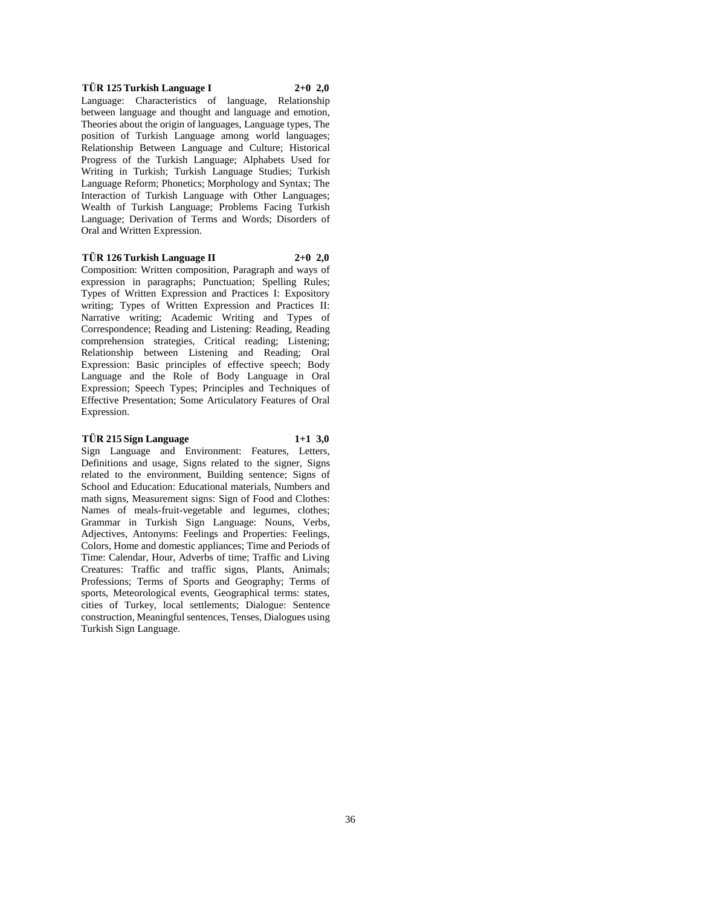**TÜR 125 Turkish Language I 2+0 2,0**

Language: Characteristics of language, Relationship between language and thought and language and emotion, Theories about the origin of languages, Language types, The position of Turkish Language among world languages; Relationship Between Language and Culture; Historical Progress of the Turkish Language; Alphabets Used for Writing in Turkish; Turkish Language Studies; Turkish Language Reform; Phonetics; Morphology and Syntax; The Interaction of Turkish Language with Other Languages; Wealth of Turkish Language; Problems Facing Turkish Language; Derivation of Terms and Words; Disorders of Oral and Written Expression.

**TÜR 126 Turkish Language II 2+0 2,0**

Composition: Written composition, Paragraph and ways of expression in paragraphs; Punctuation; Spelling Rules; Types of Written Expression and Practices I: Expository writing; Types of Written Expression and Practices II: Narrative writing; Academic Writing and Types of Correspondence; Reading and Listening: Reading, Reading comprehension strategies, Critical reading; Listening; Relationship between Listening and Reading; Oral Expression: Basic principles of effective speech; Body Language and the Role of Body Language in Oral Expression; Speech Types; Principles and Techniques of Effective Presentation; Some Articulatory Features of Oral Expression.

**TÜR 215 Sign Language 1+1 3,0**

Sign Language and Environment: Features, Letters, Definitions and usage, Signs related to the signer, Signs related to the environment, Building sentence; Signs of School and Education: Educational materials, Numbers and math signs, Measurement signs: Sign of Food and Clothes: Names of meals-fruit-vegetable and legumes, clothes; Grammar in Turkish Sign Language: Nouns, Verbs, Adjectives, Antonyms: Feelings and Properties: Feelings, Colors, Home and domestic appliances; Time and Periods of Time: Calendar, Hour, Adverbs of time; Traffic and Living Creatures: Traffic and traffic signs, Plants, Animals; Professions; Terms of Sports and Geography; Terms of sports, Meteorological events, Geographical terms: states, cities of Turkey, local settlements; Dialogue: Sentence construction, Meaningful sentences, Tenses, Dialogues using Turkish Sign Language.